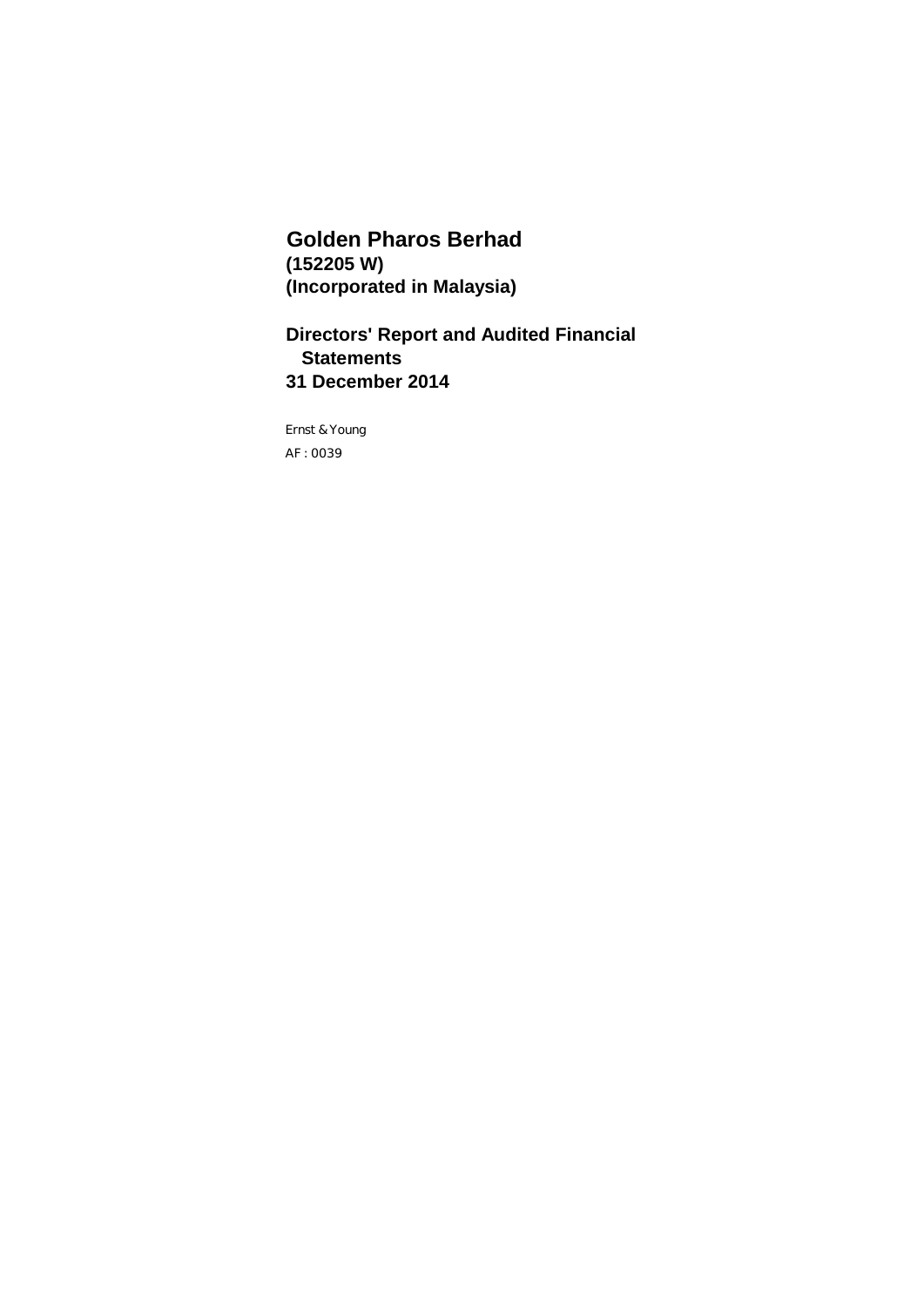# Golden Pharos Berhad

**(152205 W)**

**(Incorporated in Malaysia)**

## Directors' Report and Audited Financial Statements

## 31 December 2014

Ernst & Young

AF : 0039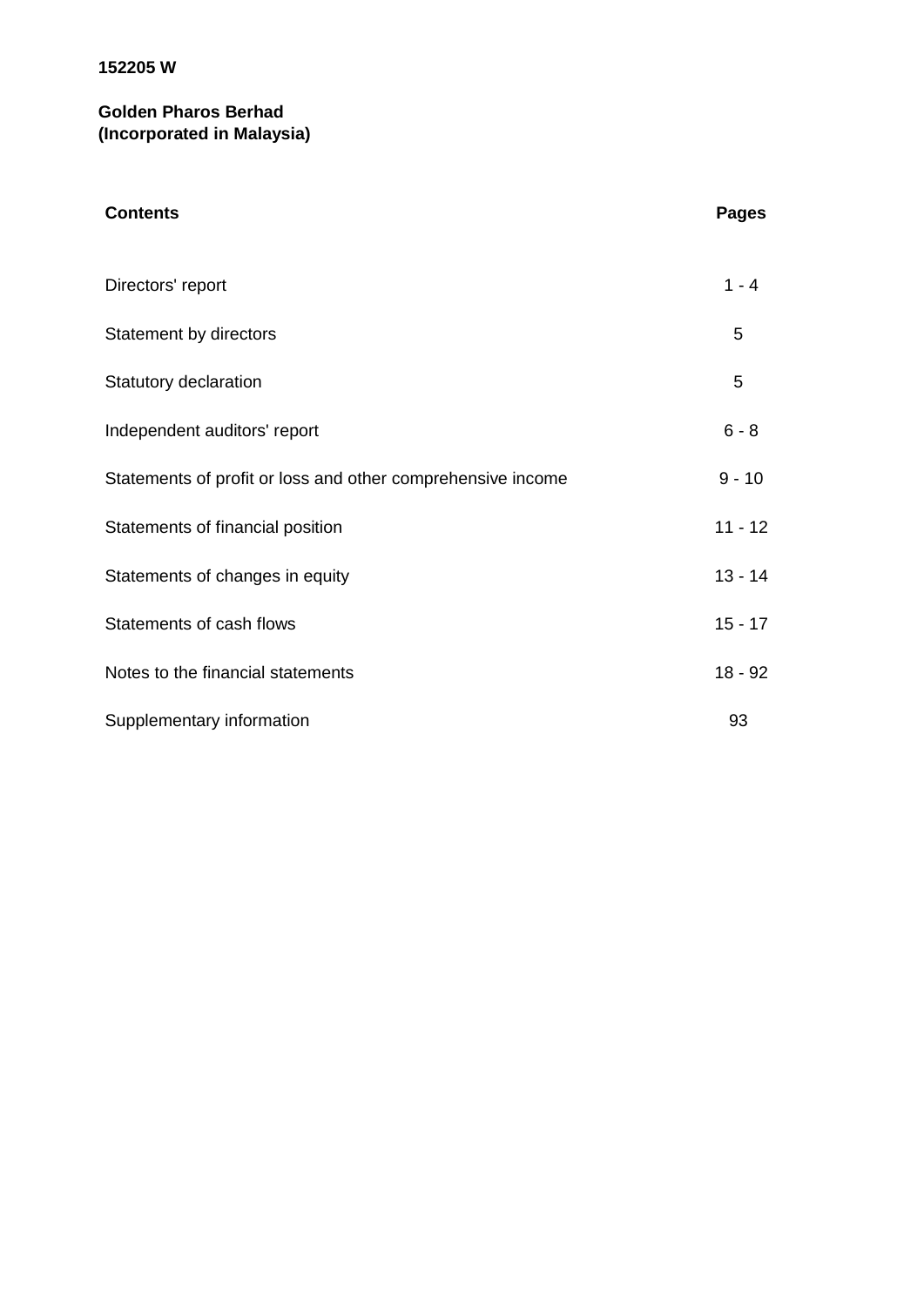**152205 W**

**Golden Pharos Berhad**
**(Incorporated in Malaysia)**

| **Contents** | **Pages** |
| --- | --- |
| Directors' report | 1 - 4 |
| Statement by directors | 5 |
| Statutory declaration | 5 |
| Independent auditors' report | 6 - 8 |
| Statements of profit or loss and other comprehensive income | 9 - 10 |
| Statements of financial position | 11 - 12 |
| Statements of changes in equity | 13 - 14 |
| Statements of cash flows | 15 - 17 |
| Notes to the financial statements | 18 - 92 |
| Supplementary information | 93 |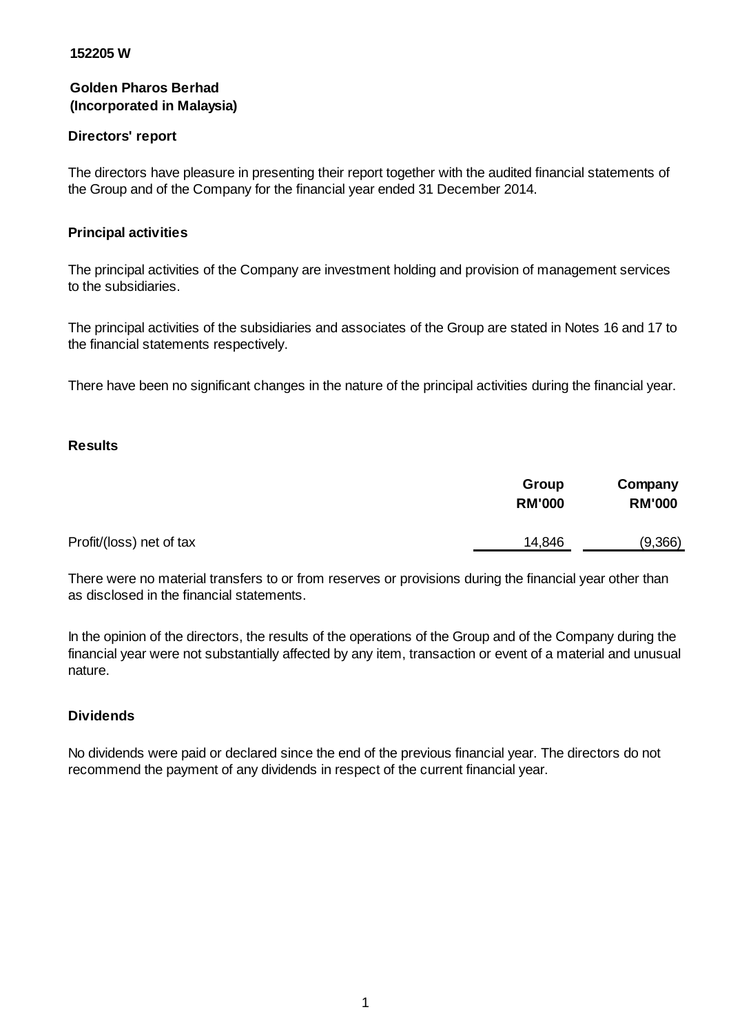152205 W

**Golden Pharos Berhad**
**(Incorporated in Malaysia)**

## Directors' report

The directors have pleasure in presenting their report together with the audited financial statements of the Group and of the Company for the financial year ended 31 December 2014.

### Principal activities

The principal activities of the Company are investment holding and provision of management services to the subsidiaries.

The principal activities of the subsidiaries and associates of the Group are stated in Notes 16 and 17 to the financial statements respectively.

There have been no significant changes in the nature of the principal activities during the financial year.

### Results

| | Group RM'000 | Company RM'000 |
|---|---|---|
| Profit/(loss) net of tax | 14,846 | (9,366) |

There were no material transfers to or from reserves or provisions during the financial year other than as disclosed in the financial statements.

In the opinion of the directors, the results of the operations of the Group and of the Company during the financial year were not substantially affected by any item, transaction or event of a material and unusual nature.

### Dividends

No dividends were paid or declared since the end of the previous financial year. The directors do not recommend the payment of any dividends in respect of the current financial year.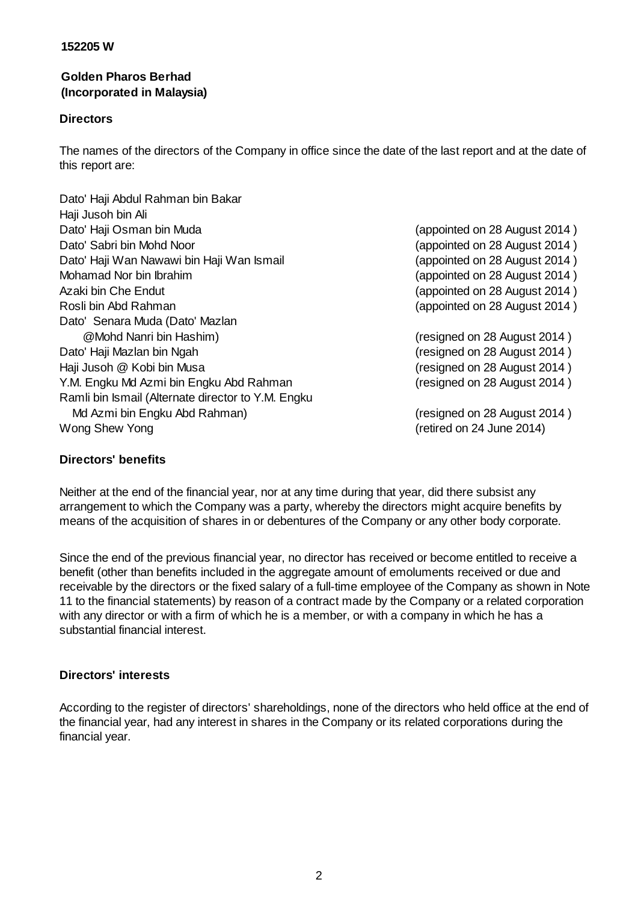152205 W

**Golden Pharos Berhad**
**(Incorporated in Malaysia)**

**Directors**

The names of the directors of the Company in office since the date of the last report and at the date of this report are:

| | |
|---|---|
| Dato' Haji Abdul Rahman bin Bakar | |
| Haji Jusoh bin Ali | |
| Dato' Haji Osman bin Muda | (appointed on 28 August 2014 ) |
| Dato' Sabri bin Mohd Noor | (appointed on 28 August 2014 ) |
| Dato' Haji Wan Nawawi bin Haji Wan Ismail | (appointed on 28 August 2014 ) |
| Mohamad Nor bin Ibrahim | (appointed on 28 August 2014 ) |
| Azaki bin Che Endut | (appointed on 28 August 2014 ) |
| Rosli bin Abd Rahman | (appointed on 28 August 2014 ) |
| Dato' Senara Muda (Dato' Mazlan @Mohd Nanri bin Hashim) | (resigned on 28 August 2014 ) |
| Dato' Haji Mazlan bin Ngah | (resigned on 28 August 2014 ) |
| Haji Jusoh @ Kobi bin Musa | (resigned on 28 August 2014 ) |
| Y.M. Engku Md Azmi bin Engku Abd Rahman | (resigned on 28 August 2014 ) |
| Ramli bin Ismail (Alternate director to Y.M. Engku Md Azmi bin Engku Abd Rahman) | (resigned on 28 August 2014 ) |
| Wong Shew Yong | (retired on 24 June 2014) |

**Directors' benefits**

Neither at the end of the financial year, nor at any time during that year, did there subsist any arrangement to which the Company was a party, whereby the directors might acquire benefits by means of the acquisition of shares in or debentures of the Company or any other body corporate.

Since the end of the previous financial year, no director has received or become entitled to receive a benefit (other than benefits included in the aggregate amount of emoluments received or due and receivable by the directors or the fixed salary of a full-time employee of the Company as shown in Note 11 to the financial statements) by reason of a contract made by the Company or a related corporation with any director or with a firm of which he is a member, or with a company in which he has a substantial financial interest.

**Directors' interests**

According to the register of directors' shareholdings, none of the directors who held office at the end of the financial year, had any interest in shares in the Company or its related corporations during the financial year.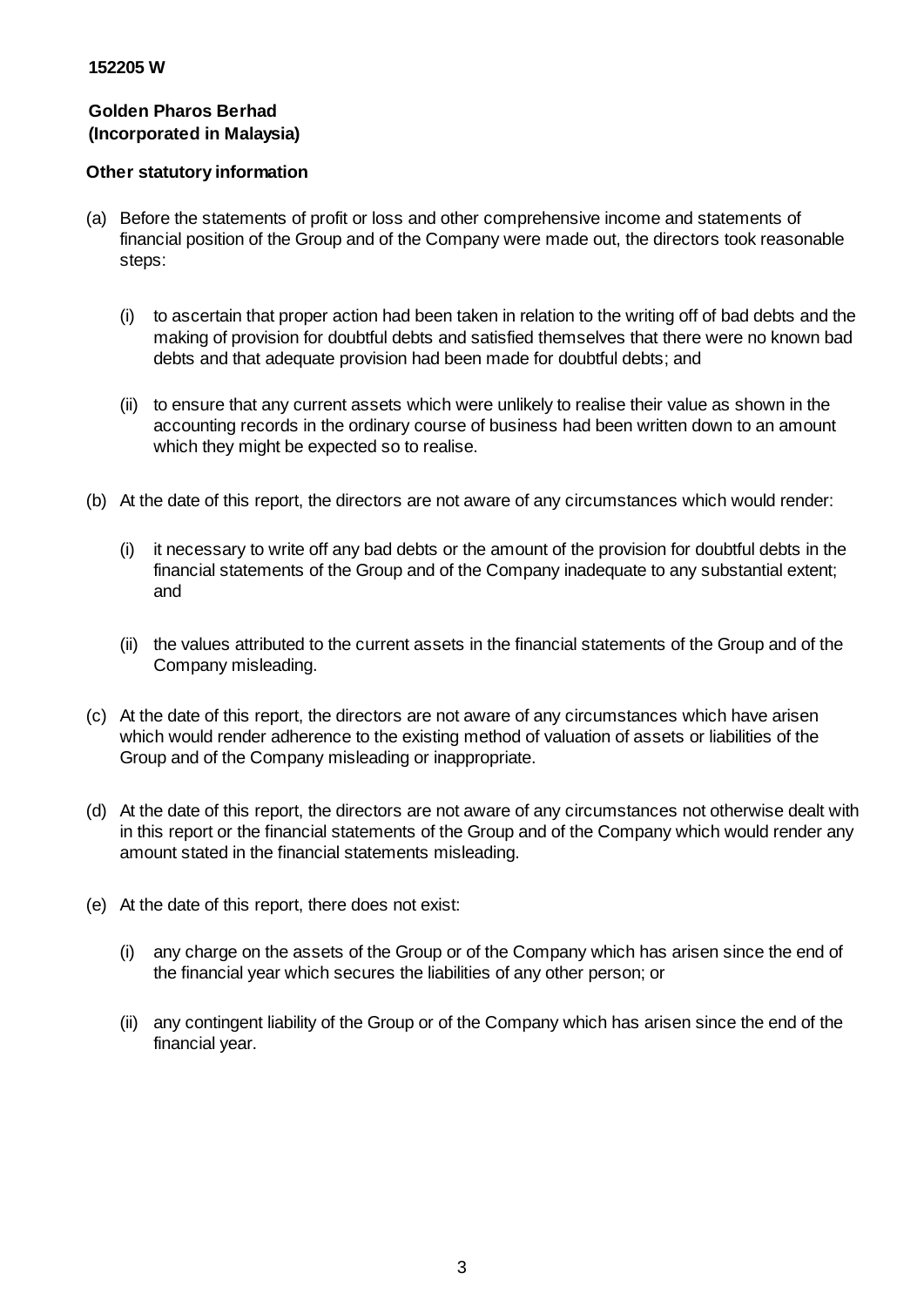**152205 W**

**Golden Pharos Berhad**
**(Incorporated in Malaysia)**

**Other statutory information**

(a) Before the statements of profit or loss and other comprehensive income and statements of financial position of the Group and of the Company were made out, the directors took reasonable steps:

   (i) to ascertain that proper action had been taken in relation to the writing off of bad debts and the making of provision for doubtful debts and satisfied themselves that there were no known bad debts and that adequate provision had been made for doubtful debts; and

   (ii) to ensure that any current assets which were unlikely to realise their value as shown in the accounting records in the ordinary course of business had been written down to an amount which they might be expected so to realise.

(b) At the date of this report, the directors are not aware of any circumstances which would render:

   (i) it necessary to write off any bad debts or the amount of the provision for doubtful debts in the financial statements of the Group and of the Company inadequate to any substantial extent; and

   (ii) the values attributed to the current assets in the financial statements of the Group and of the Company misleading.

(c) At the date of this report, the directors are not aware of any circumstances which have arisen which would render adherence to the existing method of valuation of assets or liabilities of the Group and of the Company misleading or inappropriate.

(d) At the date of this report, the directors are not aware of any circumstances not otherwise dealt with in this report or the financial statements of the Group and of the Company which would render any amount stated in the financial statements misleading.

(e) At the date of this report, there does not exist:

   (i) any charge on the assets of the Group or of the Company which has arisen since the end of the financial year which secures the liabilities of any other person; or

   (ii) any contingent liability of the Group or of the Company which has arisen since the end of the financial year.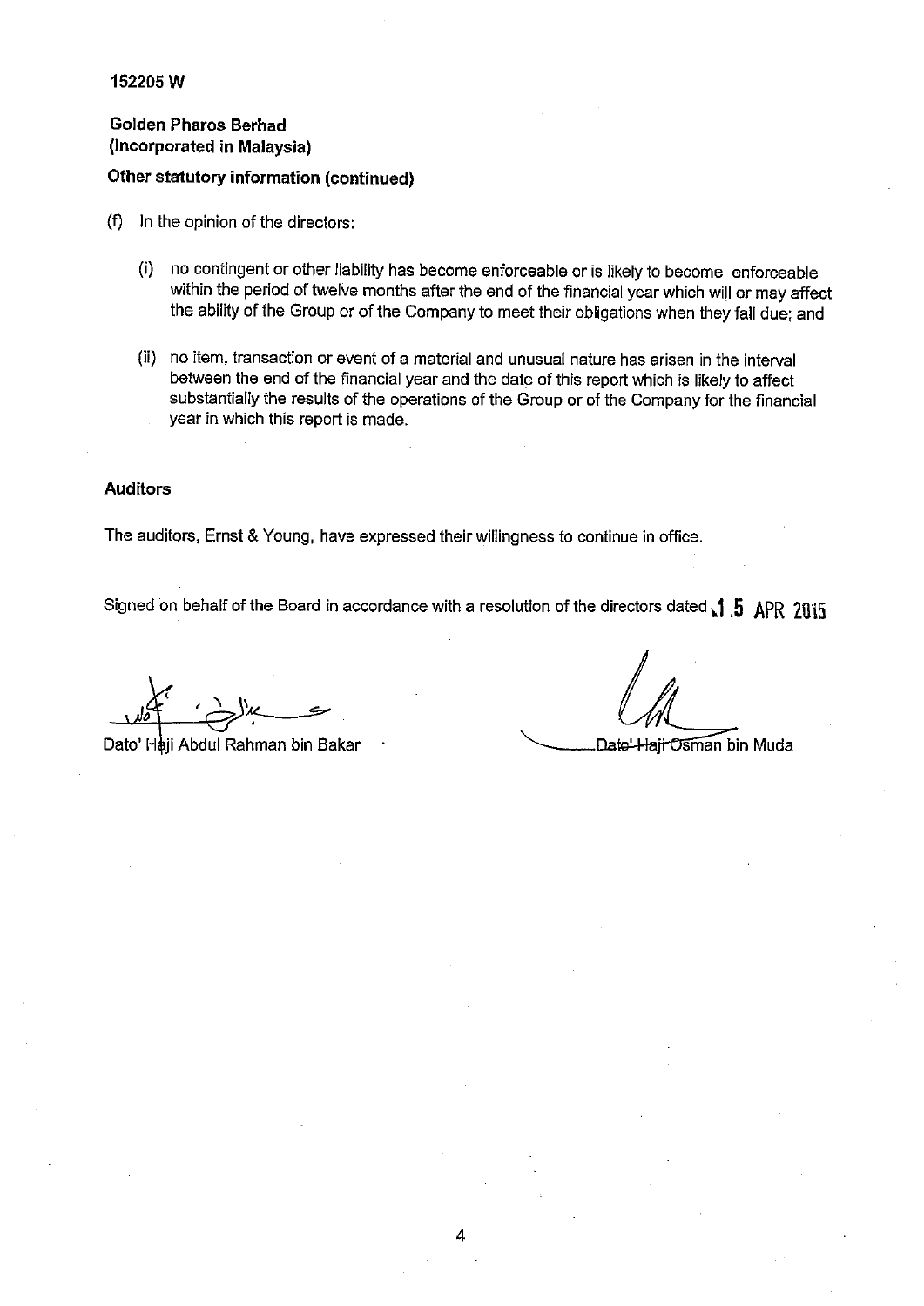152205 W

**Golden Pharos Berhad**
**(Incorporated in Malaysia)**

**Other statutory information (continued)**

(f) In the opinion of the directors:

(i) no contingent or other liability has become enforceable or is likely to become enforceable within the period of twelve months after the end of the financial year which will or may affect the ability of the Group or of the Company to meet their obligations when they fall due; and

(ii) no item, transaction or event of a material and unusual nature has arisen in the interval between the end of the financial year and the date of this report which is likely to affect substantially the results of the operations of the Group or of the Company for the financial year in which this report is made.

**Auditors**

The auditors, Ernst & Young, have expressed their willingness to continue in office.

Signed on behalf of the Board in accordance with a resolution of the directors dated 15 APR 2015

Dato' Haji Abdul Rahman bin Bakar

Dato' Haji Osman bin Muda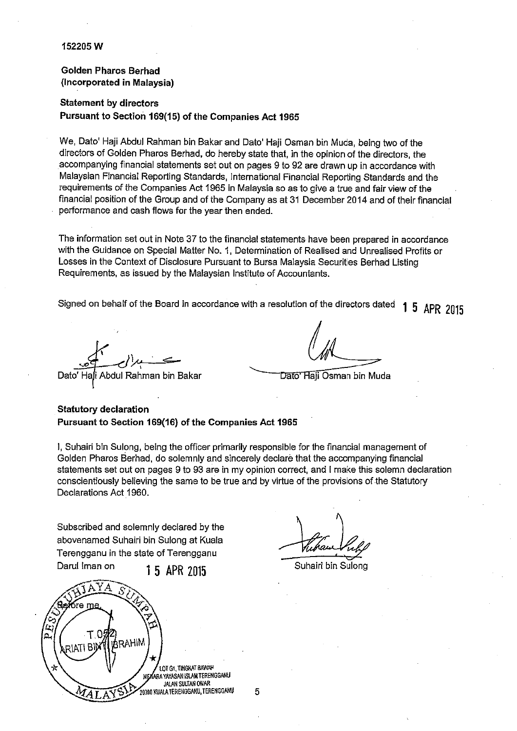152205 W

**Golden Pharos Berhad**
**(Incorporated in Malaysia)**

**Statement by directors**
**Pursuant to Section 169(15) of the Companies Act 1965**

We, Dato' Haji Abdul Rahman bin Bakar and Dato' Haji Osman bin Muda, being two of the directors of Golden Pharos Berhad, do hereby state that, in the opinion of the directors, the accompanying financial statements set out on pages 9 to 92 are drawn up in accordance with Malaysian Financial Reporting Standards, International Financial Reporting Standards and the requirements of the Companies Act 1965 in Malaysia so as to give a true and fair view of the financial position of the Group and of the Company as at 31 December 2014 and of their financial performance and cash flows for the year then ended.

The information set out in Note 37 to the financial statements have been prepared in accordance with the Guidance on Special Matter No. 1, Determination of Realised and Unrealised Profits or Losses in the Context of Disclosure Pursuant to Bursa Malaysia Securities Berhad Listing Requirements, as issued by the Malaysian Institute of Accountants.

Signed on behalf of the Board in accordance with a resolution of the directors dated 15 APR 2015

Dato' Haji Abdul Rahman bin Bakar

Dato' Haji Osman bin Muda

**Statutory declaration**
**Pursuant to Section 169(16) of the Companies Act 1965**

I, Suhairi bin Sulong, being the officer primarily responsible for the financial management of Golden Pharos Berhad, do solemnly and sincerely declare that the accompanying financial statements set out on pages 9 to 93 are in my opinion correct, and I make this solemn declaration conscientiously believing the same to be true and by virtue of the provisions of the Statutory Declarations Act 1960.

Subscribed and solemnly declared by the abovenamed Suhairi bin Sulong at Kuala Terengganu in the state of Terengganu Darul Iman on 15 APR 2015

Suhairi bin Sulong

Before me,

PESURUHJAYA SUMPAH
T 052
ARIATI BINTI IBRAHIM
MALAYSIA
LOT G1, TINGKAT BAWAH
MENARA YAYASAN ISLAM TERENGGANU
JALAN SULTAN OMAR
20300 KUALA TERENGGANU, TERENGGANU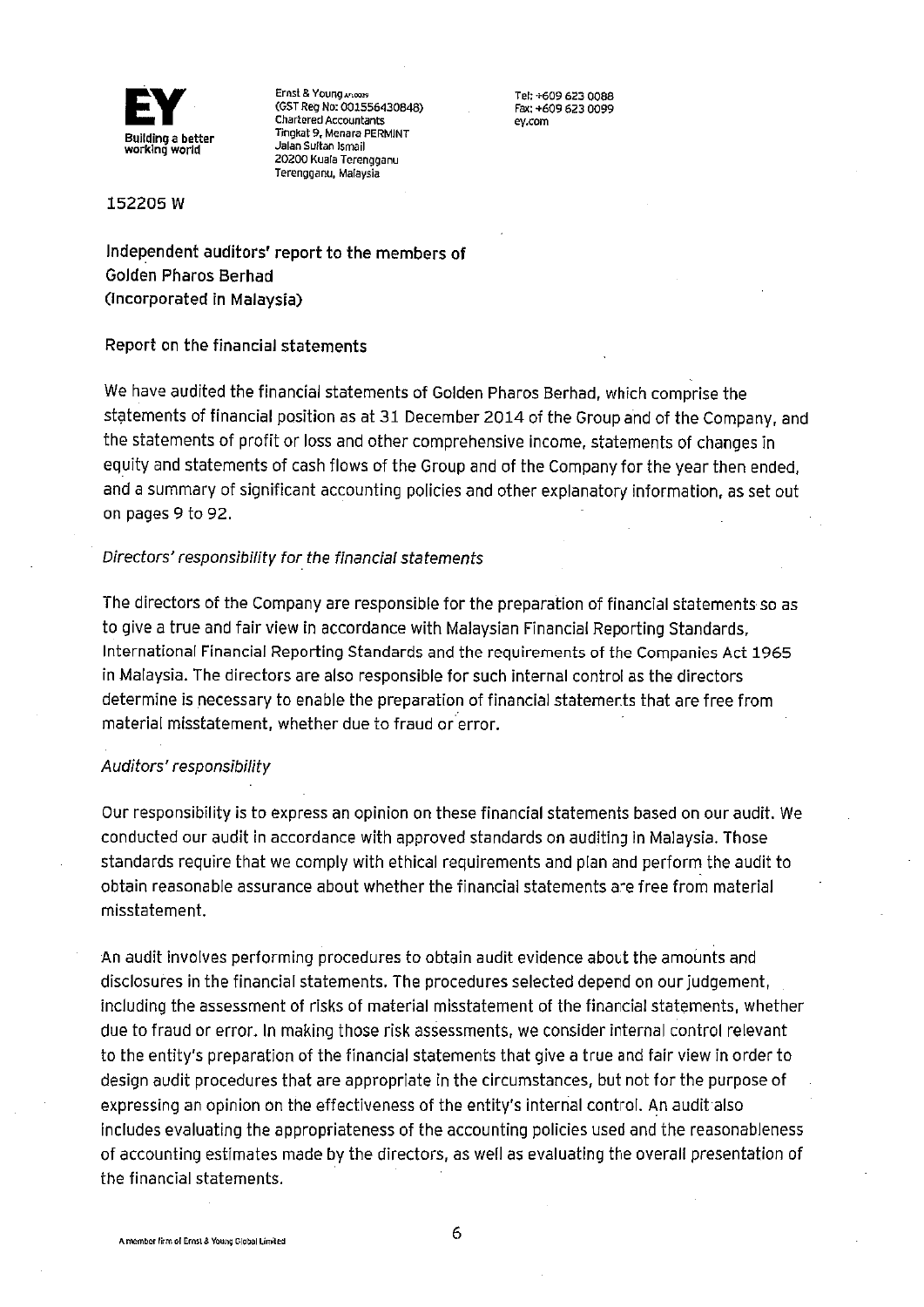Ernst & Young AF:0039
(GST Reg No: 001556430848)
Chartered Accountants
Tingkat 9, Menara PERMINT
Jalan Sultan Ismail
20200 Kuala Terengganu
Terengganu, Malaysia

Tel: +609 623 0088
Fax: +609 623 0099
ey.com

152205 W

## Independent auditors' report to the members of Golden Pharos Berhad (Incorporated in Malaysia)

### Report on the financial statements

We have audited the financial statements of Golden Pharos Berhad, which comprise the statements of financial position as at 31 December 2014 of the Group and of the Company, and the statements of profit or loss and other comprehensive income, statements of changes in equity and statements of cash flows of the Group and of the Company for the year then ended, and a summary of significant accounting policies and other explanatory information, as set out on pages 9 to 92.

*Directors' responsibility for the financial statements*

The directors of the Company are responsible for the preparation of financial statements so as to give a true and fair view in accordance with Malaysian Financial Reporting Standards, International Financial Reporting Standards and the requirements of the Companies Act 1965 in Malaysia. The directors are also responsible for such internal control as the directors determine is necessary to enable the preparation of financial statements that are free from material misstatement, whether due to fraud or error.

*Auditors' responsibility*

Our responsibility is to express an opinion on these financial statements based on our audit. We conducted our audit in accordance with approved standards on auditing in Malaysia. Those standards require that we comply with ethical requirements and plan and perform the audit to obtain reasonable assurance about whether the financial statements are free from material misstatement.

An audit involves performing procedures to obtain audit evidence about the amounts and disclosures in the financial statements. The procedures selected depend on our judgement, including the assessment of risks of material misstatement of the financial statements, whether due to fraud or error. In making those risk assessments, we consider internal control relevant to the entity's preparation of the financial statements that give a true and fair view in order to design audit procedures that are appropriate in the circumstances, but not for the purpose of expressing an opinion on the effectiveness of the entity's internal control. An audit also includes evaluating the appropriateness of the accounting policies used and the reasonableness of accounting estimates made by the directors, as well as evaluating the overall presentation of the financial statements.

A member firm of Ernst & Young Global Limited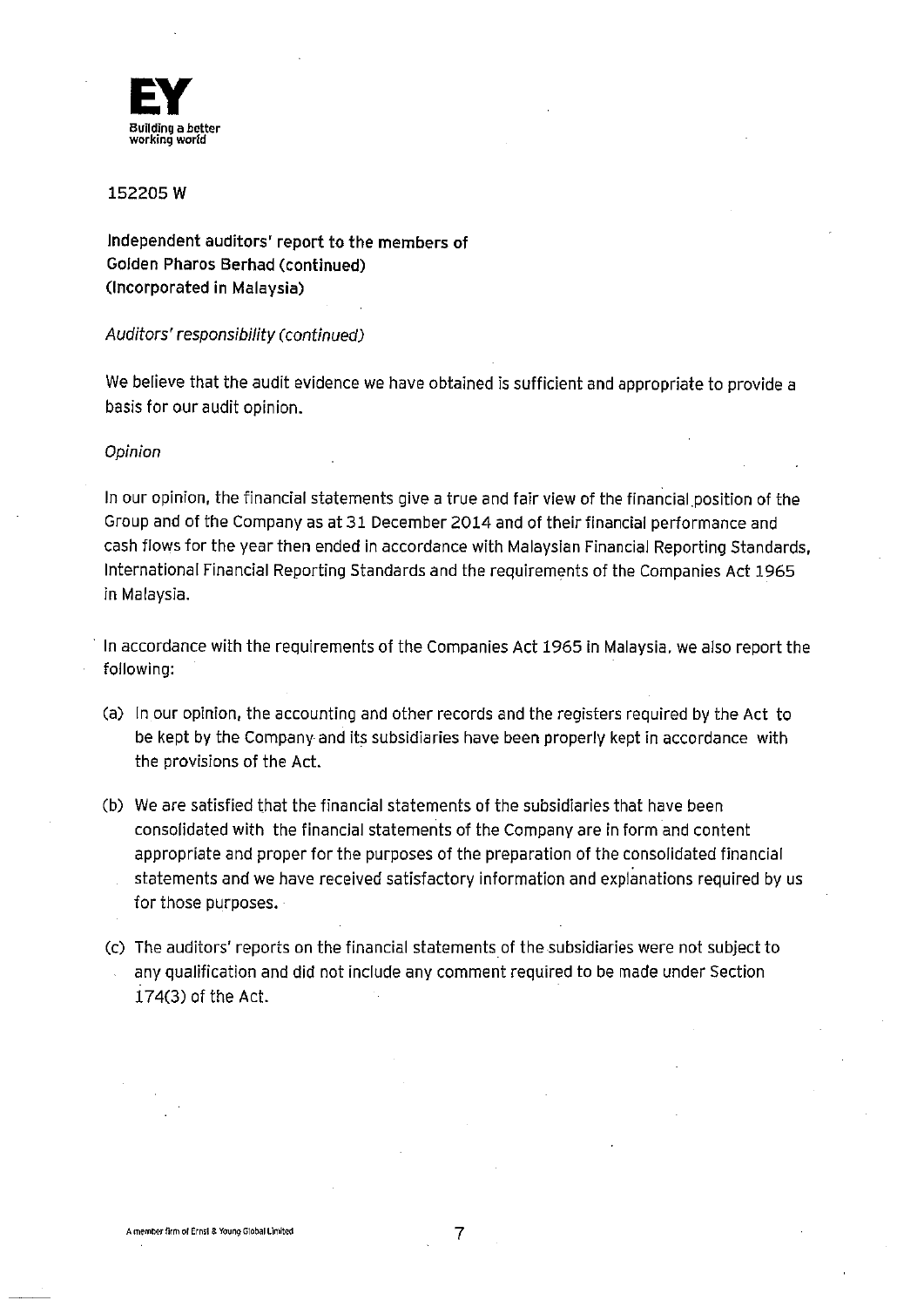152205 W

**Independent auditors' report to the members of Golden Pharos Berhad (continued) (Incorporated in Malaysia)**

*Auditors' responsibility (continued)*

We believe that the audit evidence we have obtained is sufficient and appropriate to provide a basis for our audit opinion.

*Opinion*

In our opinion, the financial statements give a true and fair view of the financial position of the Group and of the Company as at 31 December 2014 and of their financial performance and cash flows for the year then ended in accordance with Malaysian Financial Reporting Standards, International Financial Reporting Standards and the requirements of the Companies Act 1965 in Malaysia.

In accordance with the requirements of the Companies Act 1965 in Malaysia, we also report the following:

(a) In our opinion, the accounting and other records and the registers required by the Act to be kept by the Company and its subsidiaries have been properly kept in accordance with the provisions of the Act.

(b) We are satisfied that the financial statements of the subsidiaries that have been consolidated with the financial statements of the Company are in form and content appropriate and proper for the purposes of the preparation of the consolidated financial statements and we have received satisfactory information and explanations required by us for those purposes.

(c) The auditors' reports on the financial statements of the subsidiaries were not subject to any qualification and did not include any comment required to be made under Section 174(3) of the Act.

A member firm of Ernst & Young Global Limited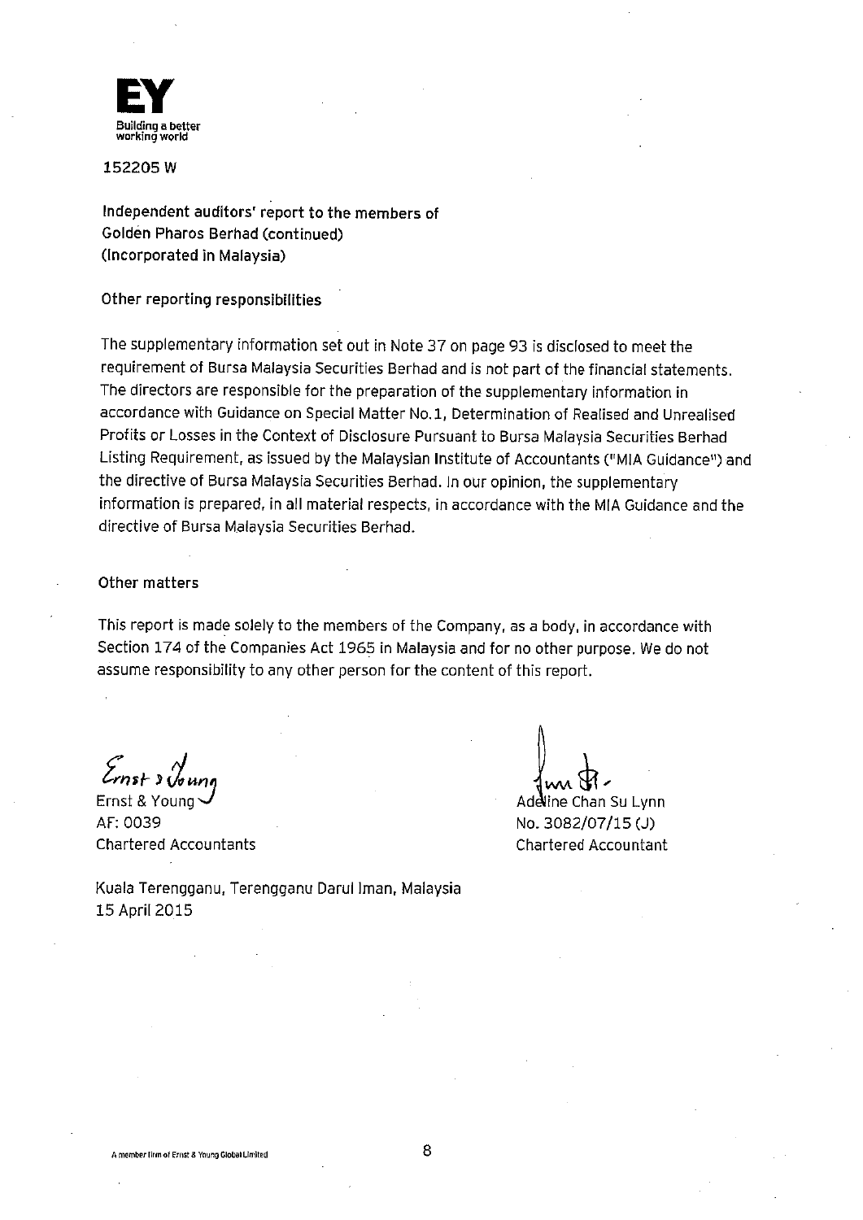152205 W

Independent auditors' report to the members of Golden Pharos Berhad (continued)
(Incorporated in Malaysia)

## Other reporting responsibilities

The supplementary information set out in Note 37 on page 93 is disclosed to meet the requirement of Bursa Malaysia Securities Berhad and is not part of the financial statements. The directors are responsible for the preparation of the supplementary information in accordance with Guidance on Special Matter No.1, Determination of Realised and Unrealised Profits or Losses in the Context of Disclosure Pursuant to Bursa Malaysia Securities Berhad Listing Requirement, as issued by the Malaysian Institute of Accountants ("MIA Guidance") and the directive of Bursa Malaysia Securities Berhad. In our opinion, the supplementary information is prepared, in all material respects, in accordance with the MIA Guidance and the directive of Bursa Malaysia Securities Berhad.

## Other matters

This report is made solely to the members of the Company, as a body, in accordance with Section 174 of the Companies Act 1965 in Malaysia and for no other purpose. We do not assume responsibility to any other person for the content of this report.

Ernst & Young
AF: 0039
Chartered Accountants

Adeline Chan Su Lynn
No. 3082/07/15 (J)
Chartered Accountant

Kuala Terengganu, Terengganu Darul Iman, Malaysia
15 April 2015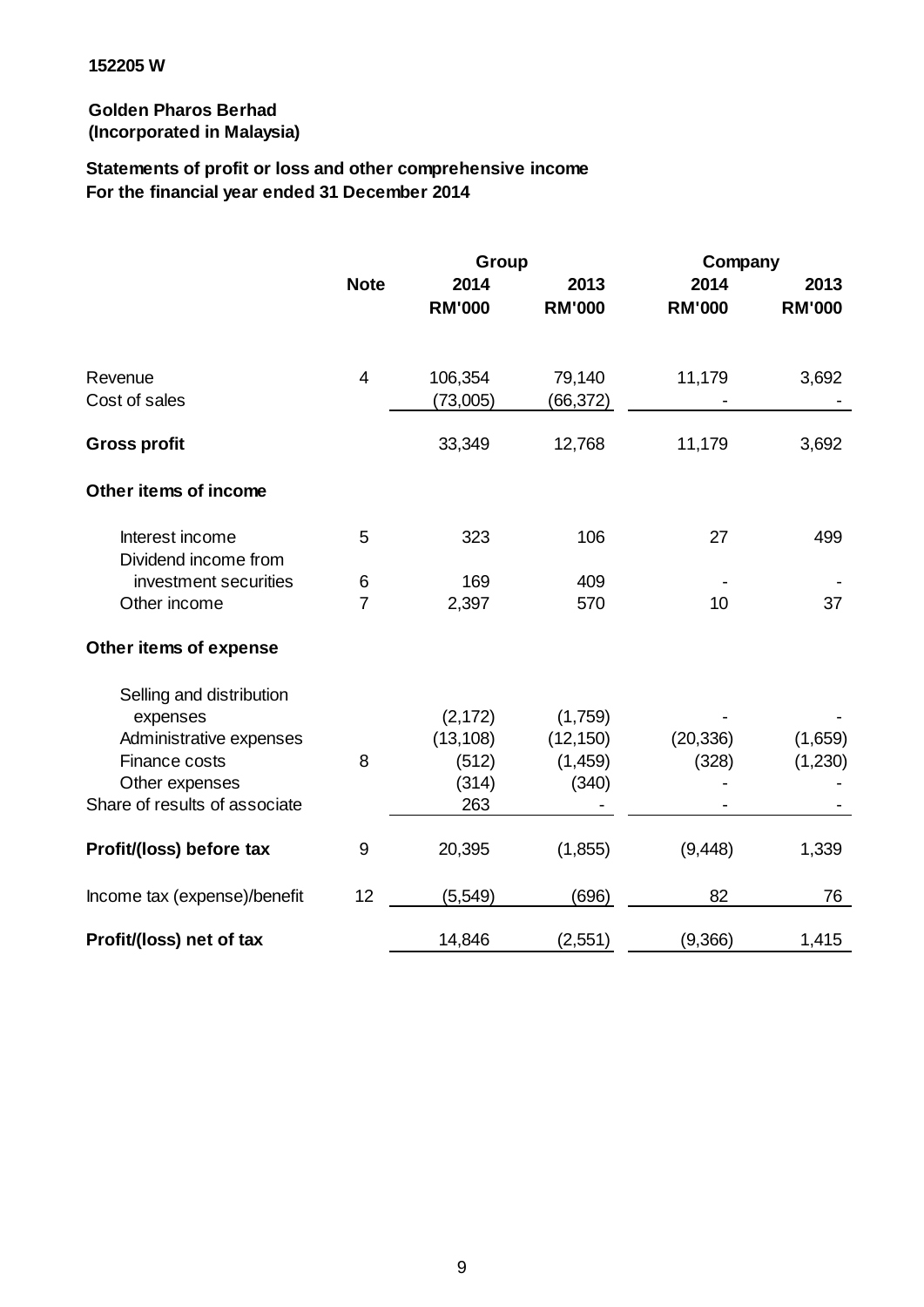**152205 W**

**Golden Pharos Berhad**
**(Incorporated in Malaysia)**

**Statements of profit or loss and other comprehensive income**
**For the financial year ended 31 December 2014**

| | Note | Group | | Company | |
|---|---|---|---|---|---|
| | | 2014 RM'000 | 2013 RM'000 | 2014 RM'000 | 2013 RM'000 |
| Revenue | 4 | 106,354 | 79,140 | 11,179 | 3,692 |
| Cost of sales | | (73,005) | (66,372) | - | - |
| **Gross profit** | | 33,349 | 12,768 | 11,179 | 3,692 |
| **Other items of income** | | | | | |
| Interest income | 5 | 323 | 106 | 27 | 499 |
| Dividend income from investment securities | 6 | 169 | 409 | - | - |
| Other income | 7 | 2,397 | 570 | 10 | 37 |
| **Other items of expense** | | | | | |
| Selling and distribution expenses | | (2,172) | (1,759) | - | - |
| Administrative expenses | | (13,108) | (12,150) | (20,336) | (1,659) |
| Finance costs | 8 | (512) | (1,459) | (328) | (1,230) |
| Other expenses | | (314) | (340) | - | - |
| Share of results of associate | | 263 | - | - | - |
| **Profit/(loss) before tax** | 9 | 20,395 | (1,855) | (9,448) | 1,339 |
| Income tax (expense)/benefit | 12 | (5,549) | (696) | 82 | 76 |
| **Profit/(loss) net of tax** | | 14,846 | (2,551) | (9,366) | 1,415 |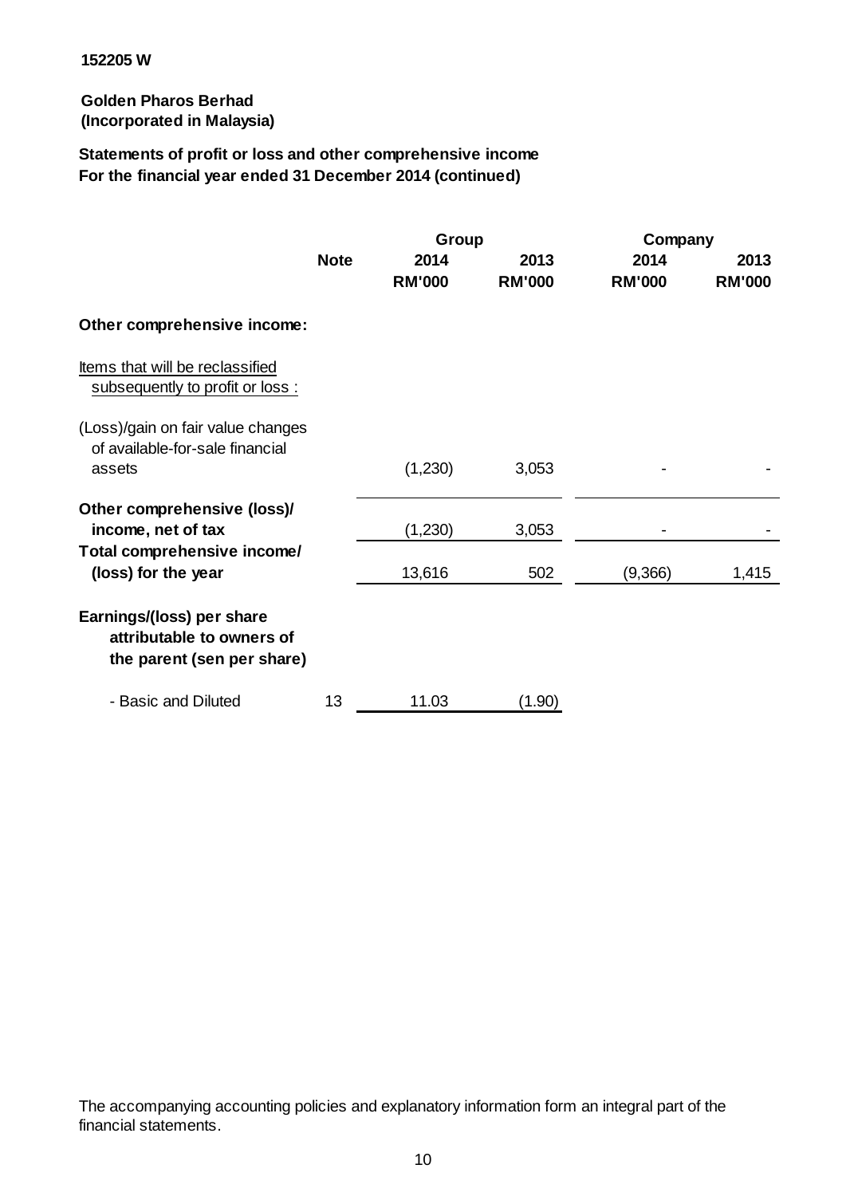152205 W

**Golden Pharos Berhad**
**(Incorporated in Malaysia)**

**Statements of profit or loss and other comprehensive income**
**For the financial year ended 31 December 2014 (continued)**

| | Note | Group | | Company | |
|---|---|---|---|---|---|
| | | 2014 | 2013 | 2014 | 2013 |
| | | RM'000 | RM'000 | RM'000 | RM'000 |
| **Other comprehensive income:** | | | | | |
| Items that will be reclassified subsequently to profit or loss : | | | | | |
| (Loss)/gain on fair value changes of available-for-sale financial assets | | (1,230) | 3,053 | - | - |
| **Other comprehensive (loss)/ income, net of tax** | | (1,230) | 3,053 | - | - |
| **Total comprehensive income/ (loss) for the year** | | 13,616 | 502 | (9,366) | 1,415 |
| **Earnings/(loss) per share attributable to owners of the parent (sen per share)** | | | | | |
| - Basic and Diluted | 13 | 11.03 | (1.90) | | |

The accompanying accounting policies and explanatory information form an integral part of the financial statements.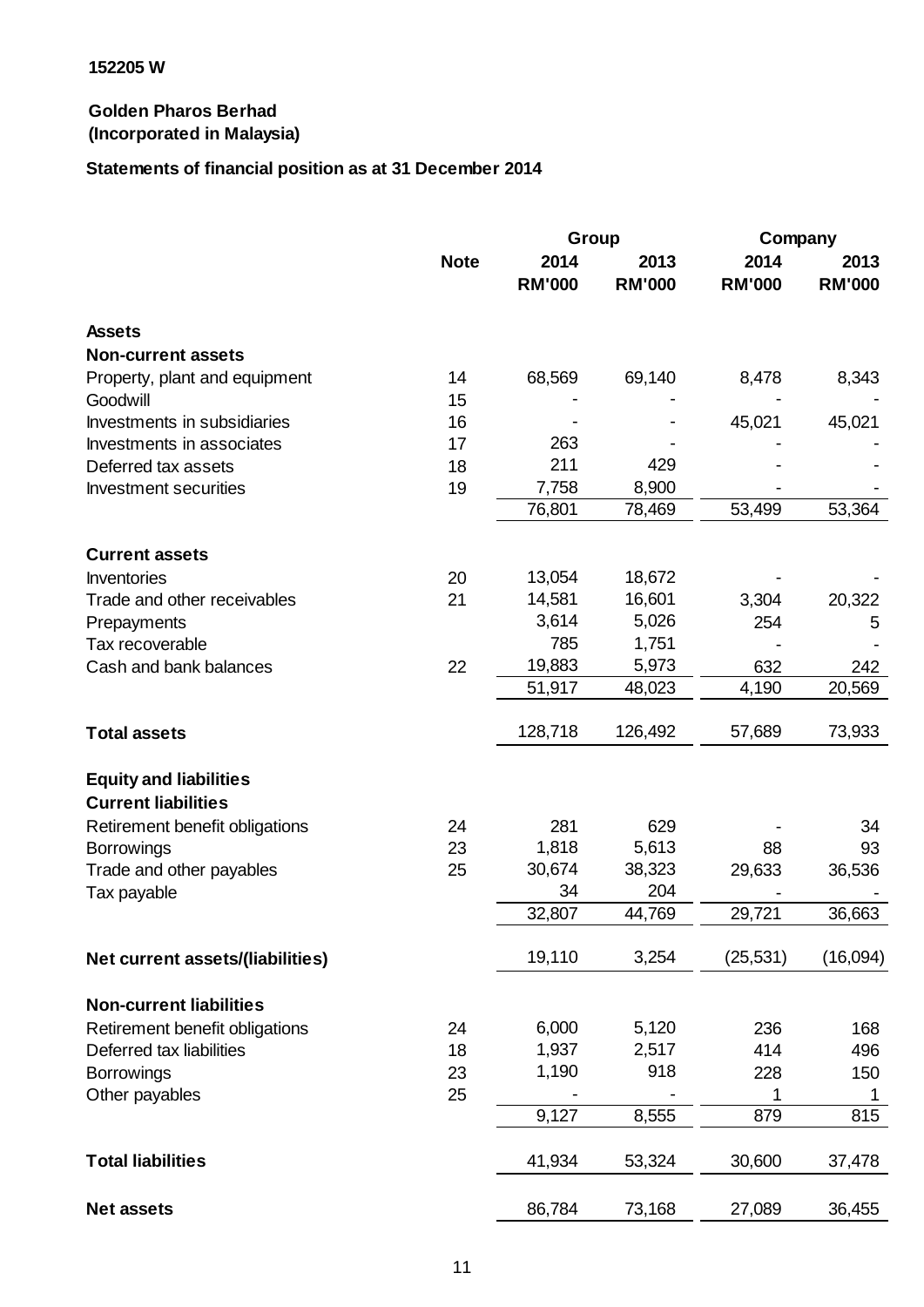152205 W

**Golden Pharos Berhad**
**(Incorporated in Malaysia)**

**Statements of financial position as at 31 December 2014**

| | Note | Group | | Company | |
|---|---|---|---|---|---|
| | | 2014 | 2013 | 2014 | 2013 |
| | | RM'000 | RM'000 | RM'000 | RM'000 |
| **Assets** | | | | | |
| **Non-current assets** | | | | | |
| Property, plant and equipment | 14 | 68,569 | 69,140 | 8,478 | 8,343 |
| Goodwill | 15 | - | - | - | - |
| Investments in subsidiaries | 16 | - | - | 45,021 | 45,021 |
| Investments in associates | 17 | 263 | - | - | - |
| Deferred tax assets | 18 | 211 | 429 | - | - |
| Investment securities | 19 | 7,758 | 8,900 | - | - |
| | | 76,801 | 78,469 | 53,499 | 53,364 |
| **Current assets** | | | | | |
| Inventories | 20 | 13,054 | 18,672 | - | - |
| Trade and other receivables | 21 | 14,581 | 16,601 | 3,304 | 20,322 |
| Prepayments | | 3,614 | 5,026 | 254 | 5 |
| Tax recoverable | | 785 | 1,751 | - | - |
| Cash and bank balances | 22 | 19,883 | 5,973 | 632 | 242 |
| | | 51,917 | 48,023 | 4,190 | 20,569 |
| **Total assets** | | 128,718 | 126,492 | 57,689 | 73,933 |
| **Equity and liabilities** | | | | | |
| **Current liabilities** | | | | | |
| Retirement benefit obligations | 24 | 281 | 629 | - | 34 |
| Borrowings | 23 | 1,818 | 5,613 | 88 | 93 |
| Trade and other payables | 25 | 30,674 | 38,323 | 29,633 | 36,536 |
| Tax payable | | 34 | 204 | - | - |
| | | 32,807 | 44,769 | 29,721 | 36,663 |
| **Net current assets/(liabilities)** | | 19,110 | 3,254 | (25,531) | (16,094) |
| **Non-current liabilities** | | | | | |
| Retirement benefit obligations | 24 | 6,000 | 5,120 | 236 | 168 |
| Deferred tax liabilities | 18 | 1,937 | 2,517 | 414 | 496 |
| Borrowings | 23 | 1,190 | 918 | 228 | 150 |
| Other payables | 25 | - | - | 1 | 1 |
| | | 9,127 | 8,555 | 879 | 815 |
| **Total liabilities** | | 41,934 | 53,324 | 30,600 | 37,478 |
| **Net assets** | | 86,784 | 73,168 | 27,089 | 36,455 |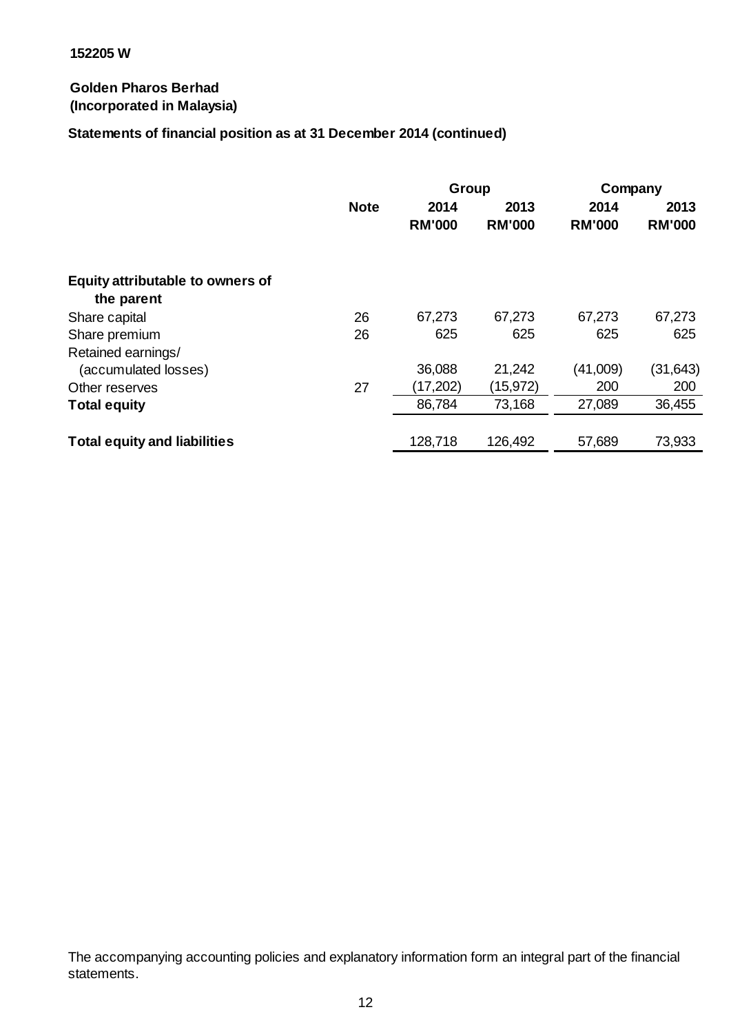152205 W

**Golden Pharos Berhad**
**(Incorporated in Malaysia)**

**Statements of financial position as at 31 December 2014 (continued)**

| | | Group | | Company | |
|---|---|---|---|---|---|
| | **Note** | **2014** | **2013** | **2014** | **2013** |
| | | **RM'000** | **RM'000** | **RM'000** | **RM'000** |
| **Equity attributable to owners of the parent** | | | | | |
| Share capital | 26 | 67,273 | 67,273 | 67,273 | 67,273 |
| Share premium | 26 | 625 | 625 | 625 | 625 |
| Retained earnings/ (accumulated losses) | | 36,088 | 21,242 | (41,009) | (31,643) |
| Other reserves | 27 | (17,202) | (15,972) | 200 | 200 |
| **Total equity** | | 86,784 | 73,168 | 27,089 | 36,455 |
| **Total equity and liabilities** | | 128,718 | 126,492 | 57,689 | 73,933 |

The accompanying accounting policies and explanatory information form an integral part of the financial statements.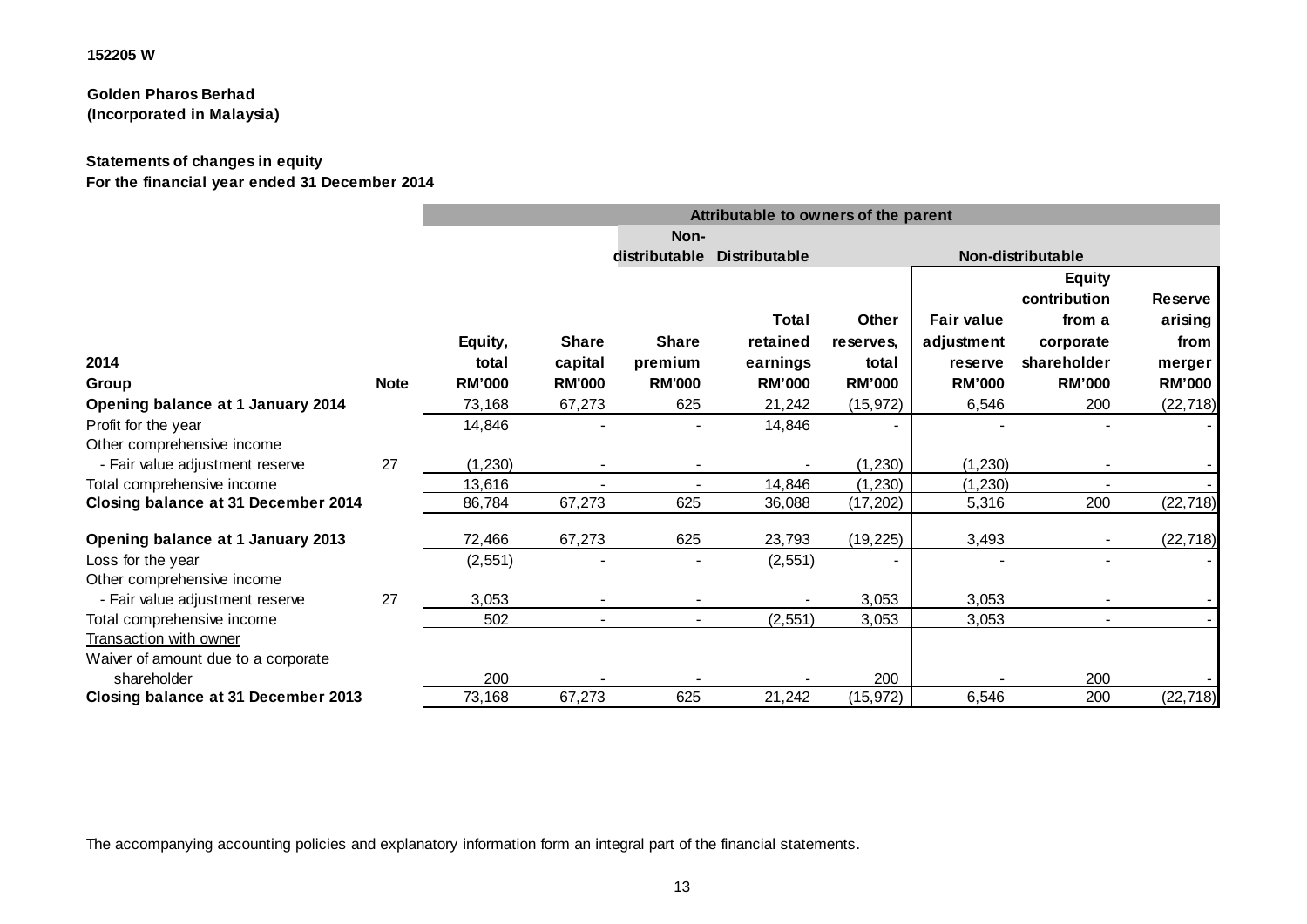152205 W

**Golden Pharos Berhad**
**(Incorporated in Malaysia)**

**Statements of changes in equity**
**For the financial year ended 31 December 2014**

| | | Attributable to owners of the parent | | | | | | | |
|---|---|---|---|---|---|---|---|---|---|
| | | | | Non-distributable | Distributable | | Non-distributable | | |
| **2014** | | Equity, total | Share capital | Share premium | Total retained earnings | Other reserves, total | Fair value adjustment reserve | Equity contribution from a corporate shareholder | Reserve arising from merger |
| **Group** | **Note** | **RM'000** | **RM'000** | **RM'000** | **RM'000** | **RM'000** | **RM'000** | **RM'000** | **RM'000** |
| **Opening balance at 1 January 2014** | | 73,168 | 67,273 | 625 | 21,242 | (15,972) | 6,546 | 200 | (22,718) |
| Profit for the year | | 14,846 | - | - | 14,846 | - | - | - | - |
| Other comprehensive income | | | | | | | | | |
| - Fair value adjustment reserve | 27 | (1,230) | - | - | - | (1,230) | (1,230) | - | - |
| Total comprehensive income | | 13,616 | - | - | 14,846 | (1,230) | (1,230) | - | - |
| **Closing balance at 31 December 2014** | | 86,784 | 67,273 | 625 | 36,088 | (17,202) | 5,316 | 200 | (22,718) |
| | | | | | | | | | |
| **Opening balance at 1 January 2013** | | 72,466 | 67,273 | 625 | 23,793 | (19,225) | 3,493 | - | (22,718) |
| Loss for the year | | (2,551) | - | - | (2,551) | - | - | - | - |
| Other comprehensive income | | | | | | | | | |
| - Fair value adjustment reserve | 27 | 3,053 | - | - | - | 3,053 | 3,053 | - | - |
| Total comprehensive income | | 502 | - | - | (2,551) | 3,053 | 3,053 | - | - |
| Transaction with owner | | | | | | | | | |
| Waiver of amount due to a corporate shareholder | | 200 | - | - | - | 200 | - | 200 | - |
| **Closing balance at 31 December 2013** | | 73,168 | 67,273 | 625 | 21,242 | (15,972) | 6,546 | 200 | (22,718) |

The accompanying accounting policies and explanatory information form an integral part of the financial statements.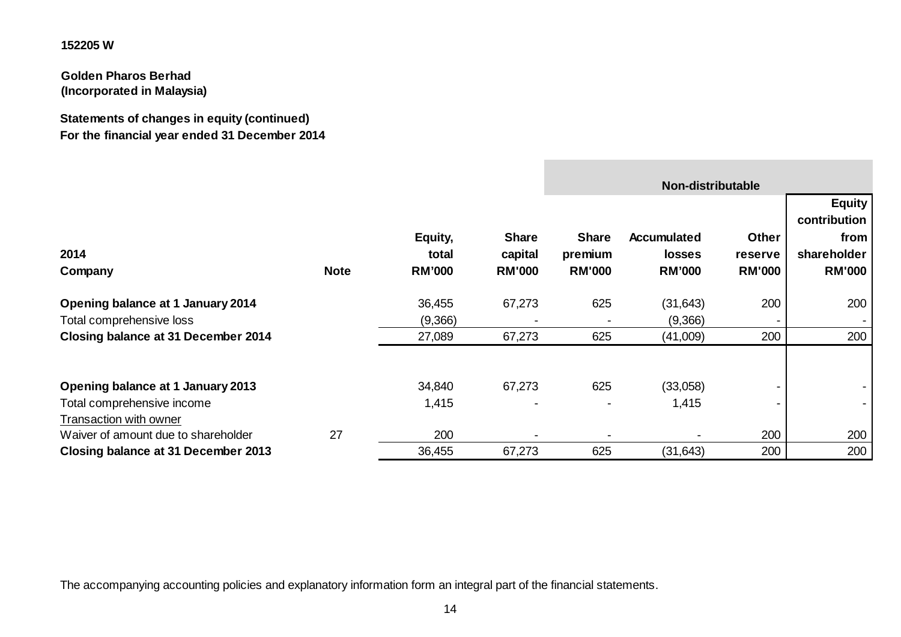**152205 W**

**Golden Pharos Berhad**
**(Incorporated in Malaysia)**

**Statements of changes in equity (continued)**
**For the financial year ended 31 December 2014**

| | | | | Non-distributable | | | |
|---|---|---|---|---|---|---|---|
| **2014** **Company** | **Note** | **Equity, total RM'000** | **Share capital RM'000** | **Share premium RM'000** | **Accumulated losses RM'000** | **Other reserve RM'000** | **Equity contribution from shareholder RM'000** |
| **Opening balance at 1 January 2014** | | 36,455 | 67,273 | 625 | (31,643) | 200 | 200 |
| Total comprehensive loss | | (9,366) | - | - | (9,366) | - | - |
| **Closing balance at 31 December 2014** | | 27,089 | 67,273 | 625 | (41,009) | 200 | 200 |
| | | | | | | | |
| **Opening balance at 1 January 2013** | | 34,840 | 67,273 | 625 | (33,058) | - | - |
| Total comprehensive income | | 1,415 | - | - | 1,415 | - | - |
| Transaction with owner | | | | | | | |
| Waiver of amount due to shareholder | 27 | 200 | - | - | - | 200 | 200 |
| **Closing balance at 31 December 2013** | | 36,455 | 67,273 | 625 | (31,643) | 200 | 200 |

The accompanying accounting policies and explanatory information form an integral part of the financial statements.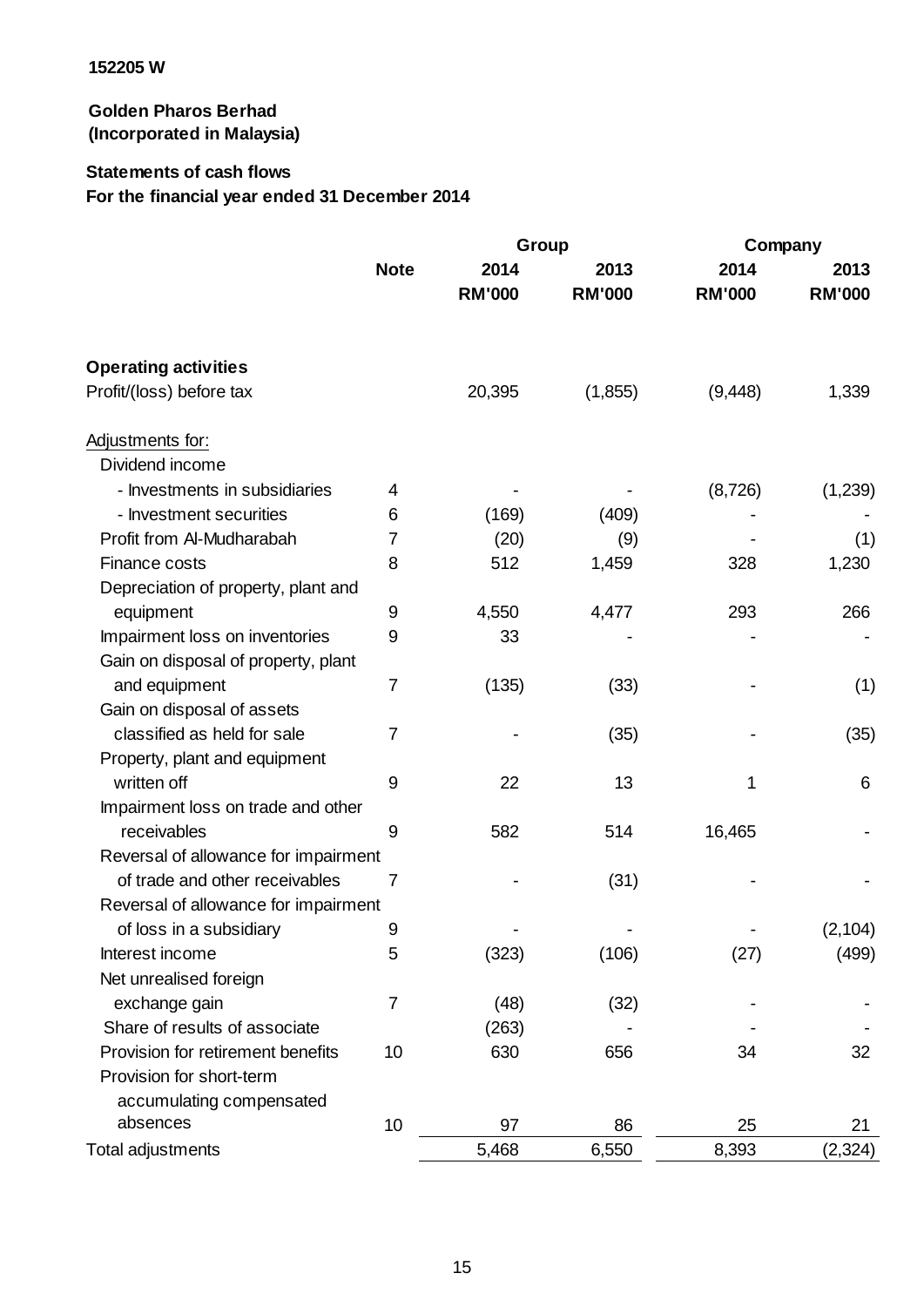152205 W

**Golden Pharos Berhad**
**(Incorporated in Malaysia)**

**Statements of cash flows**
**For the financial year ended 31 December 2014**

| | Note | Group | | Company | |
|---|---|---|---|---|---|
| | | 2014 | 2013 | 2014 | 2013 |
| | | RM'000 | RM'000 | RM'000 | RM'000 |
| **Operating activities** | | | | | |
| Profit/(loss) before tax | | 20,395 | (1,855) | (9,448) | 1,339 |
| Adjustments for: | | | | | |
| Dividend income | | | | | |
| - Investments in subsidiaries | 4 | - | - | (8,726) | (1,239) |
| - Investment securities | 6 | (169) | (409) | - | - |
| Profit from Al-Mudharabah | 7 | (20) | (9) | - | (1) |
| Finance costs | 8 | 512 | 1,459 | 328 | 1,230 |
| Depreciation of property, plant and equipment | 9 | 4,550 | 4,477 | 293 | 266 |
| Impairment loss on inventories | 9 | 33 | - | - | - |
| Gain on disposal of property, plant and equipment | 7 | (135) | (33) | - | (1) |
| Gain on disposal of assets classified as held for sale | 7 | - | (35) | - | (35) |
| Property, plant and equipment written off | 9 | 22 | 13 | 1 | 6 |
| Impairment loss on trade and other receivables | 9 | 582 | 514 | 16,465 | - |
| Reversal of allowance for impairment of trade and other receivables | 7 | - | (31) | - | - |
| Reversal of allowance for impairment of loss in a subsidiary | 9 | - | - | - | (2,104) |
| Interest income | 5 | (323) | (106) | (27) | (499) |
| Net unrealised foreign exchange gain | 7 | (48) | (32) | - | - |
| Share of results of associate | | (263) | - | - | - |
| Provision for retirement benefits | 10 | 630 | 656 | 34 | 32 |
| Provision for short-term accumulating compensated absences | 10 | 97 | 86 | 25 | 21 |
| Total adjustments | | 5,468 | 6,550 | 8,393 | (2,324) |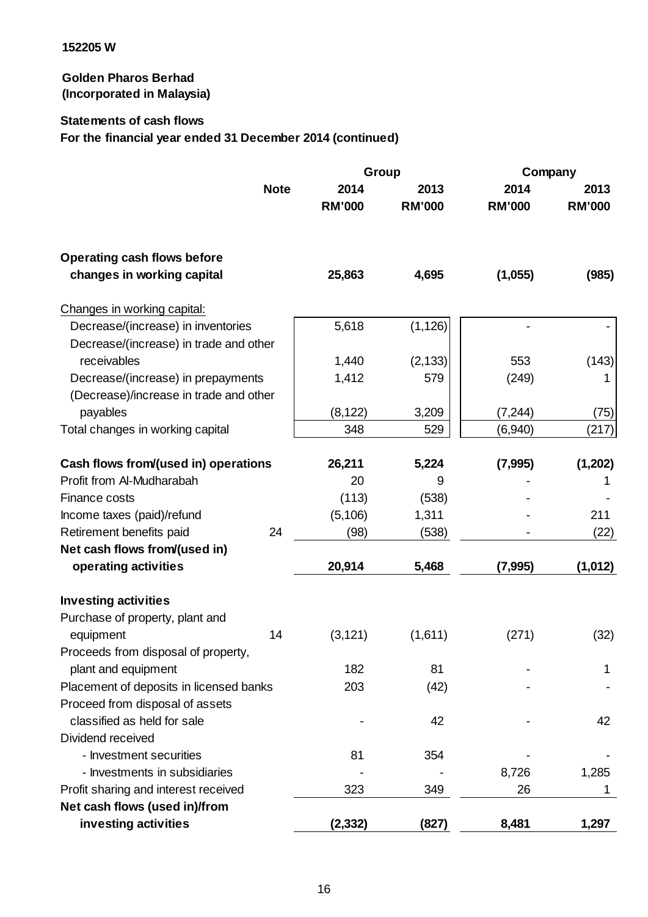152205 W

**Golden Pharos Berhad**
**(Incorporated in Malaysia)**

**Statements of cash flows**
**For the financial year ended 31 December 2014 (continued)**

| | Note | Group | | Company | |
|---|---|---|---|---|---|
| | | 2014 | 2013 | 2014 | 2013 |
| | | RM'000 | RM'000 | RM'000 | RM'000 |
| **Operating cash flows before changes in working capital** | | **25,863** | **4,695** | **(1,055)** | **(985)** |
| Changes in working capital: | | | | | |
| Decrease/(increase) in inventories | | 5,618 | (1,126) | - | - |
| Decrease/(increase) in trade and other receivables | | 1,440 | (2,133) | 553 | (143) |
| Decrease/(increase) in prepayments | | 1,412 | 579 | (249) | 1 |
| (Decrease)/increase in trade and other payables | | (8,122) | 3,209 | (7,244) | (75) |
| Total changes in working capital | | 348 | 529 | (6,940) | (217) |
| **Cash flows from/(used in) operations** | | **26,211** | **5,224** | **(7,995)** | **(1,202)** |
| Profit from Al-Mudharabah | | 20 | 9 | - | 1 |
| Finance costs | | (113) | (538) | - | - |
| Income taxes (paid)/refund | | (5,106) | 1,311 | - | 211 |
| Retirement benefits paid | 24 | (98) | (538) | - | (22) |
| **Net cash flows from/(used in) operating activities** | | **20,914** | **5,468** | **(7,995)** | **(1,012)** |
| **Investing activities** | | | | | |
| Purchase of property, plant and equipment | 14 | (3,121) | (1,611) | (271) | (32) |
| Proceeds from disposal of property, plant and equipment | | 182 | 81 | - | 1 |
| Placement of deposits in licensed banks | | 203 | (42) | - | - |
| Proceed from disposal of assets classified as held for sale | | - | 42 | - | 42 |
| Dividend received | | | | | |
| - Investment securities | | 81 | 354 | - | - |
| - Investments in subsidiaries | | - | - | 8,726 | 1,285 |
| Profit sharing and interest received | | 323 | 349 | 26 | 1 |
| **Net cash flows (used in)/from investing activities** | | **(2,332)** | **(827)** | **8,481** | **1,297** |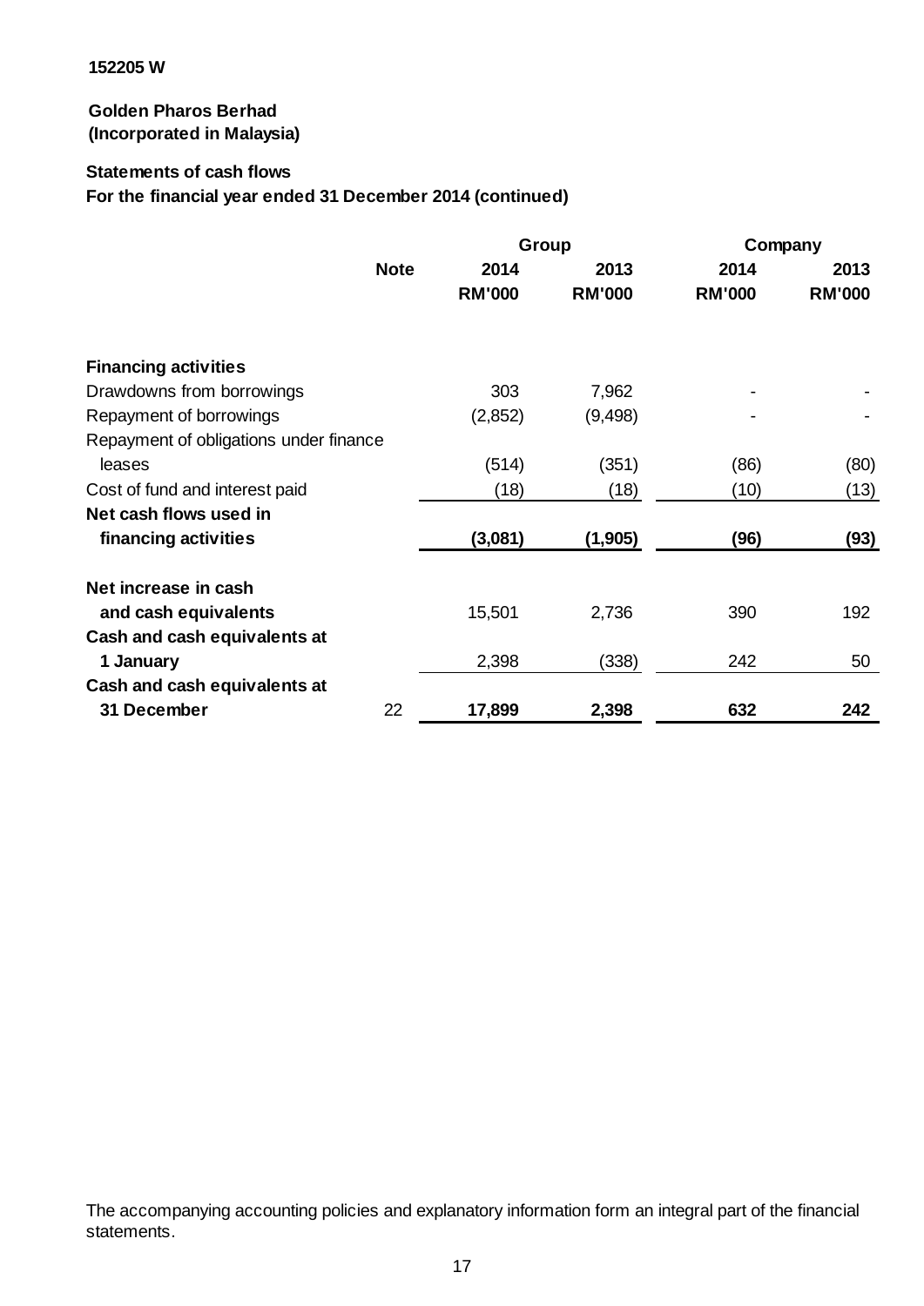152205 W

**Golden Pharos Berhad**
**(Incorporated in Malaysia)**

**Statements of cash flows**
**For the financial year ended 31 December 2014 (continued)**

| | Note | Group | | Company | |
|---|---|---|---|---|---|
| | | 2014 | 2013 | 2014 | 2013 |
| | | RM'000 | RM'000 | RM'000 | RM'000 |
| **Financing activities** | | | | | |
| Drawdowns from borrowings | | 303 | 7,962 | - | - |
| Repayment of borrowings | | (2,852) | (9,498) | - | - |
| Repayment of obligations under finance leases | | (514) | (351) | (86) | (80) |
| Cost of fund and interest paid | | (18) | (18) | (10) | (13) |
| **Net cash flows used in financing activities** | | **(3,081)** | **(1,905)** | **(96)** | **(93)** |
| **Net increase in cash and cash equivalents** | | 15,501 | 2,736 | 390 | 192 |
| **Cash and cash equivalents at 1 January** | | 2,398 | (338) | 242 | 50 |
| **Cash and cash equivalents at 31 December** | 22 | **17,899** | **2,398** | **632** | **242** |

The accompanying accounting policies and explanatory information form an integral part of the financial statements.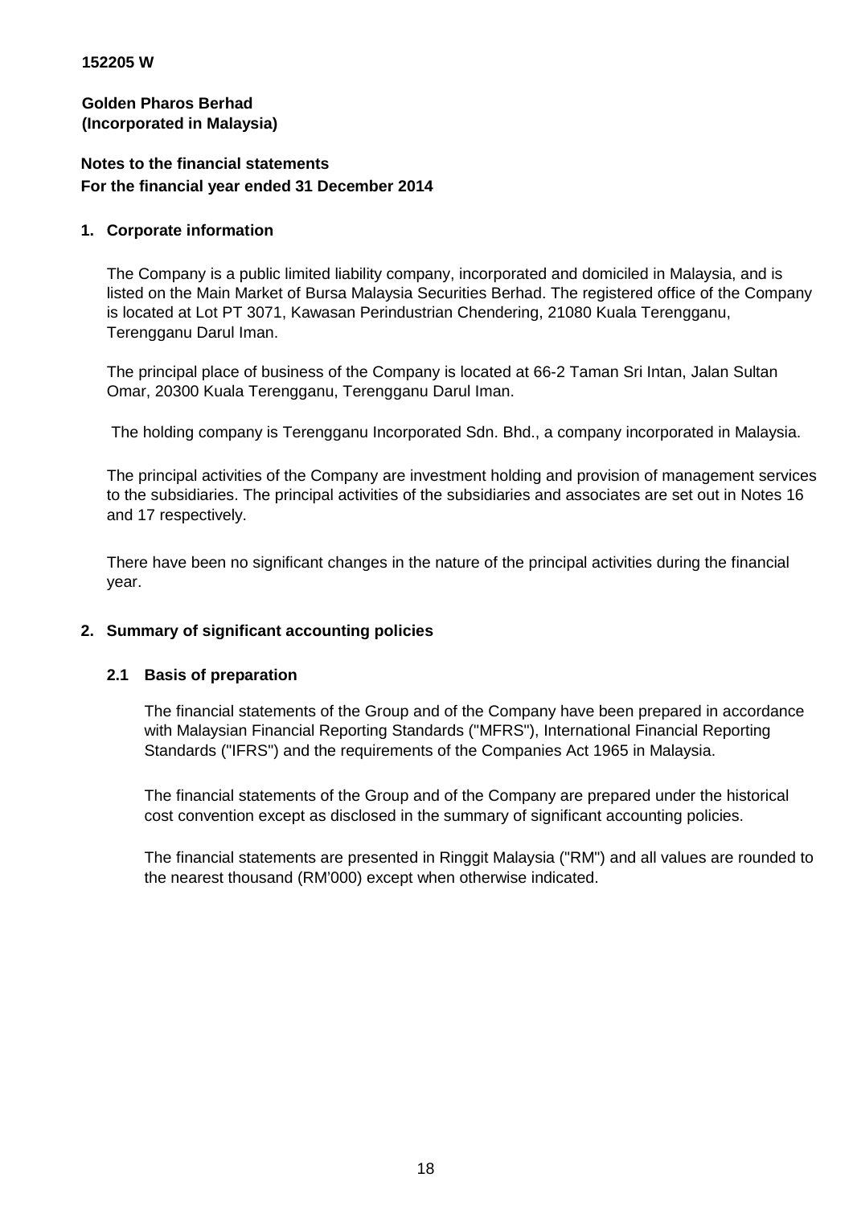**152205 W**

**Golden Pharos Berhad**
**(Incorporated in Malaysia)**

**Notes to the financial statements**
**For the financial year ended 31 December 2014**

## 1. Corporate information

The Company is a public limited liability company, incorporated and domiciled in Malaysia, and is listed on the Main Market of Bursa Malaysia Securities Berhad. The registered office of the Company is located at Lot PT 3071, Kawasan Perindustrian Chendering, 21080 Kuala Terengganu, Terengganu Darul Iman.

The principal place of business of the Company is located at 66-2 Taman Sri Intan, Jalan Sultan Omar, 20300 Kuala Terengganu, Terengganu Darul Iman.

The holding company is Terengganu Incorporated Sdn. Bhd., a company incorporated in Malaysia.

The principal activities of the Company are investment holding and provision of management services to the subsidiaries. The principal activities of the subsidiaries and associates are set out in Notes 16 and 17 respectively.

There have been no significant changes in the nature of the principal activities during the financial year.

## 2. Summary of significant accounting policies

### 2.1 Basis of preparation

The financial statements of the Group and of the Company have been prepared in accordance with Malaysian Financial Reporting Standards ("MFRS"), International Financial Reporting Standards ("IFRS") and the requirements of the Companies Act 1965 in Malaysia.

The financial statements of the Group and of the Company are prepared under the historical cost convention except as disclosed in the summary of significant accounting policies.

The financial statements are presented in Ringgit Malaysia ("RM") and all values are rounded to the nearest thousand (RM'000) except when otherwise indicated.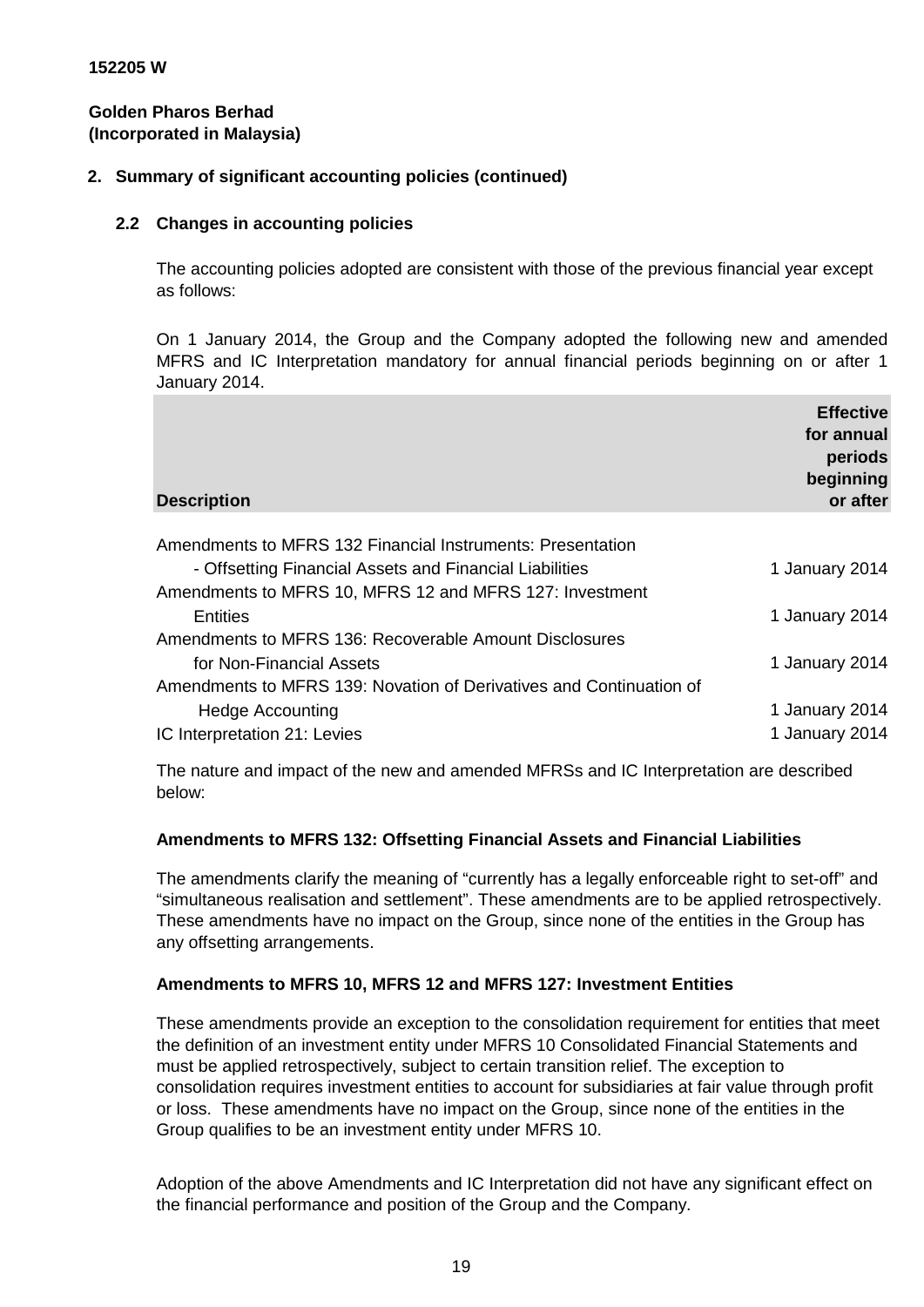152205 W

**Golden Pharos Berhad**
**(Incorporated in Malaysia)**

## 2. Summary of significant accounting policies (continued)

### 2.2 Changes in accounting policies

The accounting policies adopted are consistent with those of the previous financial year except as follows:

On 1 January 2014, the Group and the Company adopted the following new and amended MFRS and IC Interpretation mandatory for annual financial periods beginning on or after 1 January 2014.

| Description | Effective for annual periods beginning or after |
|---|---|
| Amendments to MFRS 132 Financial Instruments: Presentation - Offsetting Financial Assets and Financial Liabilities | 1 January 2014 |
| Amendments to MFRS 10, MFRS 12 and MFRS 127: Investment Entities | 1 January 2014 |
| Amendments to MFRS 136: Recoverable Amount Disclosures for Non-Financial Assets | 1 January 2014 |
| Amendments to MFRS 139: Novation of Derivatives and Continuation of Hedge Accounting | 1 January 2014 |
| IC Interpretation 21: Levies | 1 January 2014 |

The nature and impact of the new and amended MFRSs and IC Interpretation are described below:

**Amendments to MFRS 132: Offsetting Financial Assets and Financial Liabilities**

The amendments clarify the meaning of "currently has a legally enforceable right to set-off" and "simultaneous realisation and settlement". These amendments are to be applied retrospectively. These amendments have no impact on the Group, since none of the entities in the Group has any offsetting arrangements.

**Amendments to MFRS 10, MFRS 12 and MFRS 127: Investment Entities**

These amendments provide an exception to the consolidation requirement for entities that meet the definition of an investment entity under MFRS 10 Consolidated Financial Statements and must be applied retrospectively, subject to certain transition relief. The exception to consolidation requires investment entities to account for subsidiaries at fair value through profit or loss. These amendments have no impact on the Group, since none of the entities in the Group qualifies to be an investment entity under MFRS 10.

Adoption of the above Amendments and IC Interpretation did not have any significant effect on the financial performance and position of the Group and the Company.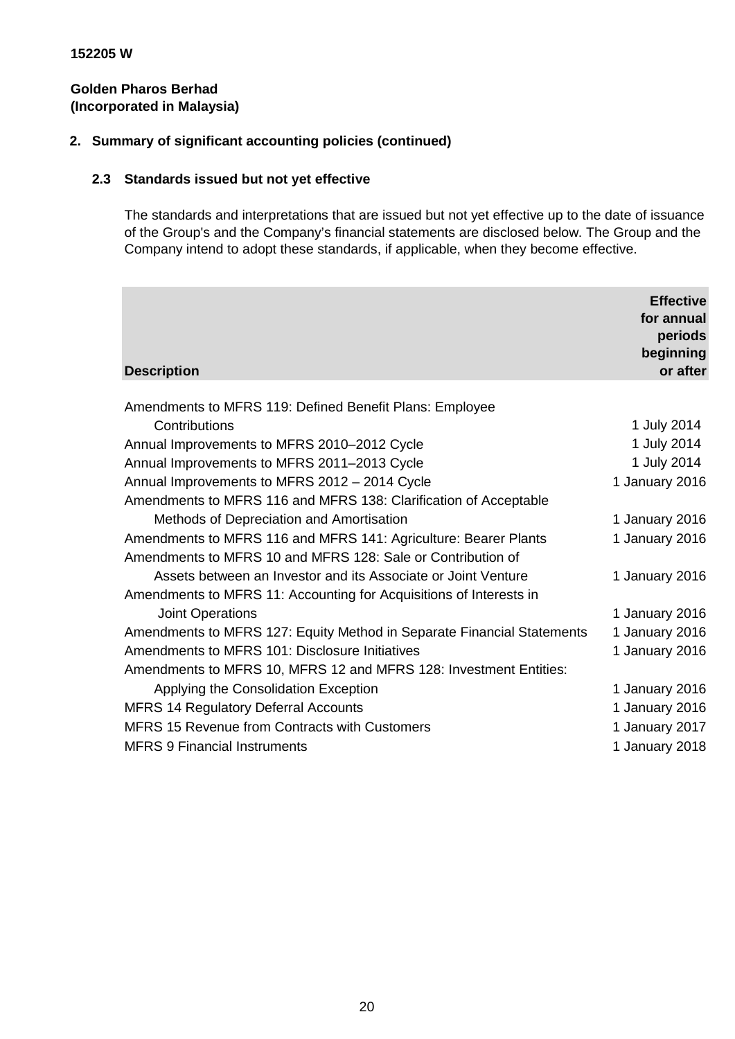152205 W

**Golden Pharos Berhad**
**(Incorporated in Malaysia)**

## 2. Summary of significant accounting policies (continued)

### 2.3 Standards issued but not yet effective

The standards and interpretations that are issued but not yet effective up to the date of issuance of the Group's and the Company's financial statements are disclosed below. The Group and the Company intend to adopt these standards, if applicable, when they become effective.

| Description | Effective for annual periods beginning or after |
|---|---|
| Amendments to MFRS 119: Defined Benefit Plans: Employee Contributions | 1 July 2014 |
| Annual Improvements to MFRS 2010–2012 Cycle | 1 July 2014 |
| Annual Improvements to MFRS 2011–2013 Cycle | 1 July 2014 |
| Annual Improvements to MFRS 2012 – 2014 Cycle | 1 January 2016 |
| Amendments to MFRS 116 and MFRS 138: Clarification of Acceptable Methods of Depreciation and Amortisation | 1 January 2016 |
| Amendments to MFRS 116 and MFRS 141: Agriculture: Bearer Plants | 1 January 2016 |
| Amendments to MFRS 10 and MFRS 128: Sale or Contribution of Assets between an Investor and its Associate or Joint Venture | 1 January 2016 |
| Amendments to MFRS 11: Accounting for Acquisitions of Interests in Joint Operations | 1 January 2016 |
| Amendments to MFRS 127: Equity Method in Separate Financial Statements | 1 January 2016 |
| Amendments to MFRS 101: Disclosure Initiatives | 1 January 2016 |
| Amendments to MFRS 10, MFRS 12 and MFRS 128: Investment Entities: Applying the Consolidation Exception | 1 January 2016 |
| MFRS 14 Regulatory Deferral Accounts | 1 January 2016 |
| MFRS 15 Revenue from Contracts with Customers | 1 January 2017 |
| MFRS 9 Financial Instruments | 1 January 2018 |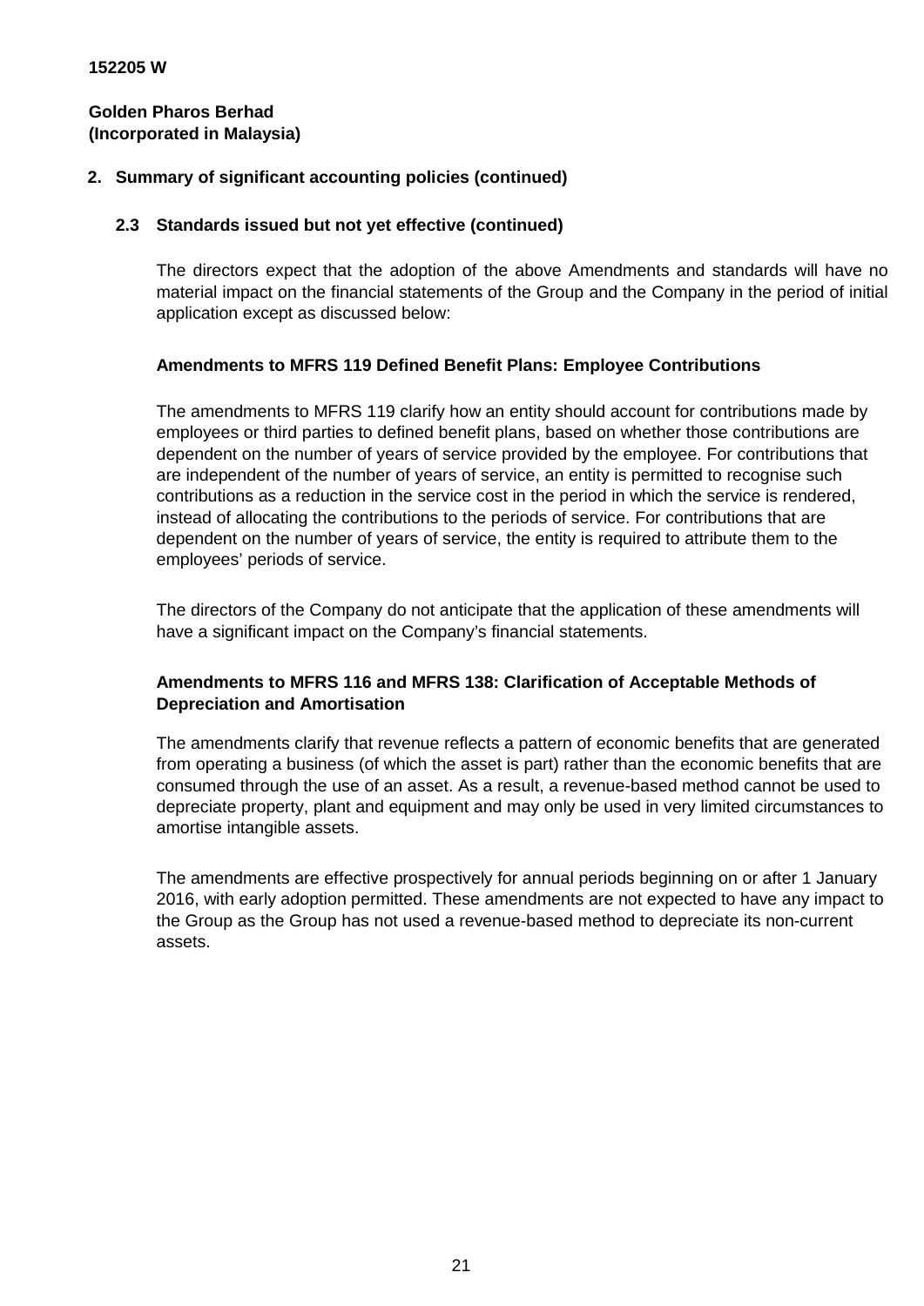**152205 W**

**Golden Pharos Berhad**
**(Incorporated in Malaysia)**

## 2. Summary of significant accounting policies (continued)

### 2.3 Standards issued but not yet effective (continued)

The directors expect that the adoption of the above Amendments and standards will have no material impact on the financial statements of the Group and the Company in the period of initial application except as discussed below:

**Amendments to MFRS 119 Defined Benefit Plans: Employee Contributions**

The amendments to MFRS 119 clarify how an entity should account for contributions made by employees or third parties to defined benefit plans, based on whether those contributions are dependent on the number of years of service provided by the employee. For contributions that are independent of the number of years of service, an entity is permitted to recognise such contributions as a reduction in the service cost in the period in which the service is rendered, instead of allocating the contributions to the periods of service. For contributions that are dependent on the number of years of service, the entity is required to attribute them to the employees' periods of service.

The directors of the Company do not anticipate that the application of these amendments will have a significant impact on the Company's financial statements.

**Amendments to MFRS 116 and MFRS 138: Clarification of Acceptable Methods of Depreciation and Amortisation**

The amendments clarify that revenue reflects a pattern of economic benefits that are generated from operating a business (of which the asset is part) rather than the economic benefits that are consumed through the use of an asset. As a result, a revenue-based method cannot be used to depreciate property, plant and equipment and may only be used in very limited circumstances to amortise intangible assets.

The amendments are effective prospectively for annual periods beginning on or after 1 January 2016, with early adoption permitted. These amendments are not expected to have any impact to the Group as the Group has not used a revenue-based method to depreciate its non-current assets.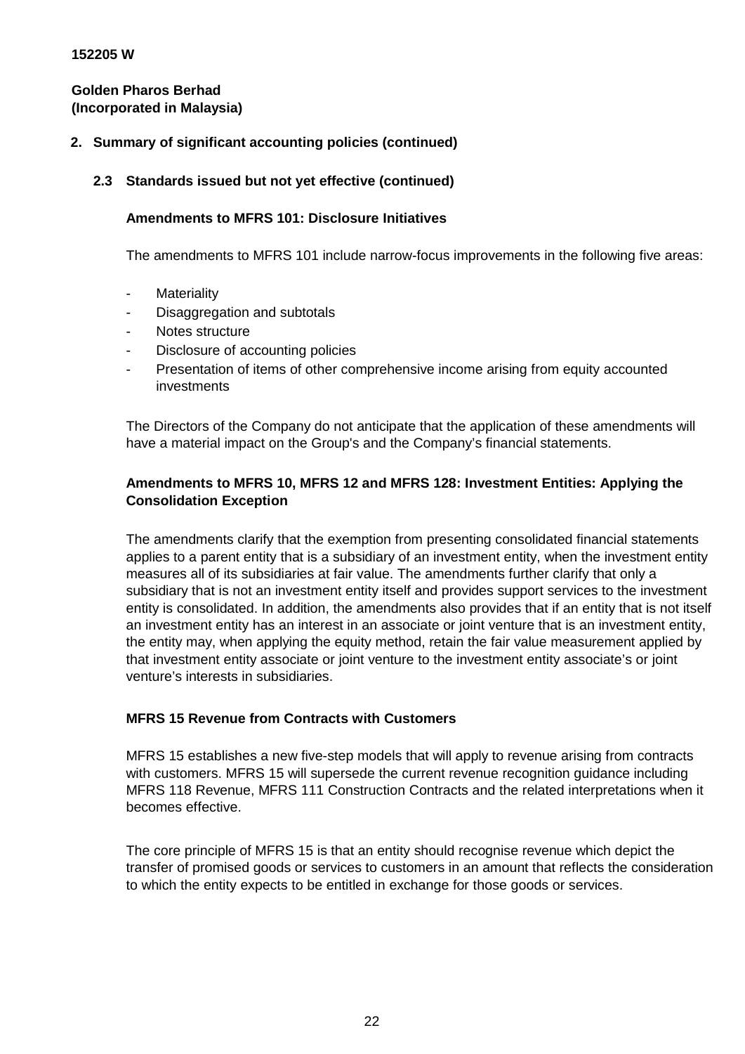152205 W

**Golden Pharos Berhad**
**(Incorporated in Malaysia)**

## 2. Summary of significant accounting policies (continued)

### 2.3 Standards issued but not yet effective (continued)

**Amendments to MFRS 101: Disclosure Initiatives**

The amendments to MFRS 101 include narrow-focus improvements in the following five areas:

- Materiality
- Disaggregation and subtotals
- Notes structure
- Disclosure of accounting policies
- Presentation of items of other comprehensive income arising from equity accounted investments

The Directors of the Company do not anticipate that the application of these amendments will have a material impact on the Group's and the Company's financial statements.

**Amendments to MFRS 10, MFRS 12 and MFRS 128: Investment Entities: Applying the Consolidation Exception**

The amendments clarify that the exemption from presenting consolidated financial statements applies to a parent entity that is a subsidiary of an investment entity, when the investment entity measures all of its subsidiaries at fair value. The amendments further clarify that only a subsidiary that is not an investment entity itself and provides support services to the investment entity is consolidated. In addition, the amendments also provides that if an entity that is not itself an investment entity has an interest in an associate or joint venture that is an investment entity, the entity may, when applying the equity method, retain the fair value measurement applied by that investment entity associate or joint venture to the investment entity associate's or joint venture's interests in subsidiaries.

**MFRS 15 Revenue from Contracts with Customers**

MFRS 15 establishes a new five-step models that will apply to revenue arising from contracts with customers. MFRS 15 will supersede the current revenue recognition guidance including MFRS 118 Revenue, MFRS 111 Construction Contracts and the related interpretations when it becomes effective.

The core principle of MFRS 15 is that an entity should recognise revenue which depict the transfer of promised goods or services to customers in an amount that reflects the consideration to which the entity expects to be entitled in exchange for those goods or services.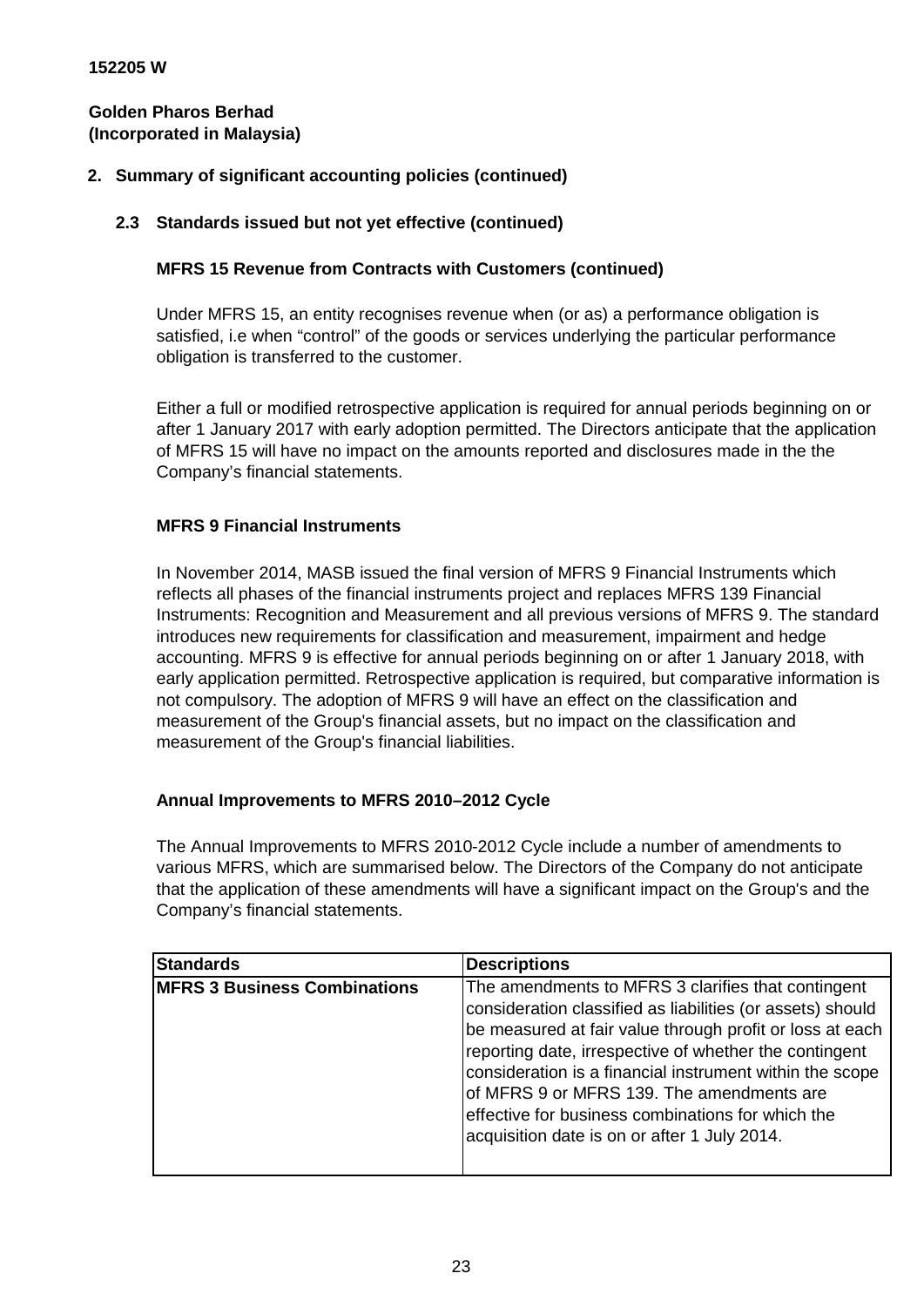152205 W

**Golden Pharos Berhad**
**(Incorporated in Malaysia)**

## 2. Summary of significant accounting policies (continued)

### 2.3 Standards issued but not yet effective (continued)

**MFRS 15 Revenue from Contracts with Customers (continued)**

Under MFRS 15, an entity recognises revenue when (or as) a performance obligation is satisfied, i.e when "control" of the goods or services underlying the particular performance obligation is transferred to the customer.

Either a full or modified retrospective application is required for annual periods beginning on or after 1 January 2017 with early adoption permitted. The Directors anticipate that the application of MFRS 15 will have no impact on the amounts reported and disclosures made in the the Company's financial statements.

**MFRS 9 Financial Instruments**

In November 2014, MASB issued the final version of MFRS 9 Financial Instruments which reflects all phases of the financial instruments project and replaces MFRS 139 Financial Instruments: Recognition and Measurement and all previous versions of MFRS 9. The standard introduces new requirements for classification and measurement, impairment and hedge accounting. MFRS 9 is effective for annual periods beginning on or after 1 January 2018, with early application permitted. Retrospective application is required, but comparative information is not compulsory. The adoption of MFRS 9 will have an effect on the classification and measurement of the Group's financial assets, but no impact on the classification and measurement of the Group's financial liabilities.

**Annual Improvements to MFRS 2010–2012 Cycle**

The Annual Improvements to MFRS 2010-2012 Cycle include a number of amendments to various MFRS, which are summarised below. The Directors of the Company do not anticipate that the application of these amendments will have a significant impact on the Group's and the Company's financial statements.

| Standards | Descriptions |
| --- | --- |
| **MFRS 3 Business Combinations** | The amendments to MFRS 3 clarifies that contingent consideration classified as liabilities (or assets) should be measured at fair value through profit or loss at each reporting date, irrespective of whether the contingent consideration is a financial instrument within the scope of MFRS 9 or MFRS 139. The amendments are effective for business combinations for which the acquisition date is on or after 1 July 2014. |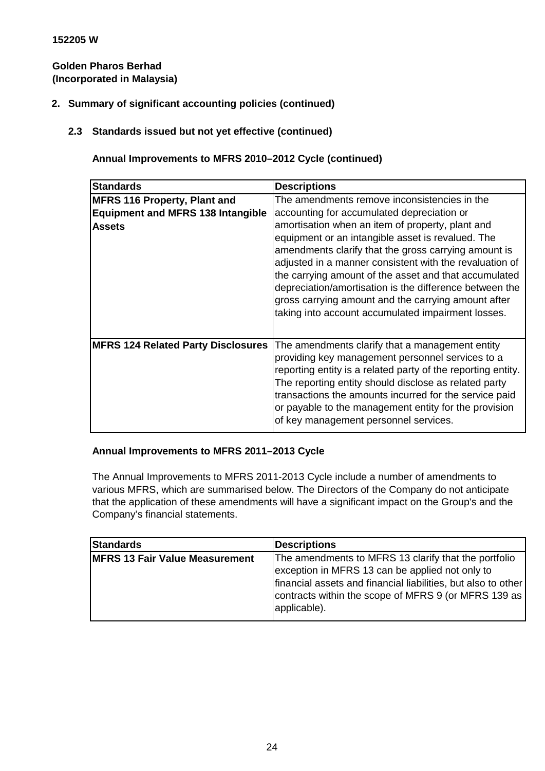152205 W

**Golden Pharos Berhad**
**(Incorporated in Malaysia)**

## 2. Summary of significant accounting policies (continued)

### 2.3 Standards issued but not yet effective (continued)

**Annual Improvements to MFRS 2010–2012 Cycle (continued)**

| Standards | Descriptions |
|---|---|
| **MFRS 116 Property, Plant and Equipment and MFRS 138 Intangible Assets** | The amendments remove inconsistencies in the accounting for accumulated depreciation or amortisation when an item of property, plant and equipment or an intangible asset is revalued. The amendments clarify that the gross carrying amount is adjusted in a manner consistent with the revaluation of the carrying amount of the asset and that accumulated depreciation/amortisation is the difference between the gross carrying amount and the carrying amount after taking into account accumulated impairment losses. |
| **MFRS 124 Related Party Disclosures** | The amendments clarify that a management entity providing key management personnel services to a reporting entity is a related party of the reporting entity. The reporting entity should disclose as related party transactions the amounts incurred for the service paid or payable to the management entity for the provision of key management personnel services. |

**Annual Improvements to MFRS 2011–2013 Cycle**

The Annual Improvements to MFRS 2011-2013 Cycle include a number of amendments to various MFRS, which are summarised below. The Directors of the Company do not anticipate that the application of these amendments will have a significant impact on the Group's and the Company's financial statements.

| Standards | Descriptions |
|---|---|
| **MFRS 13 Fair Value Measurement** | The amendments to MFRS 13 clarify that the portfolio exception in MFRS 13 can be applied not only to financial assets and financial liabilities, but also to other contracts within the scope of MFRS 9 (or MFRS 139 as applicable). |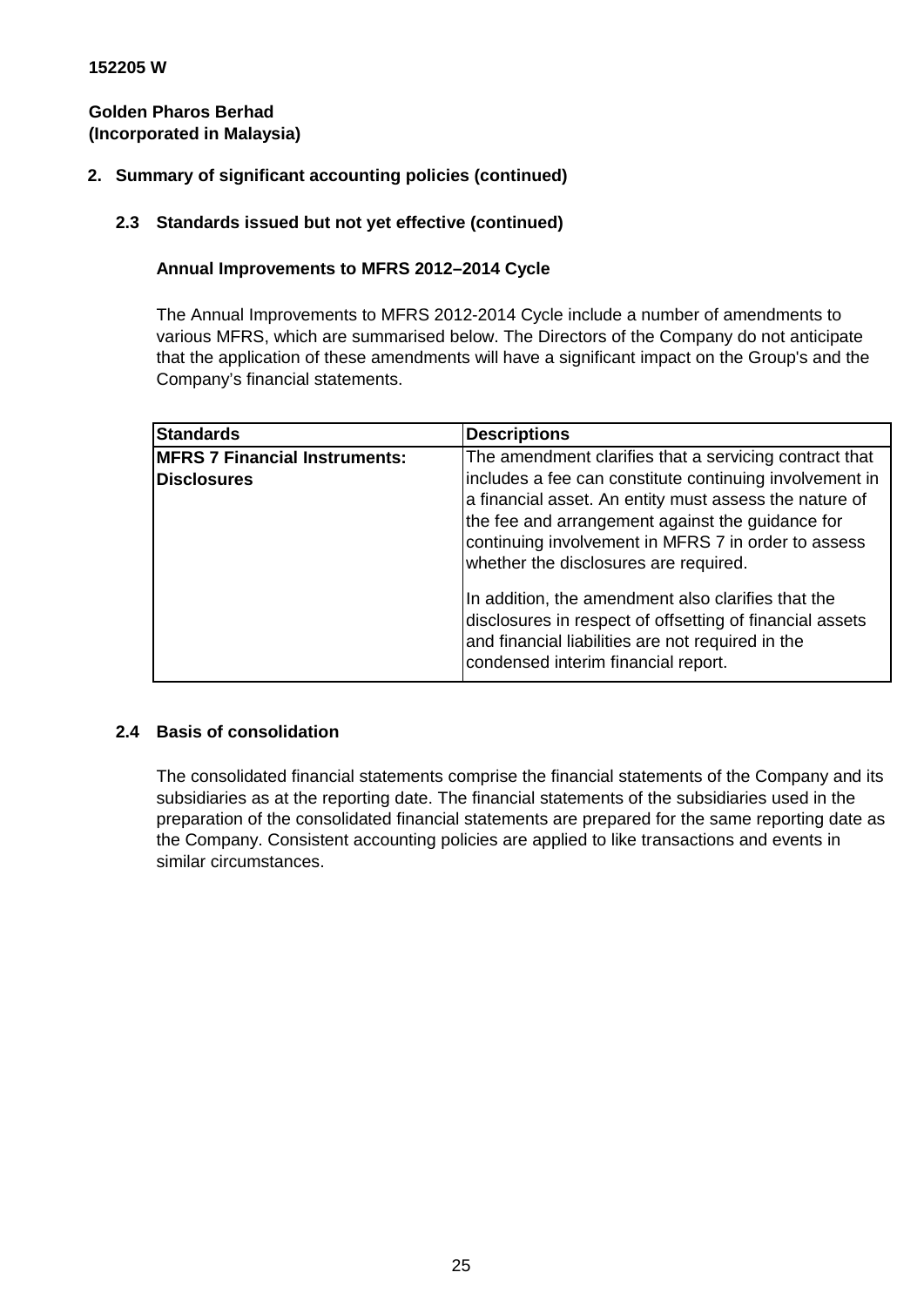152205 W

**Golden Pharos Berhad**
**(Incorporated in Malaysia)**

## 2. Summary of significant accounting policies (continued)

### 2.3 Standards issued but not yet effective (continued)

**Annual Improvements to MFRS 2012–2014 Cycle**

The Annual Improvements to MFRS 2012-2014 Cycle include a number of amendments to various MFRS, which are summarised below. The Directors of the Company do not anticipate that the application of these amendments will have a significant impact on the Group's and the Company's financial statements.

| Standards | Descriptions |
| --- | --- |
| **MFRS 7 Financial Instruments: Disclosures** | The amendment clarifies that a servicing contract that includes a fee can constitute continuing involvement in a financial asset. An entity must assess the nature of the fee and arrangement against the guidance for continuing involvement in MFRS 7 in order to assess whether the disclosures are required.<br><br>In addition, the amendment also clarifies that the disclosures in respect of offsetting of financial assets and financial liabilities are not required in the condensed interim financial report. |

### 2.4 Basis of consolidation

The consolidated financial statements comprise the financial statements of the Company and its subsidiaries as at the reporting date. The financial statements of the subsidiaries used in the preparation of the consolidated financial statements are prepared for the same reporting date as the Company. Consistent accounting policies are applied to like transactions and events in similar circumstances.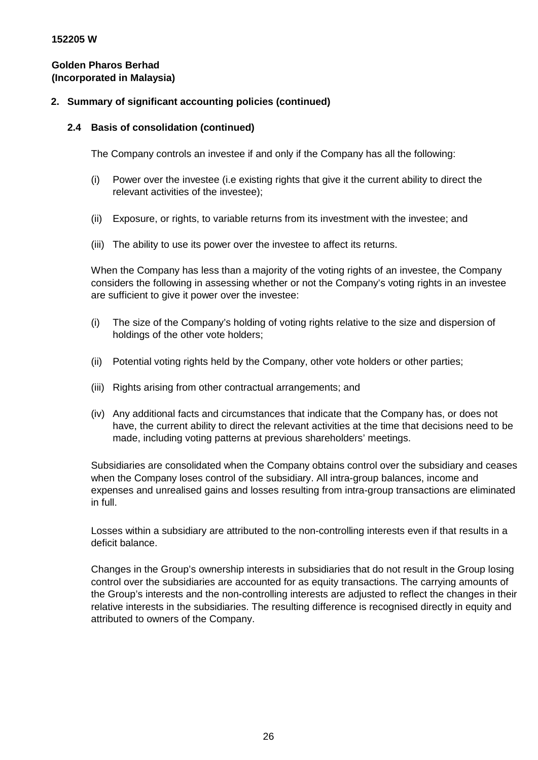**152205 W**

**Golden Pharos Berhad**
**(Incorporated in Malaysia)**

## 2. Summary of significant accounting policies (continued)

### 2.4 Basis of consolidation (continued)

The Company controls an investee if and only if the Company has all the following:

(i) Power over the investee (i.e existing rights that give it the current ability to direct the relevant activities of the investee);

(ii) Exposure, or rights, to variable returns from its investment with the investee; and

(iii) The ability to use its power over the investee to affect its returns.

When the Company has less than a majority of the voting rights of an investee, the Company considers the following in assessing whether or not the Company's voting rights in an investee are sufficient to give it power over the investee:

(i) The size of the Company's holding of voting rights relative to the size and dispersion of holdings of the other vote holders;

(ii) Potential voting rights held by the Company, other vote holders or other parties;

(iii) Rights arising from other contractual arrangements; and

(iv) Any additional facts and circumstances that indicate that the Company has, or does not have, the current ability to direct the relevant activities at the time that decisions need to be made, including voting patterns at previous shareholders' meetings.

Subsidiaries are consolidated when the Company obtains control over the subsidiary and ceases when the Company loses control of the subsidiary. All intra-group balances, income and expenses and unrealised gains and losses resulting from intra-group transactions are eliminated in full.

Losses within a subsidiary are attributed to the non-controlling interests even if that results in a deficit balance.

Changes in the Group's ownership interests in subsidiaries that do not result in the Group losing control over the subsidiaries are accounted for as equity transactions. The carrying amounts of the Group's interests and the non-controlling interests are adjusted to reflect the changes in their relative interests in the subsidiaries. The resulting difference is recognised directly in equity and attributed to owners of the Company.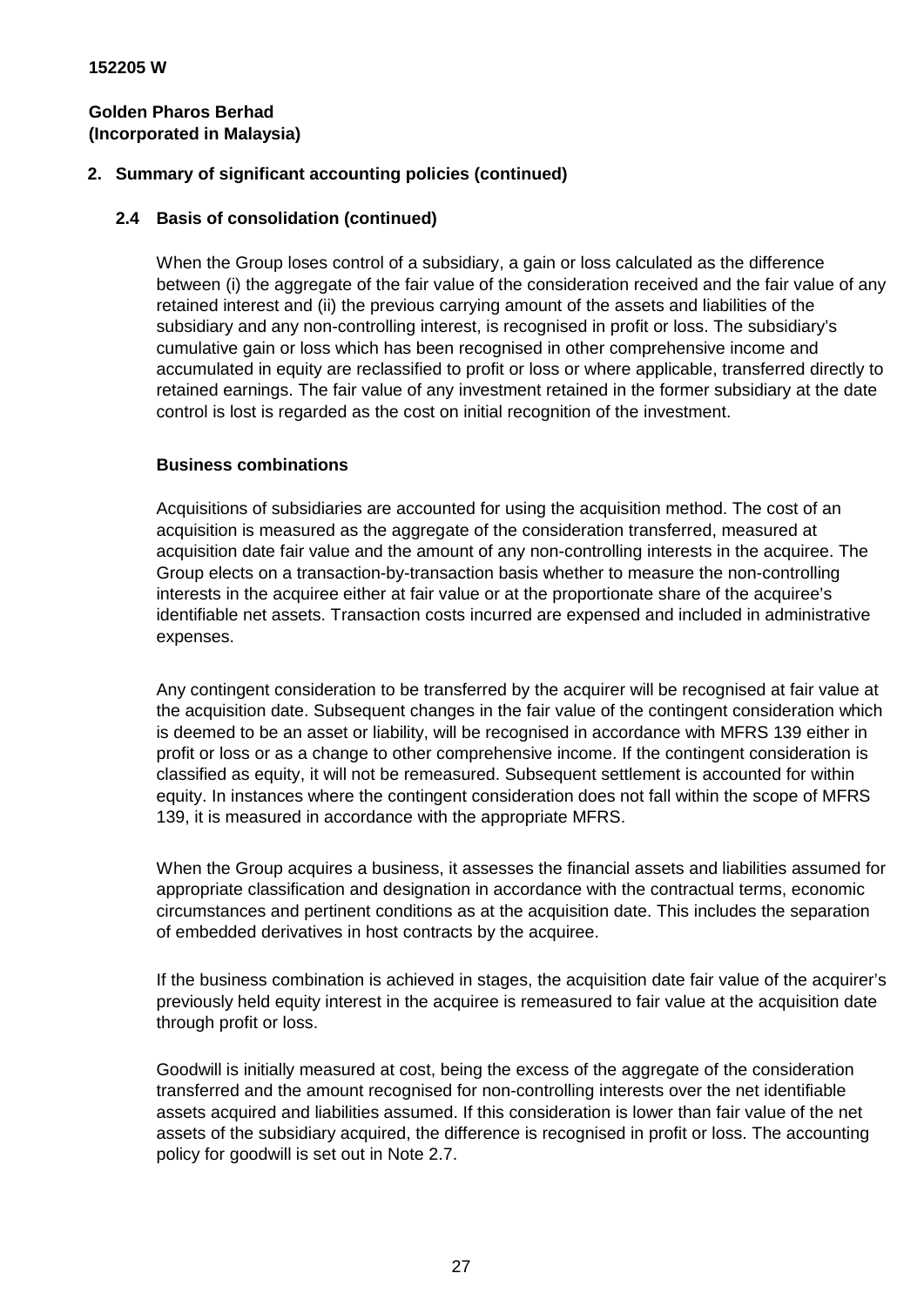**152205 W**

**Golden Pharos Berhad**
**(Incorporated in Malaysia)**

## 2. Summary of significant accounting policies (continued)

### 2.4 Basis of consolidation (continued)

When the Group loses control of a subsidiary, a gain or loss calculated as the difference between (i) the aggregate of the fair value of the consideration received and the fair value of any retained interest and (ii) the previous carrying amount of the assets and liabilities of the subsidiary and any non-controlling interest, is recognised in profit or loss. The subsidiary's cumulative gain or loss which has been recognised in other comprehensive income and accumulated in equity are reclassified to profit or loss or where applicable, transferred directly to retained earnings. The fair value of any investment retained in the former subsidiary at the date control is lost is regarded as the cost on initial recognition of the investment.

**Business combinations**

Acquisitions of subsidiaries are accounted for using the acquisition method. The cost of an acquisition is measured as the aggregate of the consideration transferred, measured at acquisition date fair value and the amount of any non-controlling interests in the acquiree. The Group elects on a transaction-by-transaction basis whether to measure the non-controlling interests in the acquiree either at fair value or at the proportionate share of the acquiree's identifiable net assets. Transaction costs incurred are expensed and included in administrative expenses.

Any contingent consideration to be transferred by the acquirer will be recognised at fair value at the acquisition date. Subsequent changes in the fair value of the contingent consideration which is deemed to be an asset or liability, will be recognised in accordance with MFRS 139 either in profit or loss or as a change to other comprehensive income. If the contingent consideration is classified as equity, it will not be remeasured. Subsequent settlement is accounted for within equity. In instances where the contingent consideration does not fall within the scope of MFRS 139, it is measured in accordance with the appropriate MFRS.

When the Group acquires a business, it assesses the financial assets and liabilities assumed for appropriate classification and designation in accordance with the contractual terms, economic circumstances and pertinent conditions as at the acquisition date. This includes the separation of embedded derivatives in host contracts by the acquiree.

If the business combination is achieved in stages, the acquisition date fair value of the acquirer's previously held equity interest in the acquiree is remeasured to fair value at the acquisition date through profit or loss.

Goodwill is initially measured at cost, being the excess of the aggregate of the consideration transferred and the amount recognised for non-controlling interests over the net identifiable assets acquired and liabilities assumed. If this consideration is lower than fair value of the net assets of the subsidiary acquired, the difference is recognised in profit or loss. The accounting policy for goodwill is set out in Note 2.7.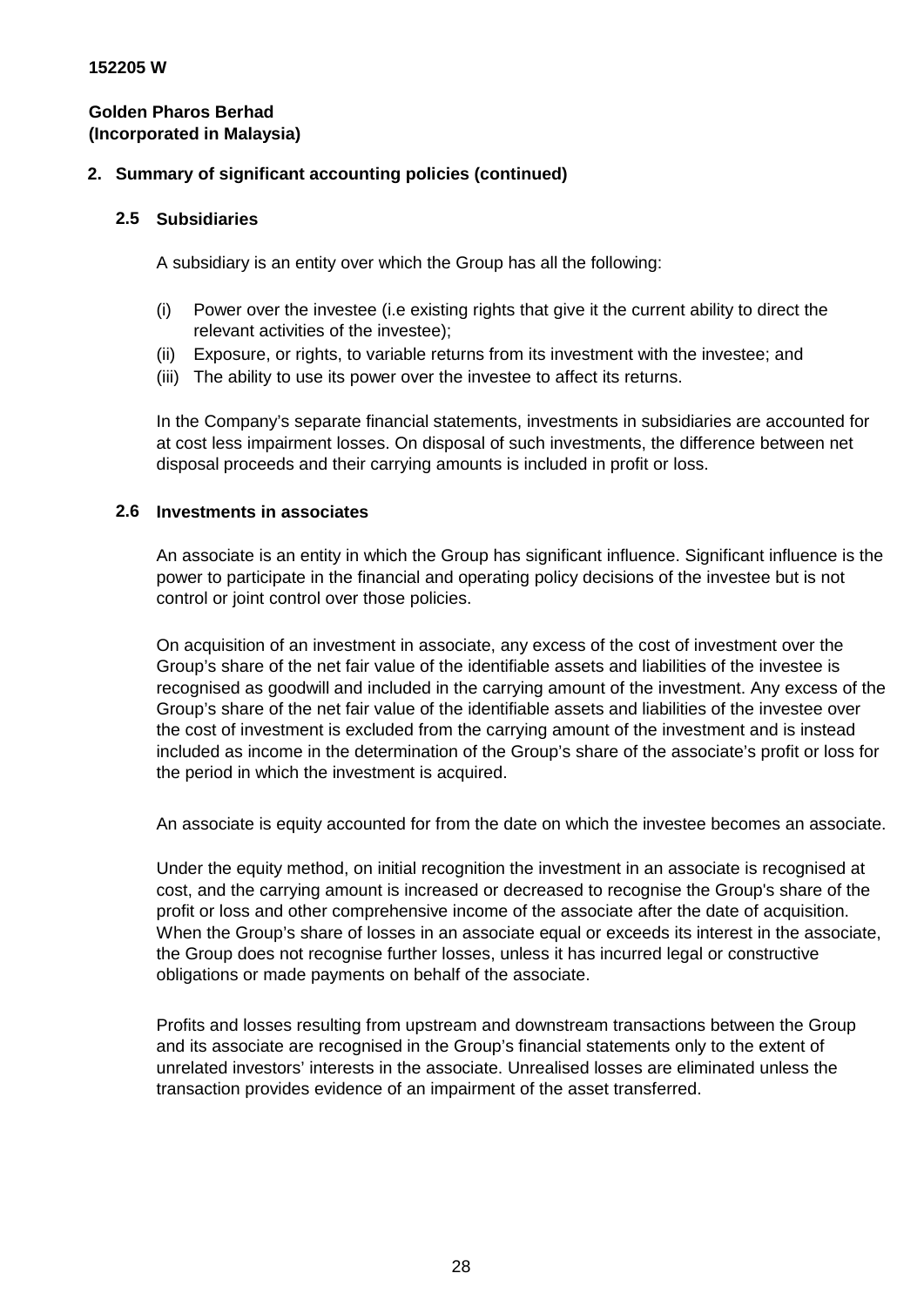**152205 W**

**Golden Pharos Berhad**
**(Incorporated in Malaysia)**

## 2. Summary of significant accounting policies (continued)

### 2.5 Subsidiaries

A subsidiary is an entity over which the Group has all the following:

(i) Power over the investee (i.e existing rights that give it the current ability to direct the relevant activities of the investee);
(ii) Exposure, or rights, to variable returns from its investment with the investee; and
(iii) The ability to use its power over the investee to affect its returns.

In the Company's separate financial statements, investments in subsidiaries are accounted for at cost less impairment losses. On disposal of such investments, the difference between net disposal proceeds and their carrying amounts is included in profit or loss.

### 2.6 Investments in associates

An associate is an entity in which the Group has significant influence. Significant influence is the power to participate in the financial and operating policy decisions of the investee but is not control or joint control over those policies.

On acquisition of an investment in associate, any excess of the cost of investment over the Group's share of the net fair value of the identifiable assets and liabilities of the investee is recognised as goodwill and included in the carrying amount of the investment. Any excess of the Group's share of the net fair value of the identifiable assets and liabilities of the investee over the cost of investment is excluded from the carrying amount of the investment and is instead included as income in the determination of the Group's share of the associate's profit or loss for the period in which the investment is acquired.

An associate is equity accounted for from the date on which the investee becomes an associate.

Under the equity method, on initial recognition the investment in an associate is recognised at cost, and the carrying amount is increased or decreased to recognise the Group's share of the profit or loss and other comprehensive income of the associate after the date of acquisition. When the Group's share of losses in an associate equal or exceeds its interest in the associate, the Group does not recognise further losses, unless it has incurred legal or constructive obligations or made payments on behalf of the associate.

Profits and losses resulting from upstream and downstream transactions between the Group and its associate are recognised in the Group's financial statements only to the extent of unrelated investors' interests in the associate. Unrealised losses are eliminated unless the transaction provides evidence of an impairment of the asset transferred.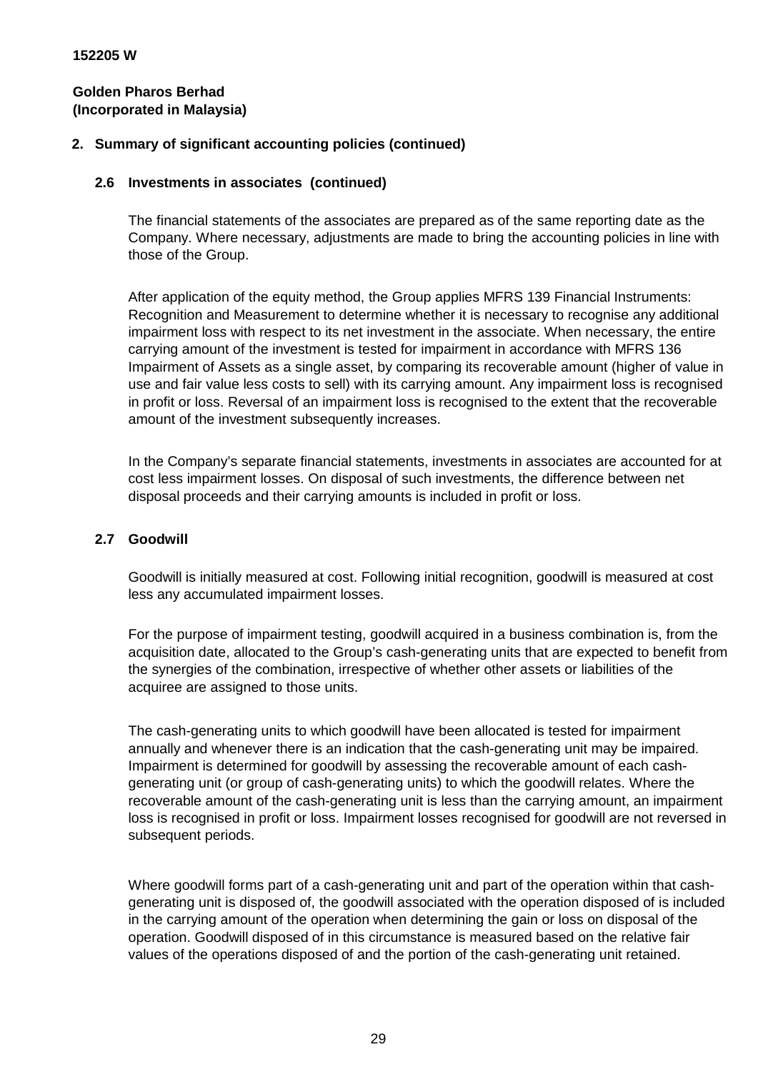**152205 W**

**Golden Pharos Berhad**
**(Incorporated in Malaysia)**

## 2. Summary of significant accounting policies (continued)

### 2.6 Investments in associates (continued)

The financial statements of the associates are prepared as of the same reporting date as the Company. Where necessary, adjustments are made to bring the accounting policies in line with those of the Group.

After application of the equity method, the Group applies MFRS 139 Financial Instruments: Recognition and Measurement to determine whether it is necessary to recognise any additional impairment loss with respect to its net investment in the associate. When necessary, the entire carrying amount of the investment is tested for impairment in accordance with MFRS 136 Impairment of Assets as a single asset, by comparing its recoverable amount (higher of value in use and fair value less costs to sell) with its carrying amount. Any impairment loss is recognised in profit or loss. Reversal of an impairment loss is recognised to the extent that the recoverable amount of the investment subsequently increases.

In the Company's separate financial statements, investments in associates are accounted for at cost less impairment losses. On disposal of such investments, the difference between net disposal proceeds and their carrying amounts is included in profit or loss.

### 2.7 Goodwill

Goodwill is initially measured at cost. Following initial recognition, goodwill is measured at cost less any accumulated impairment losses.

For the purpose of impairment testing, goodwill acquired in a business combination is, from the acquisition date, allocated to the Group's cash-generating units that are expected to benefit from the synergies of the combination, irrespective of whether other assets or liabilities of the acquiree are assigned to those units.

The cash-generating units to which goodwill have been allocated is tested for impairment annually and whenever there is an indication that the cash-generating unit may be impaired. Impairment is determined for goodwill by assessing the recoverable amount of each cash-generating unit (or group of cash-generating units) to which the goodwill relates. Where the recoverable amount of the cash-generating unit is less than the carrying amount, an impairment loss is recognised in profit or loss. Impairment losses recognised for goodwill are not reversed in subsequent periods.

Where goodwill forms part of a cash-generating unit and part of the operation within that cash-generating unit is disposed of, the goodwill associated with the operation disposed of is included in the carrying amount of the operation when determining the gain or loss on disposal of the operation. Goodwill disposed of in this circumstance is measured based on the relative fair values of the operations disposed of and the portion of the cash-generating unit retained.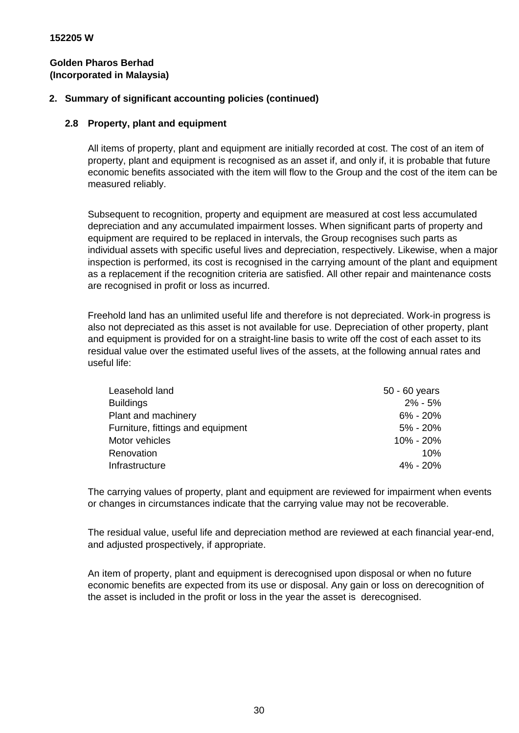152205 W

**Golden Pharos Berhad**
**(Incorporated in Malaysia)**

## 2. Summary of significant accounting policies (continued)

### 2.8 Property, plant and equipment

All items of property, plant and equipment are initially recorded at cost. The cost of an item of property, plant and equipment is recognised as an asset if, and only if, it is probable that future economic benefits associated with the item will flow to the Group and the cost of the item can be measured reliably.

Subsequent to recognition, property and equipment are measured at cost less accumulated depreciation and any accumulated impairment losses. When significant parts of property and equipment are required to be replaced in intervals, the Group recognises such parts as individual assets with specific useful lives and depreciation, respectively. Likewise, when a major inspection is performed, its cost is recognised in the carrying amount of the plant and equipment as a replacement if the recognition criteria are satisfied. All other repair and maintenance costs are recognised in profit or loss as incurred.

Freehold land has an unlimited useful life and therefore is not depreciated. Work-in progress is also not depreciated as this asset is not available for use. Depreciation of other property, plant and equipment is provided for on a straight-line basis to write off the cost of each asset to its residual value over the estimated useful lives of the assets, at the following annual rates and useful life:

| | |
|---|---|
| Leasehold land | 50 - 60 years |
| Buildings | 2% - 5% |
| Plant and machinery | 6% - 20% |
| Furniture, fittings and equipment | 5% - 20% |
| Motor vehicles | 10% - 20% |
| Renovation | 10% |
| Infrastructure | 4% - 20% |

The carrying values of property, plant and equipment are reviewed for impairment when events or changes in circumstances indicate that the carrying value may not be recoverable.

The residual value, useful life and depreciation method are reviewed at each financial year-end, and adjusted prospectively, if appropriate.

An item of property, plant and equipment is derecognised upon disposal or when no future economic benefits are expected from its use or disposal. Any gain or loss on derecognition of the asset is included in the profit or loss in the year the asset is derecognised.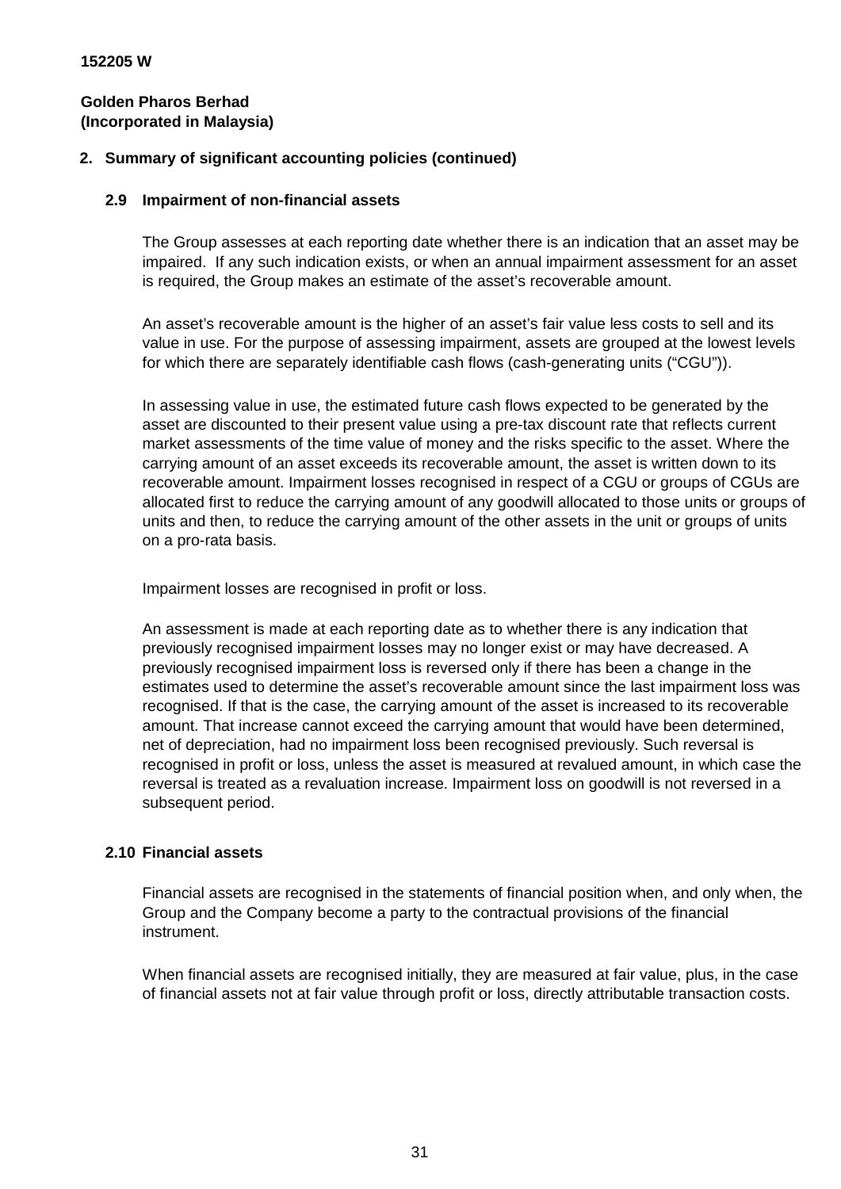**152205 W**

**Golden Pharos Berhad**
**(Incorporated in Malaysia)**

## 2. Summary of significant accounting policies (continued)

### 2.9 Impairment of non-financial assets

The Group assesses at each reporting date whether there is an indication that an asset may be impaired. If any such indication exists, or when an annual impairment assessment for an asset is required, the Group makes an estimate of the asset's recoverable amount.

An asset's recoverable amount is the higher of an asset's fair value less costs to sell and its value in use. For the purpose of assessing impairment, assets are grouped at the lowest levels for which there are separately identifiable cash flows (cash-generating units ("CGU")).

In assessing value in use, the estimated future cash flows expected to be generated by the asset are discounted to their present value using a pre-tax discount rate that reflects current market assessments of the time value of money and the risks specific to the asset. Where the carrying amount of an asset exceeds its recoverable amount, the asset is written down to its recoverable amount. Impairment losses recognised in respect of a CGU or groups of CGUs are allocated first to reduce the carrying amount of any goodwill allocated to those units or groups of units and then, to reduce the carrying amount of the other assets in the unit or groups of units on a pro-rata basis.

Impairment losses are recognised in profit or loss.

An assessment is made at each reporting date as to whether there is any indication that previously recognised impairment losses may no longer exist or may have decreased. A previously recognised impairment loss is reversed only if there has been a change in the estimates used to determine the asset's recoverable amount since the last impairment loss was recognised. If that is the case, the carrying amount of the asset is increased to its recoverable amount. That increase cannot exceed the carrying amount that would have been determined, net of depreciation, had no impairment loss been recognised previously. Such reversal is recognised in profit or loss, unless the asset is measured at revalued amount, in which case the reversal is treated as a revaluation increase. Impairment loss on goodwill is not reversed in a subsequent period.

### 2.10 Financial assets

Financial assets are recognised in the statements of financial position when, and only when, the Group and the Company become a party to the contractual provisions of the financial instrument.

When financial assets are recognised initially, they are measured at fair value, plus, in the case of financial assets not at fair value through profit or loss, directly attributable transaction costs.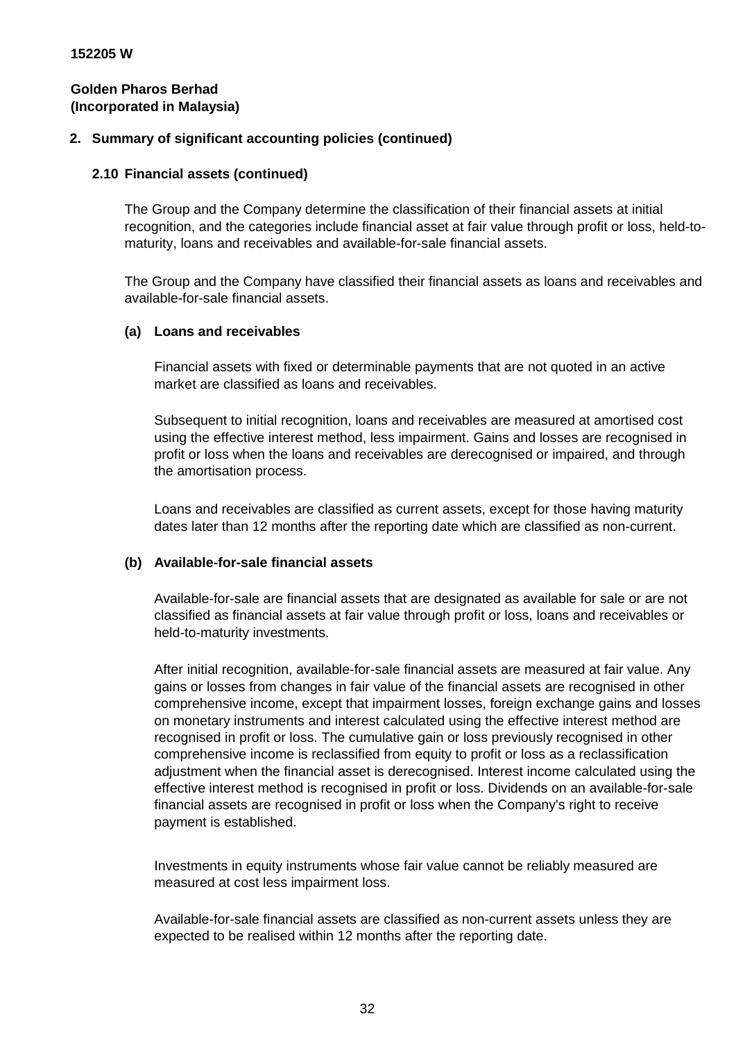152205 W

**Golden Pharos Berhad**
**(Incorporated in Malaysia)**

## 2. Summary of significant accounting policies (continued)

### 2.10 Financial assets (continued)

The Group and the Company determine the classification of their financial assets at initial recognition, and the categories include financial asset at fair value through profit or loss, held-to-maturity, loans and receivables and available-for-sale financial assets.

The Group and the Company have classified their financial assets as loans and receivables and available-for-sale financial assets.

#### (a) Loans and receivables

Financial assets with fixed or determinable payments that are not quoted in an active market are classified as loans and receivables.

Subsequent to initial recognition, loans and receivables are measured at amortised cost using the effective interest method, less impairment. Gains and losses are recognised in profit or loss when the loans and receivables are derecognised or impaired, and through the amortisation process.

Loans and receivables are classified as current assets, except for those having maturity dates later than 12 months after the reporting date which are classified as non-current.

#### (b) Available-for-sale financial assets

Available-for-sale are financial assets that are designated as available for sale or are not classified as financial assets at fair value through profit or loss, loans and receivables or held-to-maturity investments.

After initial recognition, available-for-sale financial assets are measured at fair value. Any gains or losses from changes in fair value of the financial assets are recognised in other comprehensive income, except that impairment losses, foreign exchange gains and losses on monetary instruments and interest calculated using the effective interest method are recognised in profit or loss. The cumulative gain or loss previously recognised in other comprehensive income is reclassified from equity to profit or loss as a reclassification adjustment when the financial asset is derecognised. Interest income calculated using the effective interest method is recognised in profit or loss. Dividends on an available-for-sale financial assets are recognised in profit or loss when the Company's right to receive payment is established.

Investments in equity instruments whose fair value cannot be reliably measured are measured at cost less impairment loss.

Available-for-sale financial assets are classified as non-current assets unless they are expected to be realised within 12 months after the reporting date.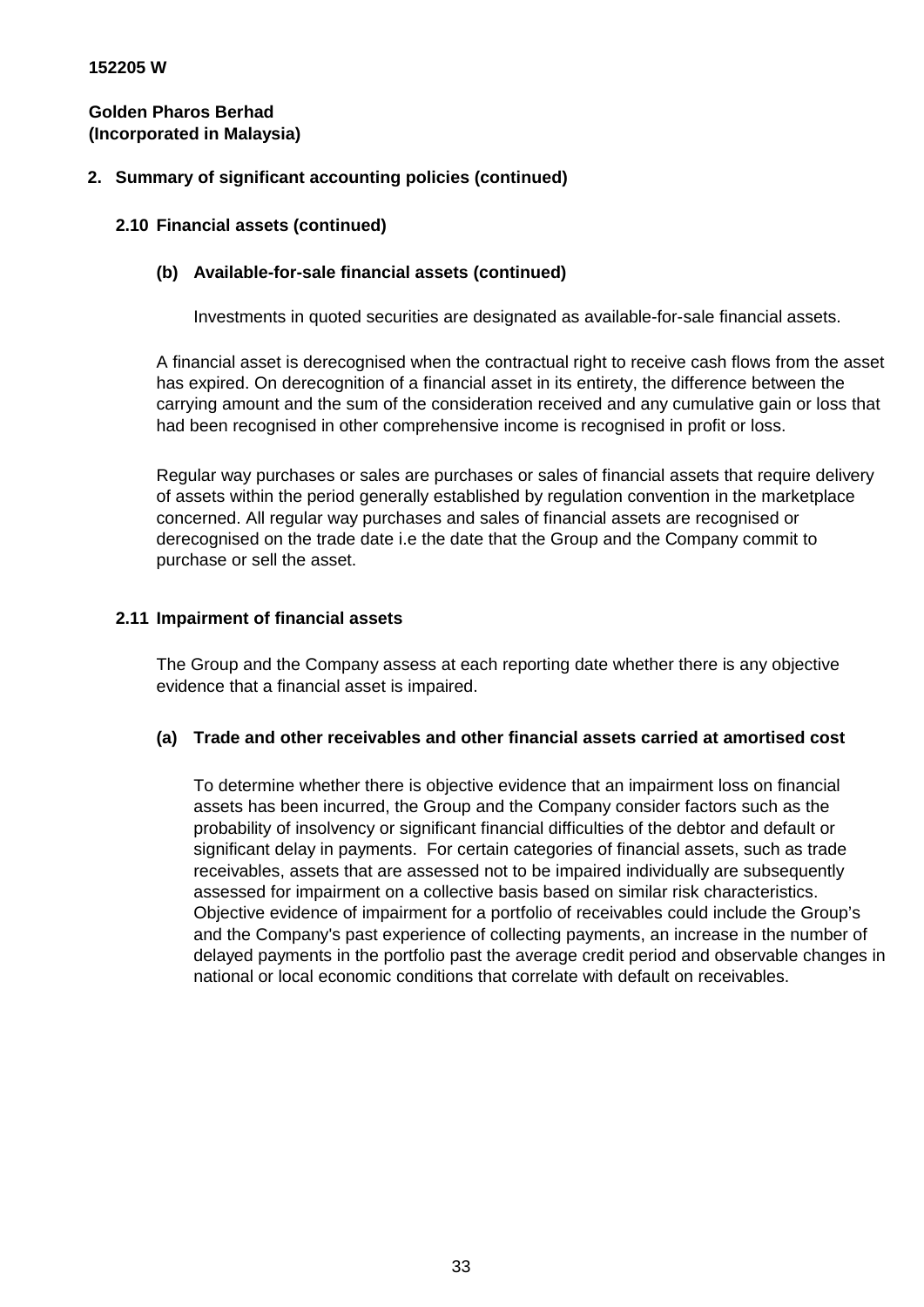152205 W

**Golden Pharos Berhad**
**(Incorporated in Malaysia)**

## 2. Summary of significant accounting policies (continued)

### 2.10 Financial assets (continued)

#### (b) Available-for-sale financial assets (continued)

Investments in quoted securities are designated as available-for-sale financial assets.

A financial asset is derecognised when the contractual right to receive cash flows from the asset has expired. On derecognition of a financial asset in its entirety, the difference between the carrying amount and the sum of the consideration received and any cumulative gain or loss that had been recognised in other comprehensive income is recognised in profit or loss.

Regular way purchases or sales are purchases or sales of financial assets that require delivery of assets within the period generally established by regulation convention in the marketplace concerned. All regular way purchases and sales of financial assets are recognised or derecognised on the trade date i.e the date that the Group and the Company commit to purchase or sell the asset.

### 2.11 Impairment of financial assets

The Group and the Company assess at each reporting date whether there is any objective evidence that a financial asset is impaired.

#### (a) Trade and other receivables and other financial assets carried at amortised cost

To determine whether there is objective evidence that an impairment loss on financial assets has been incurred, the Group and the Company consider factors such as the probability of insolvency or significant financial difficulties of the debtor and default or significant delay in payments. For certain categories of financial assets, such as trade receivables, assets that are assessed not to be impaired individually are subsequently assessed for impairment on a collective basis based on similar risk characteristics. Objective evidence of impairment for a portfolio of receivables could include the Group's and the Company's past experience of collecting payments, an increase in the number of delayed payments in the portfolio past the average credit period and observable changes in national or local economic conditions that correlate with default on receivables.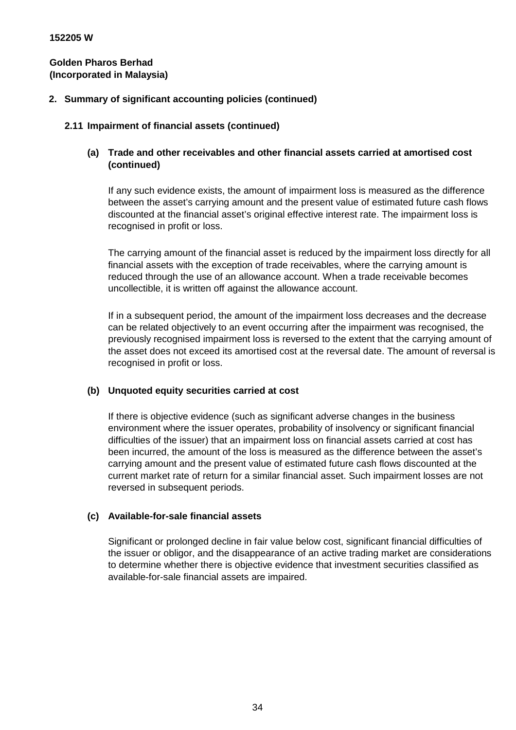**152205 W**

**Golden Pharos Berhad**
**(Incorporated in Malaysia)**

## 2. Summary of significant accounting policies (continued)

### 2.11 Impairment of financial assets (continued)

#### (a) Trade and other receivables and other financial assets carried at amortised cost (continued)

If any such evidence exists, the amount of impairment loss is measured as the difference between the asset's carrying amount and the present value of estimated future cash flows discounted at the financial asset's original effective interest rate. The impairment loss is recognised in profit or loss.

The carrying amount of the financial asset is reduced by the impairment loss directly for all financial assets with the exception of trade receivables, where the carrying amount is reduced through the use of an allowance account. When a trade receivable becomes uncollectible, it is written off against the allowance account.

If in a subsequent period, the amount of the impairment loss decreases and the decrease can be related objectively to an event occurring after the impairment was recognised, the previously recognised impairment loss is reversed to the extent that the carrying amount of the asset does not exceed its amortised cost at the reversal date. The amount of reversal is recognised in profit or loss.

#### (b) Unquoted equity securities carried at cost

If there is objective evidence (such as significant adverse changes in the business environment where the issuer operates, probability of insolvency or significant financial difficulties of the issuer) that an impairment loss on financial assets carried at cost has been incurred, the amount of the loss is measured as the difference between the asset's carrying amount and the present value of estimated future cash flows discounted at the current market rate of return for a similar financial asset. Such impairment losses are not reversed in subsequent periods.

#### (c) Available-for-sale financial assets

Significant or prolonged decline in fair value below cost, significant financial difficulties of the issuer or obligor, and the disappearance of an active trading market are considerations to determine whether there is objective evidence that investment securities classified as available-for-sale financial assets are impaired.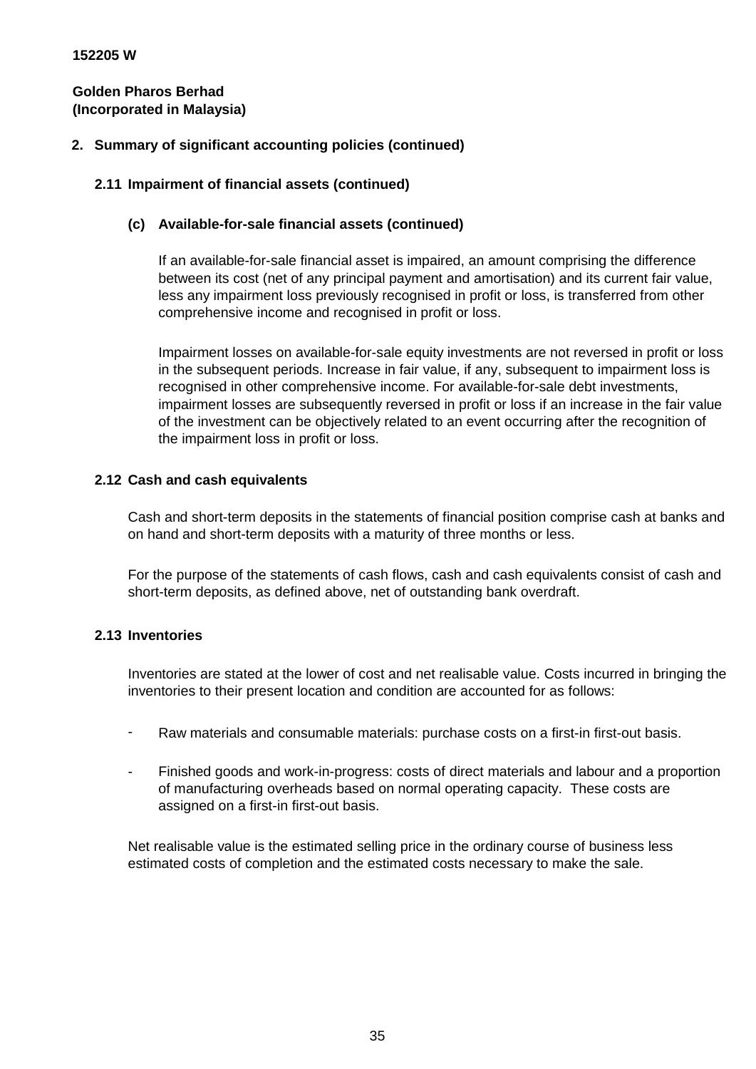**152205 W**

**Golden Pharos Berhad**
**(Incorporated in Malaysia)**

## 2. Summary of significant accounting policies (continued)

### 2.11 Impairment of financial assets (continued)

#### (c) Available-for-sale financial assets (continued)

If an available-for-sale financial asset is impaired, an amount comprising the difference between its cost (net of any principal payment and amortisation) and its current fair value, less any impairment loss previously recognised in profit or loss, is transferred from other comprehensive income and recognised in profit or loss.

Impairment losses on available-for-sale equity investments are not reversed in profit or loss in the subsequent periods. Increase in fair value, if any, subsequent to impairment loss is recognised in other comprehensive income. For available-for-sale debt investments, impairment losses are subsequently reversed in profit or loss if an increase in the fair value of the investment can be objectively related to an event occurring after the recognition of the impairment loss in profit or loss.

### 2.12 Cash and cash equivalents

Cash and short-term deposits in the statements of financial position comprise cash at banks and on hand and short-term deposits with a maturity of three months or less.

For the purpose of the statements of cash flows, cash and cash equivalents consist of cash and short-term deposits, as defined above, net of outstanding bank overdraft.

### 2.13 Inventories

Inventories are stated at the lower of cost and net realisable value. Costs incurred in bringing the inventories to their present location and condition are accounted for as follows:

- Raw materials and consumable materials: purchase costs on a first-in first-out basis.
- Finished goods and work-in-progress: costs of direct materials and labour and a proportion of manufacturing overheads based on normal operating capacity. These costs are assigned on a first-in first-out basis.

Net realisable value is the estimated selling price in the ordinary course of business less estimated costs of completion and the estimated costs necessary to make the sale.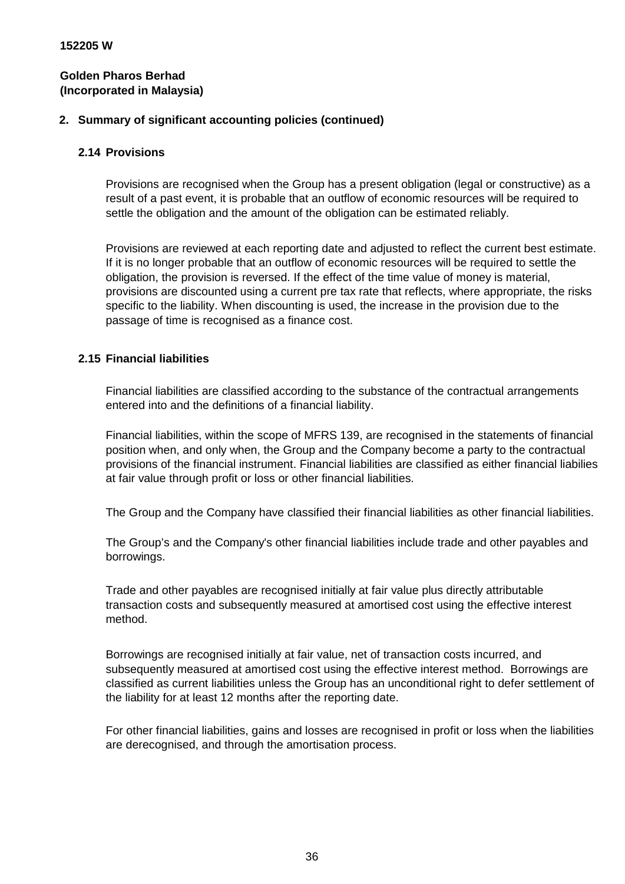152205 W

**Golden Pharos Berhad**
**(Incorporated in Malaysia)**

## 2. Summary of significant accounting policies (continued)

### 2.14 Provisions

Provisions are recognised when the Group has a present obligation (legal or constructive) as a result of a past event, it is probable that an outflow of economic resources will be required to settle the obligation and the amount of the obligation can be estimated reliably.

Provisions are reviewed at each reporting date and adjusted to reflect the current best estimate. If it is no longer probable that an outflow of economic resources will be required to settle the obligation, the provision is reversed. If the effect of the time value of money is material, provisions are discounted using a current pre tax rate that reflects, where appropriate, the risks specific to the liability. When discounting is used, the increase in the provision due to the passage of time is recognised as a finance cost.

### 2.15 Financial liabilities

Financial liabilities are classified according to the substance of the contractual arrangements entered into and the definitions of a financial liability.

Financial liabilities, within the scope of MFRS 139, are recognised in the statements of financial position when, and only when, the Group and the Company become a party to the contractual provisions of the financial instrument. Financial liabilities are classified as either financial liabilies at fair value through profit or loss or other financial liabilities.

The Group and the Company have classified their financial liabilities as other financial liabilities.

The Group's and the Company's other financial liabilities include trade and other payables and borrowings.

Trade and other payables are recognised initially at fair value plus directly attributable transaction costs and subsequently measured at amortised cost using the effective interest method.

Borrowings are recognised initially at fair value, net of transaction costs incurred, and subsequently measured at amortised cost using the effective interest method. Borrowings are classified as current liabilities unless the Group has an unconditional right to defer settlement of the liability for at least 12 months after the reporting date.

For other financial liabilities, gains and losses are recognised in profit or loss when the liabilities are derecognised, and through the amortisation process.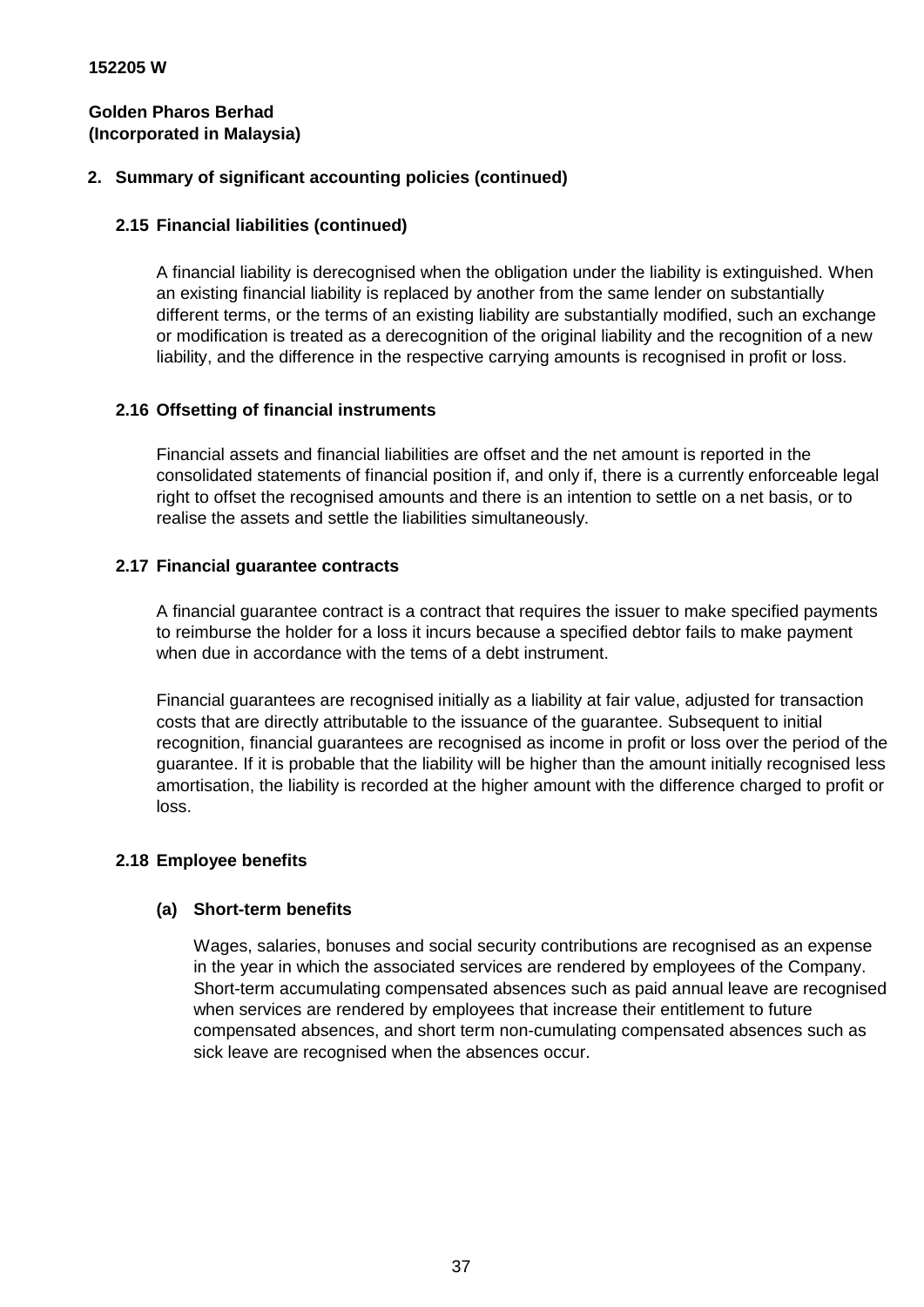**152205 W**

**Golden Pharos Berhad**
**(Incorporated in Malaysia)**

## 2. Summary of significant accounting policies (continued)

### 2.15 Financial liabilities (continued)

A financial liability is derecognised when the obligation under the liability is extinguished. When an existing financial liability is replaced by another from the same lender on substantially different terms, or the terms of an existing liability are substantially modified, such an exchange or modification is treated as a derecognition of the original liability and the recognition of a new liability, and the difference in the respective carrying amounts is recognised in profit or loss.

### 2.16 Offsetting of financial instruments

Financial assets and financial liabilities are offset and the net amount is reported in the consolidated statements of financial position if, and only if, there is a currently enforceable legal right to offset the recognised amounts and there is an intention to settle on a net basis, or to realise the assets and settle the liabilities simultaneously.

### 2.17 Financial guarantee contracts

A financial guarantee contract is a contract that requires the issuer to make specified payments to reimburse the holder for a loss it incurs because a specified debtor fails to make payment when due in accordance with the tems of a debt instrument.

Financial guarantees are recognised initially as a liability at fair value, adjusted for transaction costs that are directly attributable to the issuance of the guarantee. Subsequent to initial recognition, financial guarantees are recognised as income in profit or loss over the period of the guarantee. If it is probable that the liability will be higher than the amount initially recognised less amortisation, the liability is recorded at the higher amount with the difference charged to profit or loss.

### 2.18 Employee benefits

#### (a) Short-term benefits

Wages, salaries, bonuses and social security contributions are recognised as an expense in the year in which the associated services are rendered by employees of the Company. Short-term accumulating compensated absences such as paid annual leave are recognised when services are rendered by employees that increase their entitlement to future compensated absences, and short term non-cumulating compensated absences such as sick leave are recognised when the absences occur.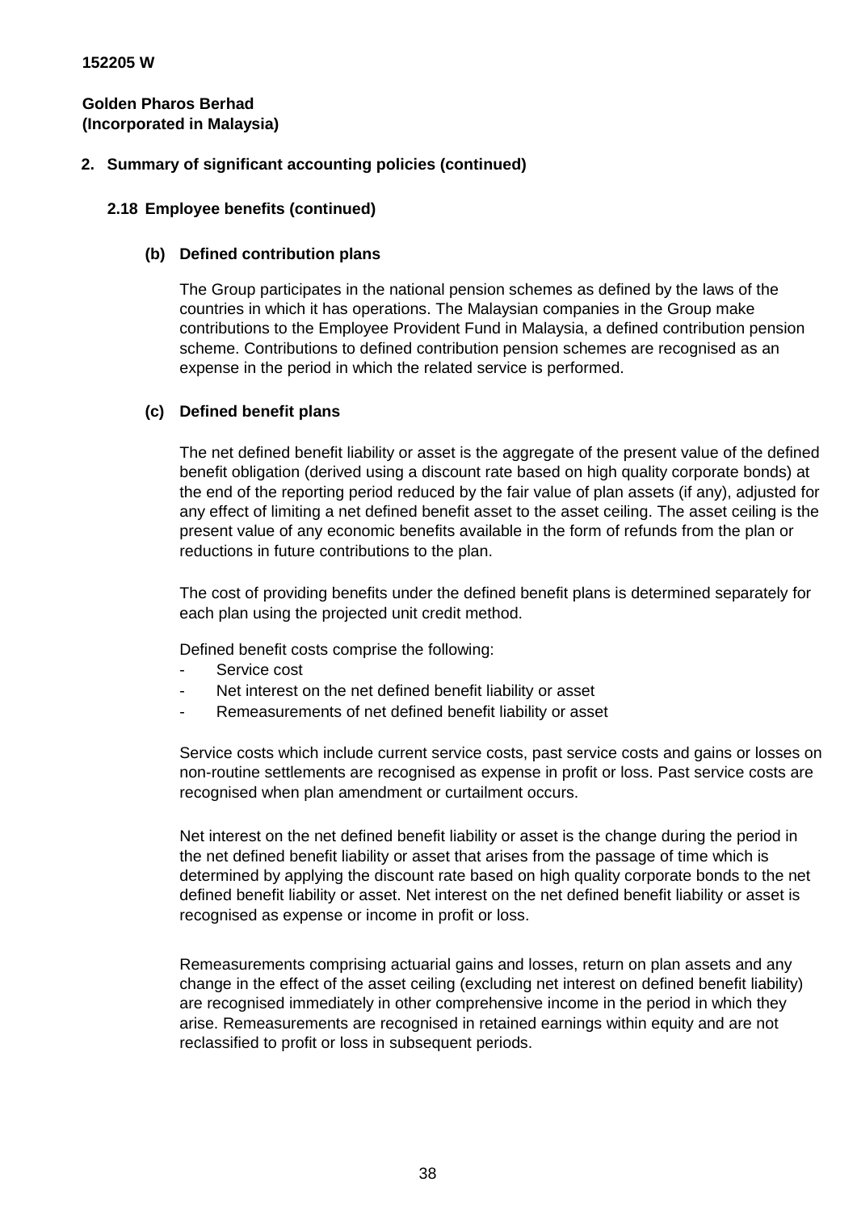**152205 W**

**Golden Pharos Berhad**
**(Incorporated in Malaysia)**

## 2. Summary of significant accounting policies (continued)

### 2.18 Employee benefits (continued)

#### (b) Defined contribution plans

The Group participates in the national pension schemes as defined by the laws of the countries in which it has operations. The Malaysian companies in the Group make contributions to the Employee Provident Fund in Malaysia, a defined contribution pension scheme. Contributions to defined contribution pension schemes are recognised as an expense in the period in which the related service is performed.

#### (c) Defined benefit plans

The net defined benefit liability or asset is the aggregate of the present value of the defined benefit obligation (derived using a discount rate based on high quality corporate bonds) at the end of the reporting period reduced by the fair value of plan assets (if any), adjusted for any effect of limiting a net defined benefit asset to the asset ceiling. The asset ceiling is the present value of any economic benefits available in the form of refunds from the plan or reductions in future contributions to the plan.

The cost of providing benefits under the defined benefit plans is determined separately for each plan using the projected unit credit method.

Defined benefit costs comprise the following:

- Service cost
- Net interest on the net defined benefit liability or asset
- Remeasurements of net defined benefit liability or asset

Service costs which include current service costs, past service costs and gains or losses on non-routine settlements are recognised as expense in profit or loss. Past service costs are recognised when plan amendment or curtailment occurs.

Net interest on the net defined benefit liability or asset is the change during the period in the net defined benefit liability or asset that arises from the passage of time which is determined by applying the discount rate based on high quality corporate bonds to the net defined benefit liability or asset. Net interest on the net defined benefit liability or asset is recognised as expense or income in profit or loss.

Remeasurements comprising actuarial gains and losses, return on plan assets and any change in the effect of the asset ceiling (excluding net interest on defined benefit liability) are recognised immediately in other comprehensive income in the period in which they arise. Remeasurements are recognised in retained earnings within equity and are not reclassified to profit or loss in subsequent periods.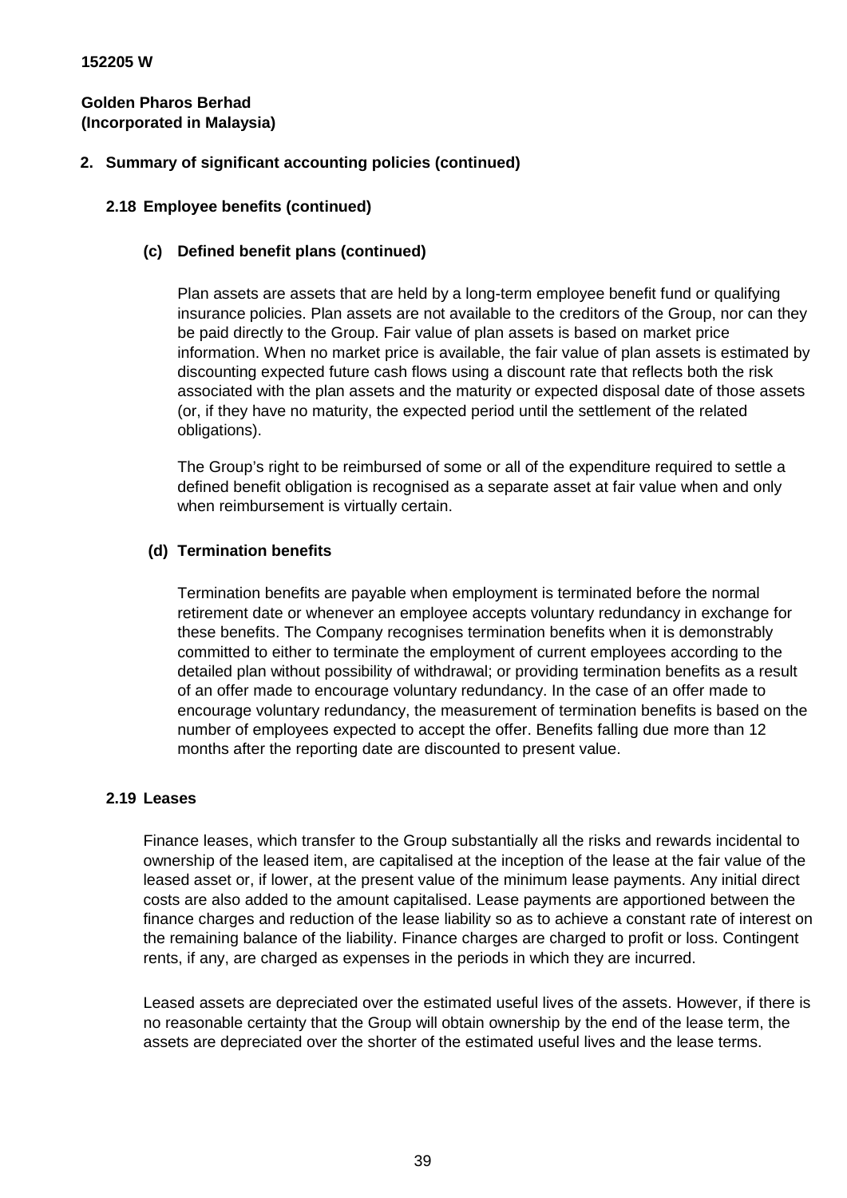**152205 W**

**Golden Pharos Berhad**
**(Incorporated in Malaysia)**

## 2. Summary of significant accounting policies (continued)

### 2.18 Employee benefits (continued)

#### (c) Defined benefit plans (continued)

Plan assets are assets that are held by a long-term employee benefit fund or qualifying insurance policies. Plan assets are not available to the creditors of the Group, nor can they be paid directly to the Group. Fair value of plan assets is based on market price information. When no market price is available, the fair value of plan assets is estimated by discounting expected future cash flows using a discount rate that reflects both the risk associated with the plan assets and the maturity or expected disposal date of those assets (or, if they have no maturity, the expected period until the settlement of the related obligations).

The Group's right to be reimbursed of some or all of the expenditure required to settle a defined benefit obligation is recognised as a separate asset at fair value when and only when reimbursement is virtually certain.

#### (d) Termination benefits

Termination benefits are payable when employment is terminated before the normal retirement date or whenever an employee accepts voluntary redundancy in exchange for these benefits. The Company recognises termination benefits when it is demonstrably committed to either to terminate the employment of current employees according to the detailed plan without possibility of withdrawal; or providing termination benefits as a result of an offer made to encourage voluntary redundancy. In the case of an offer made to encourage voluntary redundancy, the measurement of termination benefits is based on the number of employees expected to accept the offer. Benefits falling due more than 12 months after the reporting date are discounted to present value.

### 2.19 Leases

Finance leases, which transfer to the Group substantially all the risks and rewards incidental to ownership of the leased item, are capitalised at the inception of the lease at the fair value of the leased asset or, if lower, at the present value of the minimum lease payments. Any initial direct costs are also added to the amount capitalised. Lease payments are apportioned between the finance charges and reduction of the lease liability so as to achieve a constant rate of interest on the remaining balance of the liability. Finance charges are charged to profit or loss. Contingent rents, if any, are charged as expenses in the periods in which they are incurred.

Leased assets are depreciated over the estimated useful lives of the assets. However, if there is no reasonable certainty that the Group will obtain ownership by the end of the lease term, the assets are depreciated over the shorter of the estimated useful lives and the lease terms.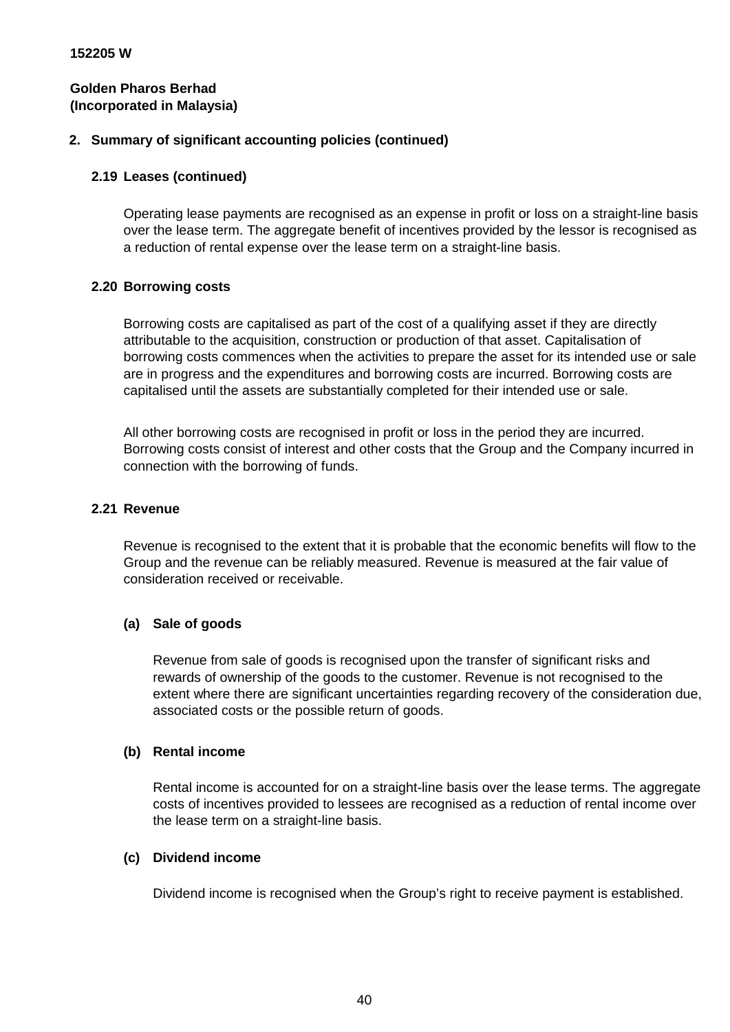**152205 W**

**Golden Pharos Berhad**
**(Incorporated in Malaysia)**

## 2. Summary of significant accounting policies (continued)

### 2.19 Leases (continued)

Operating lease payments are recognised as an expense in profit or loss on a straight-line basis over the lease term. The aggregate benefit of incentives provided by the lessor is recognised as a reduction of rental expense over the lease term on a straight-line basis.

### 2.20 Borrowing costs

Borrowing costs are capitalised as part of the cost of a qualifying asset if they are directly attributable to the acquisition, construction or production of that asset. Capitalisation of borrowing costs commences when the activities to prepare the asset for its intended use or sale are in progress and the expenditures and borrowing costs are incurred. Borrowing costs are capitalised until the assets are substantially completed for their intended use or sale.

All other borrowing costs are recognised in profit or loss in the period they are incurred. Borrowing costs consist of interest and other costs that the Group and the Company incurred in connection with the borrowing of funds.

### 2.21 Revenue

Revenue is recognised to the extent that it is probable that the economic benefits will flow to the Group and the revenue can be reliably measured. Revenue is measured at the fair value of consideration received or receivable.

**(a) Sale of goods**

Revenue from sale of goods is recognised upon the transfer of significant risks and rewards of ownership of the goods to the customer. Revenue is not recognised to the extent where there are significant uncertainties regarding recovery of the consideration due, associated costs or the possible return of goods.

**(b) Rental income**

Rental income is accounted for on a straight-line basis over the lease terms. The aggregate costs of incentives provided to lessees are recognised as a reduction of rental income over the lease term on a straight-line basis.

**(c) Dividend income**

Dividend income is recognised when the Group's right to receive payment is established.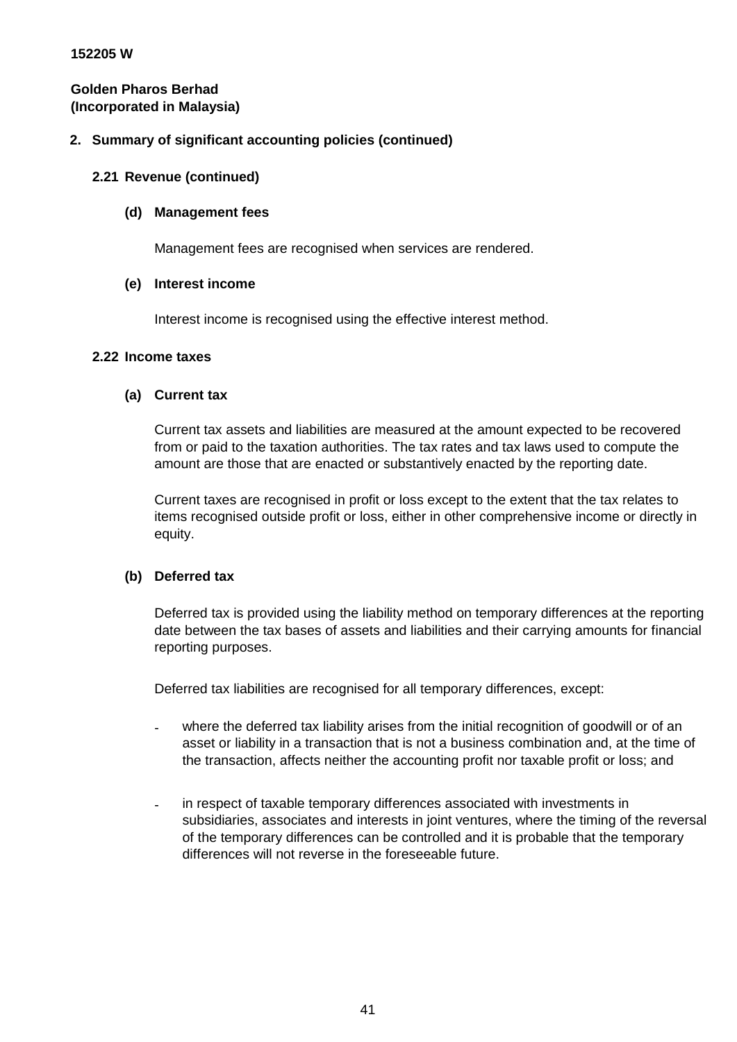152205 W

**Golden Pharos Berhad**
**(Incorporated in Malaysia)**

## 2. Summary of significant accounting policies (continued)

### 2.21 Revenue (continued)

#### (d) Management fees

Management fees are recognised when services are rendered.

#### (e) Interest income

Interest income is recognised using the effective interest method.

### 2.22 Income taxes

#### (a) Current tax

Current tax assets and liabilities are measured at the amount expected to be recovered from or paid to the taxation authorities. The tax rates and tax laws used to compute the amount are those that are enacted or substantively enacted by the reporting date.

Current taxes are recognised in profit or loss except to the extent that the tax relates to items recognised outside profit or loss, either in other comprehensive income or directly in equity.

#### (b) Deferred tax

Deferred tax is provided using the liability method on temporary differences at the reporting date between the tax bases of assets and liabilities and their carrying amounts for financial reporting purposes.

Deferred tax liabilities are recognised for all temporary differences, except:

- where the deferred tax liability arises from the initial recognition of goodwill or of an asset or liability in a transaction that is not a business combination and, at the time of the transaction, affects neither the accounting profit nor taxable profit or loss; and

- in respect of taxable temporary differences associated with investments in subsidiaries, associates and interests in joint ventures, where the timing of the reversal of the temporary differences can be controlled and it is probable that the temporary differences will not reverse in the foreseeable future.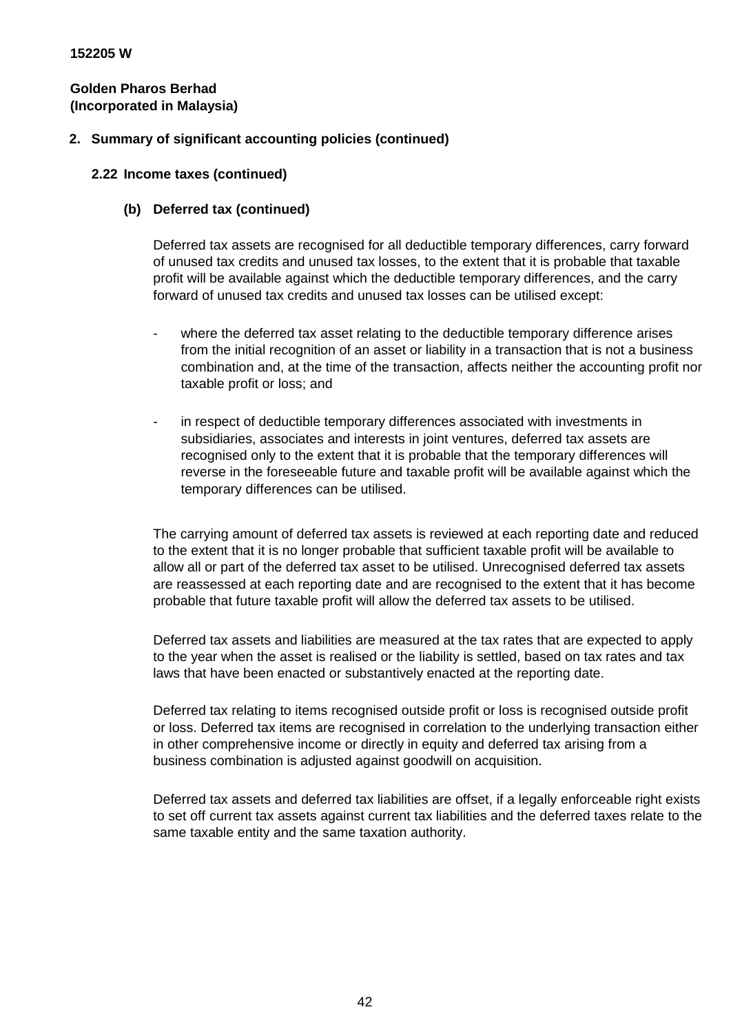152205 W

**Golden Pharos Berhad**
**(Incorporated in Malaysia)**

## 2. Summary of significant accounting policies (continued)

### 2.22 Income taxes (continued)

#### (b) Deferred tax (continued)

Deferred tax assets are recognised for all deductible temporary differences, carry forward of unused tax credits and unused tax losses, to the extent that it is probable that taxable profit will be available against which the deductible temporary differences, and the carry forward of unused tax credits and unused tax losses can be utilised except:

- where the deferred tax asset relating to the deductible temporary difference arises from the initial recognition of an asset or liability in a transaction that is not a business combination and, at the time of the transaction, affects neither the accounting profit nor taxable profit or loss; and

- in respect of deductible temporary differences associated with investments in subsidiaries, associates and interests in joint ventures, deferred tax assets are recognised only to the extent that it is probable that the temporary differences will reverse in the foreseeable future and taxable profit will be available against which the temporary differences can be utilised.

The carrying amount of deferred tax assets is reviewed at each reporting date and reduced to the extent that it is no longer probable that sufficient taxable profit will be available to allow all or part of the deferred tax asset to be utilised. Unrecognised deferred tax assets are reassessed at each reporting date and are recognised to the extent that it has become probable that future taxable profit will allow the deferred tax assets to be utilised.

Deferred tax assets and liabilities are measured at the tax rates that are expected to apply to the year when the asset is realised or the liability is settled, based on tax rates and tax laws that have been enacted or substantively enacted at the reporting date.

Deferred tax relating to items recognised outside profit or loss is recognised outside profit or loss. Deferred tax items are recognised in correlation to the underlying transaction either in other comprehensive income or directly in equity and deferred tax arising from a business combination is adjusted against goodwill on acquisition.

Deferred tax assets and deferred tax liabilities are offset, if a legally enforceable right exists to set off current tax assets against current tax liabilities and the deferred taxes relate to the same taxable entity and the same taxation authority.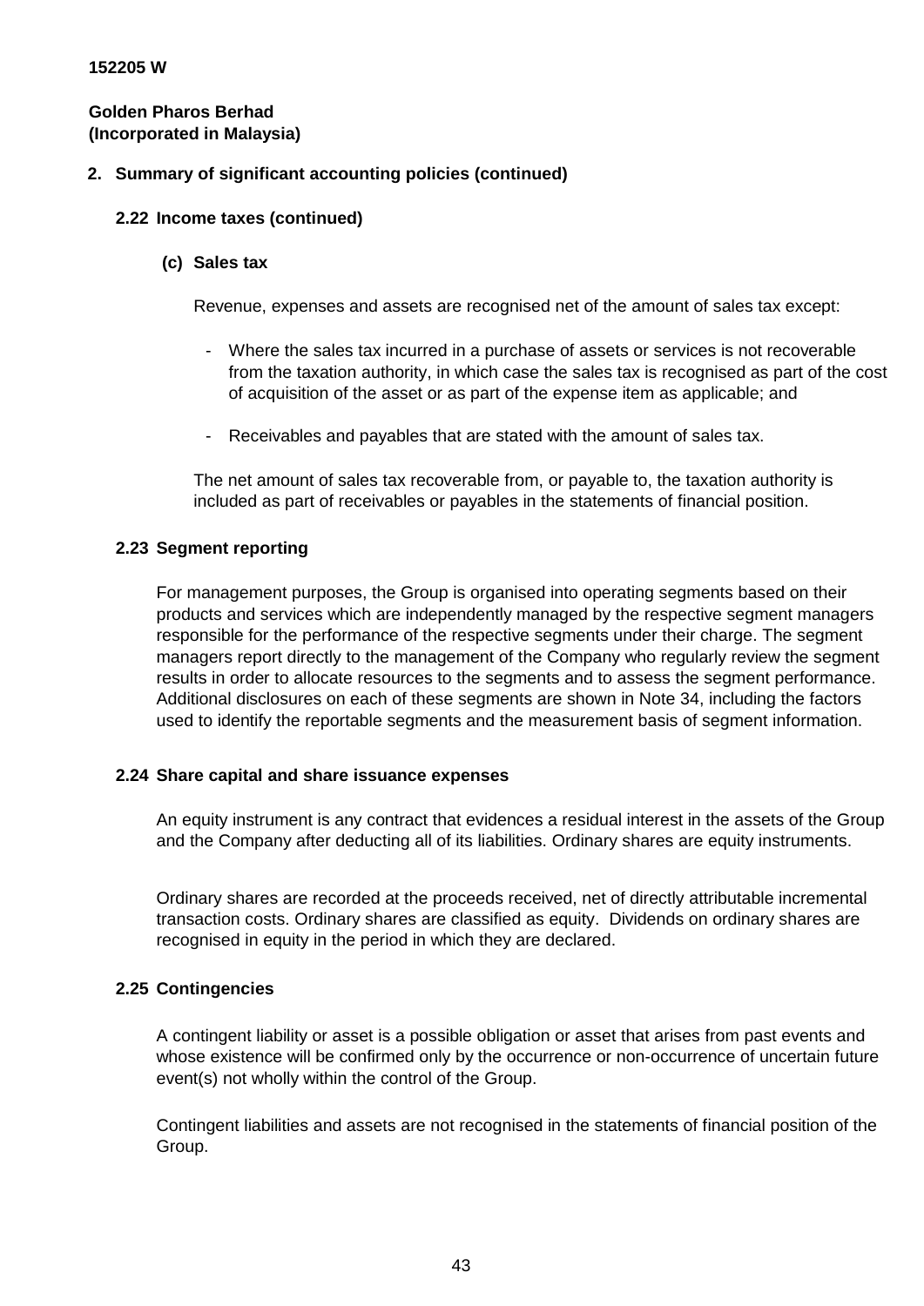152205 W

**Golden Pharos Berhad**
**(Incorporated in Malaysia)**

## 2. Summary of significant accounting policies (continued)

### 2.22 Income taxes (continued)

#### (c) Sales tax

Revenue, expenses and assets are recognised net of the amount of sales tax except:

- Where the sales tax incurred in a purchase of assets or services is not recoverable from the taxation authority, in which case the sales tax is recognised as part of the cost of acquisition of the asset or as part of the expense item as applicable; and
- Receivables and payables that are stated with the amount of sales tax.

The net amount of sales tax recoverable from, or payable to, the taxation authority is included as part of receivables or payables in the statements of financial position.

### 2.23 Segment reporting

For management purposes, the Group is organised into operating segments based on their products and services which are independently managed by the respective segment managers responsible for the performance of the respective segments under their charge. The segment managers report directly to the management of the Company who regularly review the segment results in order to allocate resources to the segments and to assess the segment performance. Additional disclosures on each of these segments are shown in Note 34, including the factors used to identify the reportable segments and the measurement basis of segment information.

### 2.24 Share capital and share issuance expenses

An equity instrument is any contract that evidences a residual interest in the assets of the Group and the Company after deducting all of its liabilities. Ordinary shares are equity instruments.

Ordinary shares are recorded at the proceeds received, net of directly attributable incremental transaction costs. Ordinary shares are classified as equity. Dividends on ordinary shares are recognised in equity in the period in which they are declared.

### 2.25 Contingencies

A contingent liability or asset is a possible obligation or asset that arises from past events and whose existence will be confirmed only by the occurrence or non-occurrence of uncertain future event(s) not wholly within the control of the Group.

Contingent liabilities and assets are not recognised in the statements of financial position of the Group.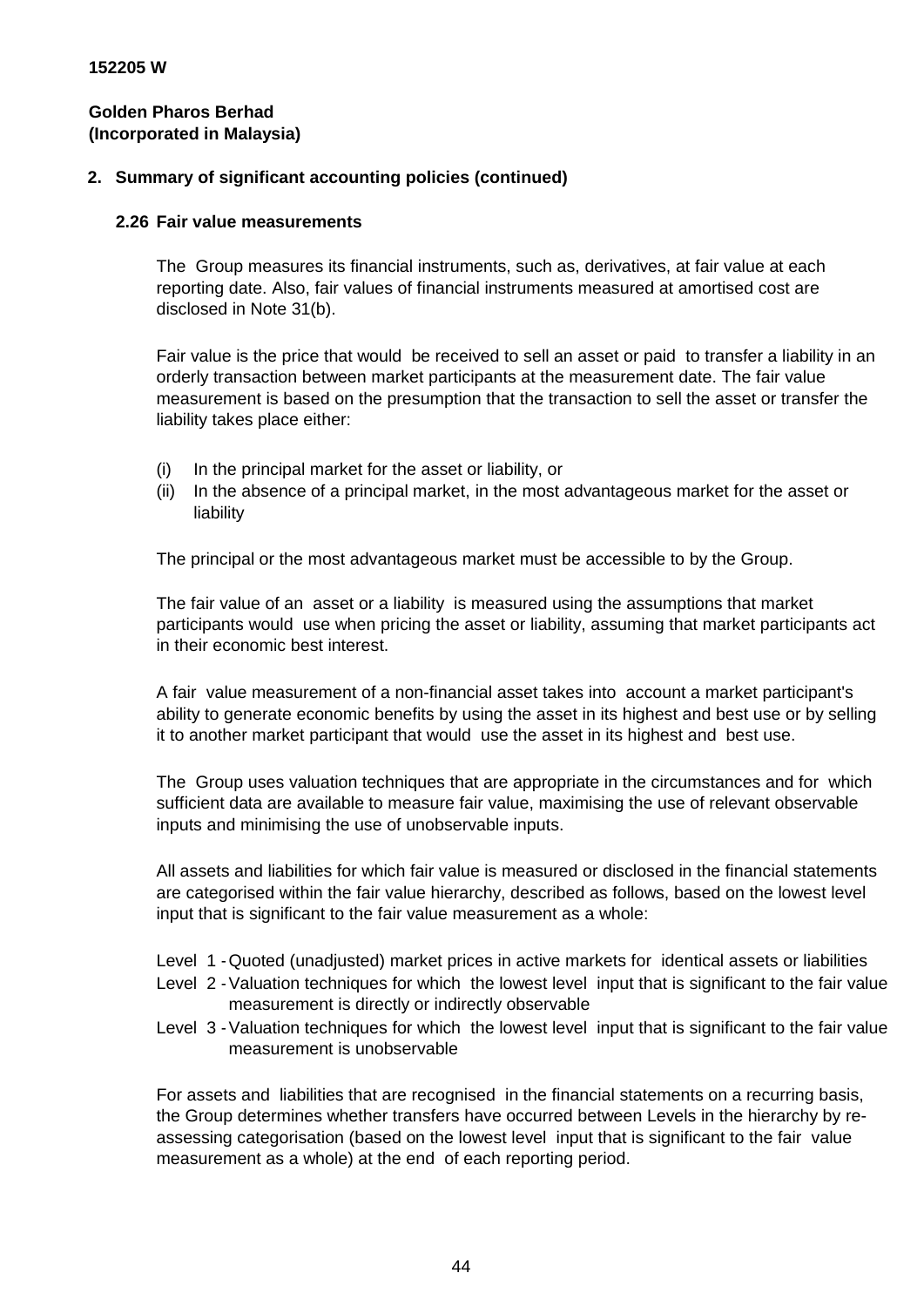**152205 W**

**Golden Pharos Berhad**
**(Incorporated in Malaysia)**

## 2. Summary of significant accounting policies (continued)

### 2.26 Fair value measurements

The Group measures its financial instruments, such as, derivatives, at fair value at each reporting date. Also, fair values of financial instruments measured at amortised cost are disclosed in Note 31(b).

Fair value is the price that would be received to sell an asset or paid to transfer a liability in an orderly transaction between market participants at the measurement date. The fair value measurement is based on the presumption that the transaction to sell the asset or transfer the liability takes place either:

(i) In the principal market for the asset or liability, or
(ii) In the absence of a principal market, in the most advantageous market for the asset or liability

The principal or the most advantageous market must be accessible to by the Group.

The fair value of an asset or a liability is measured using the assumptions that market participants would use when pricing the asset or liability, assuming that market participants act in their economic best interest.

A fair value measurement of a non-financial asset takes into account a market participant's ability to generate economic benefits by using the asset in its highest and best use or by selling it to another market participant that would use the asset in its highest and best use.

The Group uses valuation techniques that are appropriate in the circumstances and for which sufficient data are available to measure fair value, maximising the use of relevant observable inputs and minimising the use of unobservable inputs.

All assets and liabilities for which fair value is measured or disclosed in the financial statements are categorised within the fair value hierarchy, described as follows, based on the lowest level input that is significant to the fair value measurement as a whole:

Level 1 - Quoted (unadjusted) market prices in active markets for identical assets or liabilities
Level 2 - Valuation techniques for which the lowest level input that is significant to the fair value measurement is directly or indirectly observable
Level 3 - Valuation techniques for which the lowest level input that is significant to the fair value measurement is unobservable

For assets and liabilities that are recognised in the financial statements on a recurring basis, the Group determines whether transfers have occurred between Levels in the hierarchy by re-assessing categorisation (based on the lowest level input that is significant to the fair value measurement as a whole) at the end of each reporting period.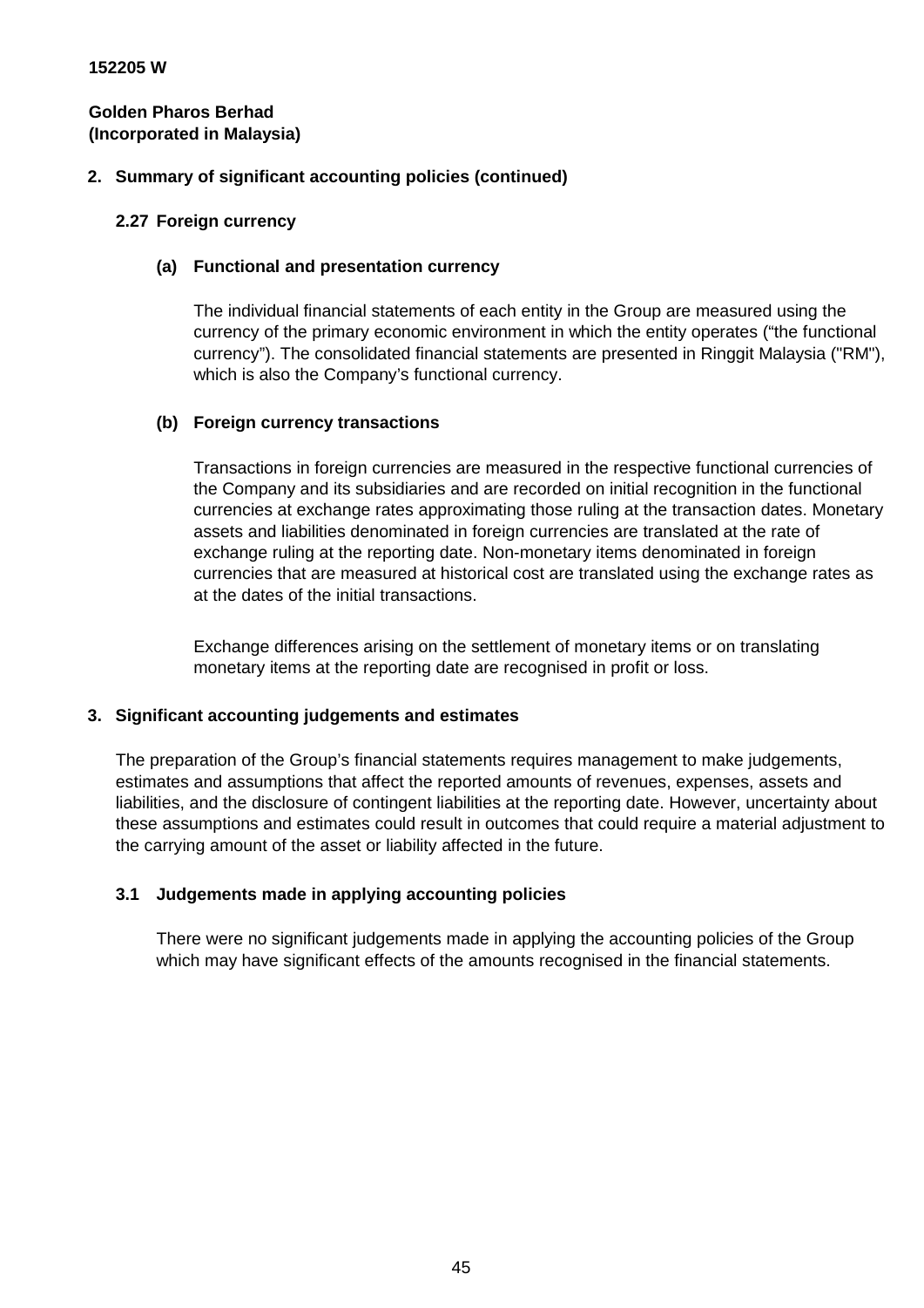152205 W

**Golden Pharos Berhad**
**(Incorporated in Malaysia)**

## 2. Summary of significant accounting policies (continued)

### 2.27 Foreign currency

#### (a) Functional and presentation currency

The individual financial statements of each entity in the Group are measured using the currency of the primary economic environment in which the entity operates ("the functional currency"). The consolidated financial statements are presented in Ringgit Malaysia ("RM"), which is also the Company's functional currency.

#### (b) Foreign currency transactions

Transactions in foreign currencies are measured in the respective functional currencies of the Company and its subsidiaries and are recorded on initial recognition in the functional currencies at exchange rates approximating those ruling at the transaction dates. Monetary assets and liabilities denominated in foreign currencies are translated at the rate of exchange ruling at the reporting date. Non-monetary items denominated in foreign currencies that are measured at historical cost are translated using the exchange rates as at the dates of the initial transactions.

Exchange differences arising on the settlement of monetary items or on translating monetary items at the reporting date are recognised in profit or loss.

## 3. Significant accounting judgements and estimates

The preparation of the Group's financial statements requires management to make judgements, estimates and assumptions that affect the reported amounts of revenues, expenses, assets and liabilities, and the disclosure of contingent liabilities at the reporting date. However, uncertainty about these assumptions and estimates could result in outcomes that could require a material adjustment to the carrying amount of the asset or liability affected in the future.

### 3.1 Judgements made in applying accounting policies

There were no significant judgements made in applying the accounting policies of the Group which may have significant effects of the amounts recognised in the financial statements.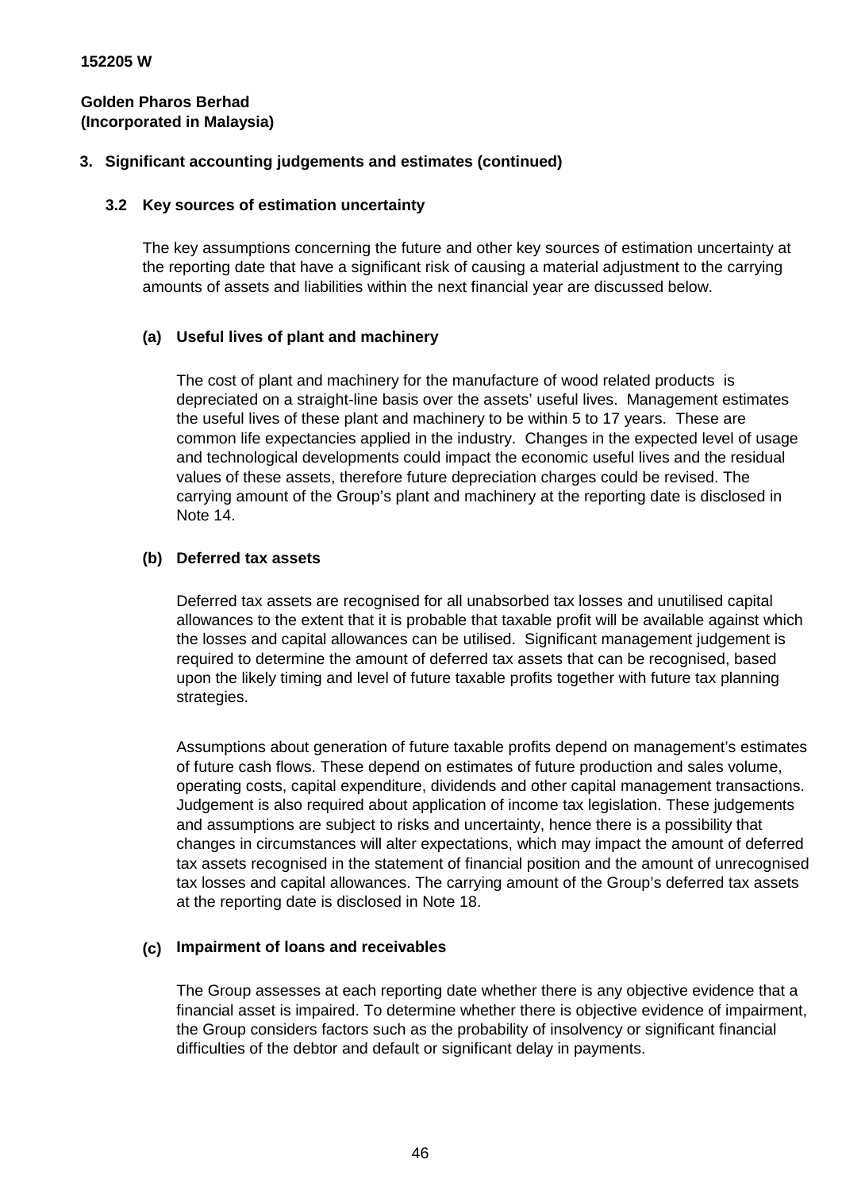152205 W

**Golden Pharos Berhad**
**(Incorporated in Malaysia)**

**3. Significant accounting judgements and estimates (continued)**

**3.2 Key sources of estimation uncertainty**

The key assumptions concerning the future and other key sources of estimation uncertainty at the reporting date that have a significant risk of causing a material adjustment to the carrying amounts of assets and liabilities within the next financial year are discussed below.

**(a) Useful lives of plant and machinery**

The cost of plant and machinery for the manufacture of wood related products is depreciated on a straight-line basis over the assets' useful lives. Management estimates the useful lives of these plant and machinery to be within 5 to 17 years. These are common life expectancies applied in the industry. Changes in the expected level of usage and technological developments could impact the economic useful lives and the residual values of these assets, therefore future depreciation charges could be revised. The carrying amount of the Group's plant and machinery at the reporting date is disclosed in Note 14.

**(b) Deferred tax assets**

Deferred tax assets are recognised for all unabsorbed tax losses and unutilised capital allowances to the extent that it is probable that taxable profit will be available against which the losses and capital allowances can be utilised. Significant management judgement is required to determine the amount of deferred tax assets that can be recognised, based upon the likely timing and level of future taxable profits together with future tax planning strategies.

Assumptions about generation of future taxable profits depend on management's estimates of future cash flows. These depend on estimates of future production and sales volume, operating costs, capital expenditure, dividends and other capital management transactions. Judgement is also required about application of income tax legislation. These judgements and assumptions are subject to risks and uncertainty, hence there is a possibility that changes in circumstances will alter expectations, which may impact the amount of deferred tax assets recognised in the statement of financial position and the amount of unrecognised tax losses and capital allowances. The carrying amount of the Group's deferred tax assets at the reporting date is disclosed in Note 18.

**(c) Impairment of loans and receivables**

The Group assesses at each reporting date whether there is any objective evidence that a financial asset is impaired. To determine whether there is objective evidence of impairment, the Group considers factors such as the probability of insolvency or significant financial difficulties of the debtor and default or significant delay in payments.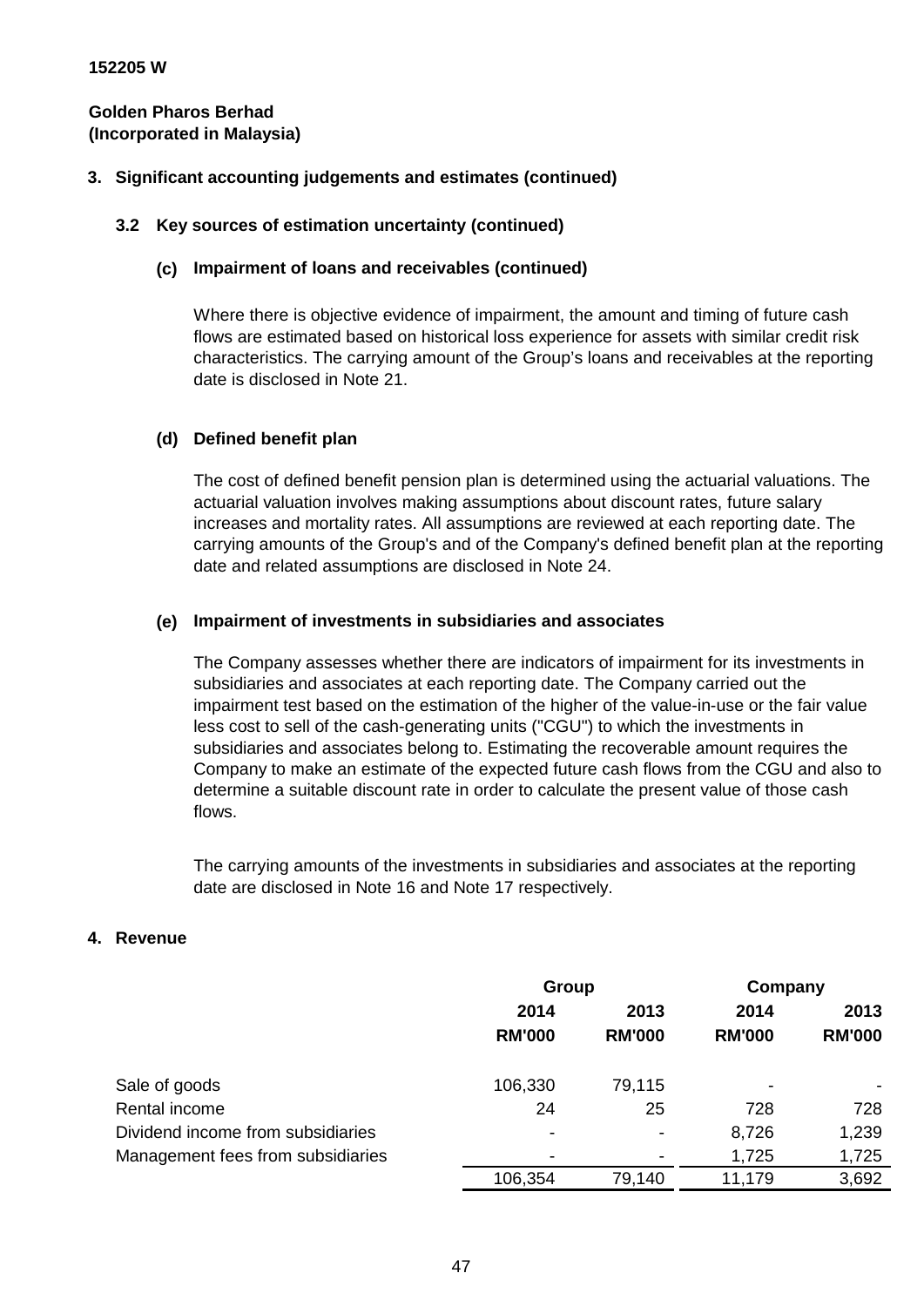**152205 W**

**Golden Pharos Berhad**
**(Incorporated in Malaysia)**

## 3. Significant accounting judgements and estimates (continued)

### 3.2 Key sources of estimation uncertainty (continued)

#### (c) Impairment of loans and receivables (continued)

Where there is objective evidence of impairment, the amount and timing of future cash flows are estimated based on historical loss experience for assets with similar credit risk characteristics. The carrying amount of the Group's loans and receivables at the reporting date is disclosed in Note 21.

#### (d) Defined benefit plan

The cost of defined benefit pension plan is determined using the actuarial valuations. The actuarial valuation involves making assumptions about discount rates, future salary increases and mortality rates. All assumptions are reviewed at each reporting date. The carrying amounts of the Group's and of the Company's defined benefit plan at the reporting date and related assumptions are disclosed in Note 24.

#### (e) Impairment of investments in subsidiaries and associates

The Company assesses whether there are indicators of impairment for its investments in subsidiaries and associates at each reporting date. The Company carried out the impairment test based on the estimation of the higher of the value-in-use or the fair value less cost to sell of the cash-generating units ("CGU") to which the investments in subsidiaries and associates belong to. Estimating the recoverable amount requires the Company to make an estimate of the expected future cash flows from the CGU and also to determine a suitable discount rate in order to calculate the present value of those cash flows.

The carrying amounts of the investments in subsidiaries and associates at the reporting date are disclosed in Note 16 and Note 17 respectively.

## 4. Revenue

| | Group | | Company | |
|---|---|---|---|---|
| | 2014 | 2013 | 2014 | 2013 |
| | RM'000 | RM'000 | RM'000 | RM'000 |
| Sale of goods | 106,330 | 79,115 | - | - |
| Rental income | 24 | 25 | 728 | 728 |
| Dividend income from subsidiaries | - | - | 8,726 | 1,239 |
| Management fees from subsidiaries | - | - | 1,725 | 1,725 |
| | 106,354 | 79,140 | 11,179 | 3,692 |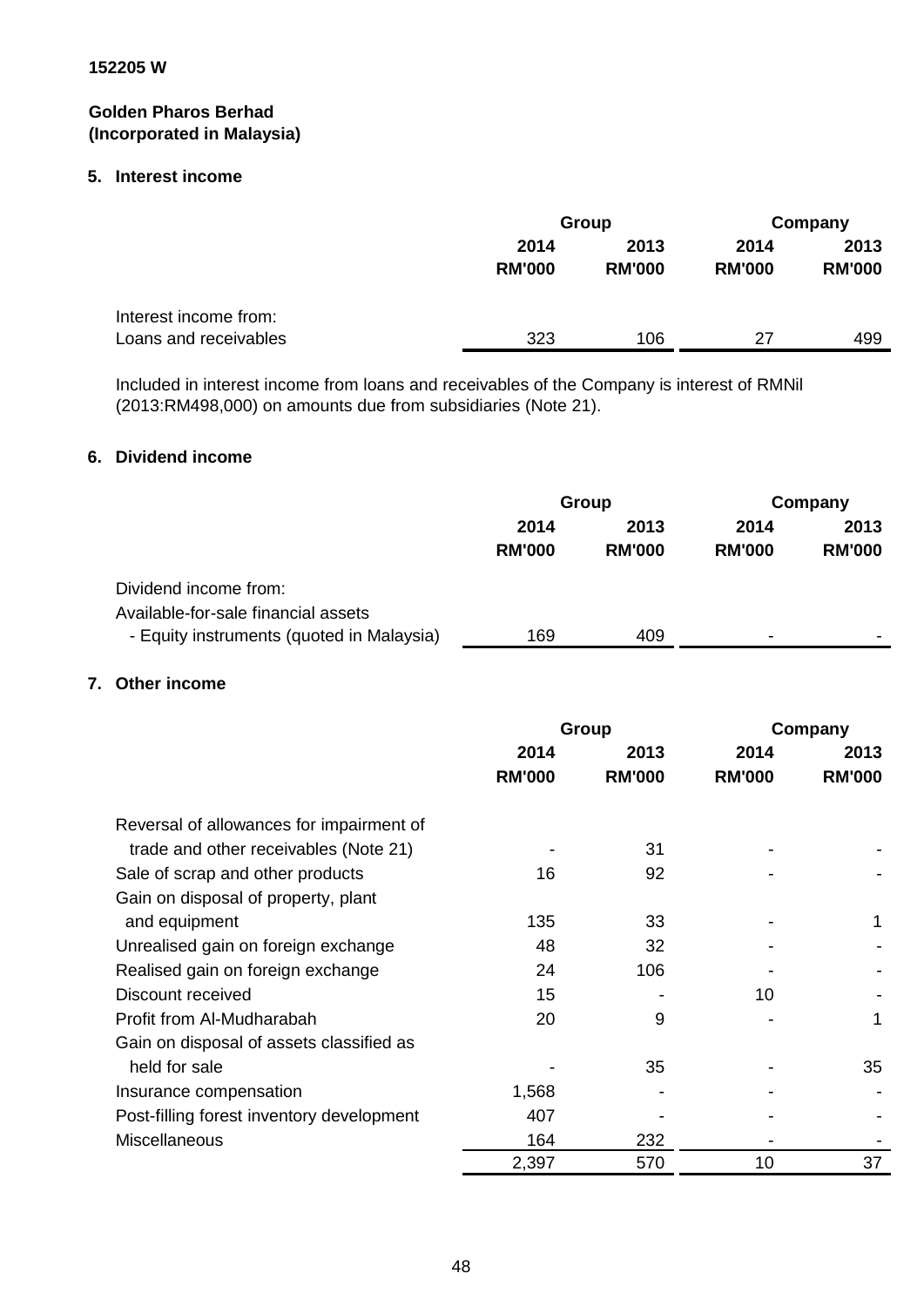152205 W

**Golden Pharos Berhad**
**(Incorporated in Malaysia)**

## 5. Interest income

| | Group | | Company | |
|---|---|---|---|---|
| | **2014** | **2013** | **2014** | **2013** |
| | **RM'000** | **RM'000** | **RM'000** | **RM'000** |
| Interest income from: | | | | |
| Loans and receivables | 323 | 106 | 27 | 499 |

Included in interest income from loans and receivables of the Company is interest of RMNil (2013:RM498,000) on amounts due from subsidiaries (Note 21).

## 6. Dividend income

| | Group | | Company | |
|---|---|---|---|---|
| | **2014** | **2013** | **2014** | **2013** |
| | **RM'000** | **RM'000** | **RM'000** | **RM'000** |
| Dividend income from: | | | | |
| Available-for-sale financial assets | | | | |
| - Equity instruments (quoted in Malaysia) | 169 | 409 | - | - |

## 7. Other income

| | Group | | Company | |
|---|---|---|---|---|
| | **2014** | **2013** | **2014** | **2013** |
| | **RM'000** | **RM'000** | **RM'000** | **RM'000** |
| Reversal of allowances for impairment of trade and other receivables (Note 21) | - | 31 | - | - |
| Sale of scrap and other products | 16 | 92 | - | - |
| Gain on disposal of property, plant and equipment | 135 | 33 | - | 1 |
| Unrealised gain on foreign exchange | 48 | 32 | - | - |
| Realised gain on foreign exchange | 24 | 106 | - | - |
| Discount received | 15 | - | 10 | - |
| Profit from Al-Mudharabah | 20 | 9 | - | 1 |
| Gain on disposal of assets classified as held for sale | - | 35 | - | 35 |
| Insurance compensation | 1,568 | - | - | - |
| Post-filling forest inventory development | 407 | - | - | - |
| Miscellaneous | 164 | 232 | - | - |
| | 2,397 | 570 | 10 | 37 |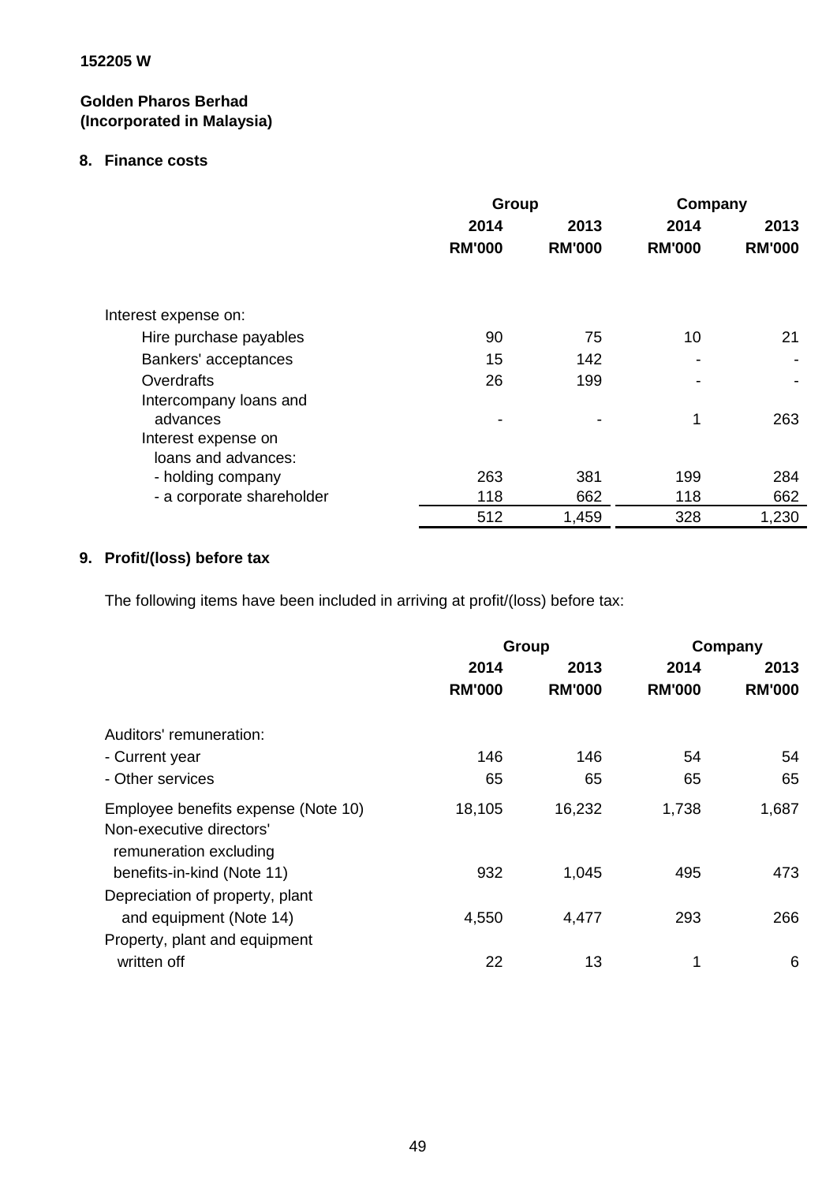152205 W

**Golden Pharos Berhad**
**(Incorporated in Malaysia)**

## 8. Finance costs

| | Group | | Company | |
|---|---|---|---|---|
| | **2014** | **2013** | **2014** | **2013** |
| | **RM'000** | **RM'000** | **RM'000** | **RM'000** |
| Interest expense on: | | | | |
| Hire purchase payables | 90 | 75 | 10 | 21 |
| Bankers' acceptances | 15 | 142 | - | - |
| Overdrafts | 26 | 199 | - | - |
| Intercompany loans and advances | - | - | 1 | 263 |
| Interest expense on loans and advances: | | | | |
| - holding company | 263 | 381 | 199 | 284 |
| - a corporate shareholder | 118 | 662 | 118 | 662 |
| | 512 | 1,459 | 328 | 1,230 |

## 9. Profit/(loss) before tax

The following items have been included in arriving at profit/(loss) before tax:

| | Group | | Company | |
|---|---|---|---|---|
| | **2014** | **2013** | **2014** | **2013** |
| | **RM'000** | **RM'000** | **RM'000** | **RM'000** |
| Auditors' remuneration: | | | | |
| - Current year | 146 | 146 | 54 | 54 |
| - Other services | 65 | 65 | 65 | 65 |
| Employee benefits expense (Note 10) | 18,105 | 16,232 | 1,738 | 1,687 |
| Non-executive directors' remuneration excluding benefits-in-kind (Note 11) | 932 | 1,045 | 495 | 473 |
| Depreciation of property, plant and equipment (Note 14) | 4,550 | 4,477 | 293 | 266 |
| Property, plant and equipment written off | 22 | 13 | 1 | 6 |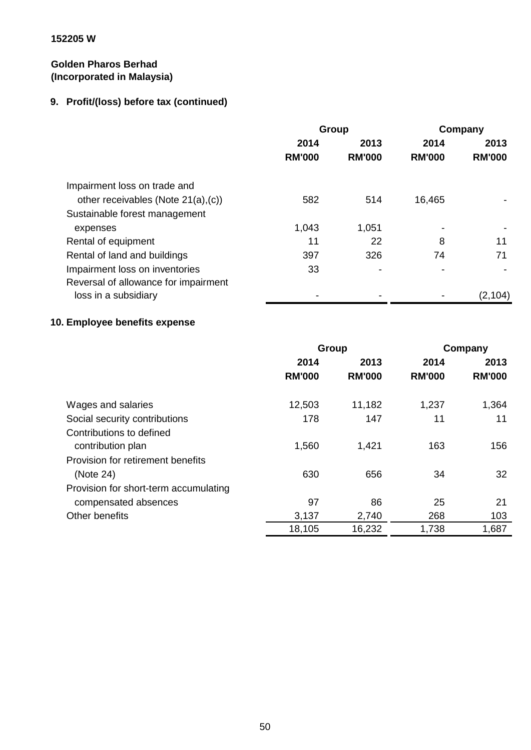152205 W

**Golden Pharos Berhad**
**(Incorporated in Malaysia)**

## 9. Profit/(loss) before tax (continued)

| | Group | | Company | |
|---|---|---|---|---|
| | 2014 | 2013 | 2014 | 2013 |
| | RM'000 | RM'000 | RM'000 | RM'000 |
| Impairment loss on trade and other receivables (Note 21(a),(c)) | 582 | 514 | 16,465 | - |
| Sustainable forest management expenses | 1,043 | 1,051 | - | - |
| Rental of equipment | 11 | 22 | 8 | 11 |
| Rental of land and buildings | 397 | 326 | 74 | 71 |
| Impairment loss on inventories | 33 | - | - | - |
| Reversal of allowance for impairment loss in a subsidiary | - | - | - | (2,104) |

## 10. Employee benefits expense

| | Group | | Company | |
|---|---|---|---|---|
| | 2014 | 2013 | 2014 | 2013 |
| | RM'000 | RM'000 | RM'000 | RM'000 |
| Wages and salaries | 12,503 | 11,182 | 1,237 | 1,364 |
| Social security contributions | 178 | 147 | 11 | 11 |
| Contributions to defined contribution plan | 1,560 | 1,421 | 163 | 156 |
| Provision for retirement benefits (Note 24) | 630 | 656 | 34 | 32 |
| Provision for short-term accumulating compensated absences | 97 | 86 | 25 | 21 |
| Other benefits | 3,137 | 2,740 | 268 | 103 |
| | 18,105 | 16,232 | 1,738 | 1,687 |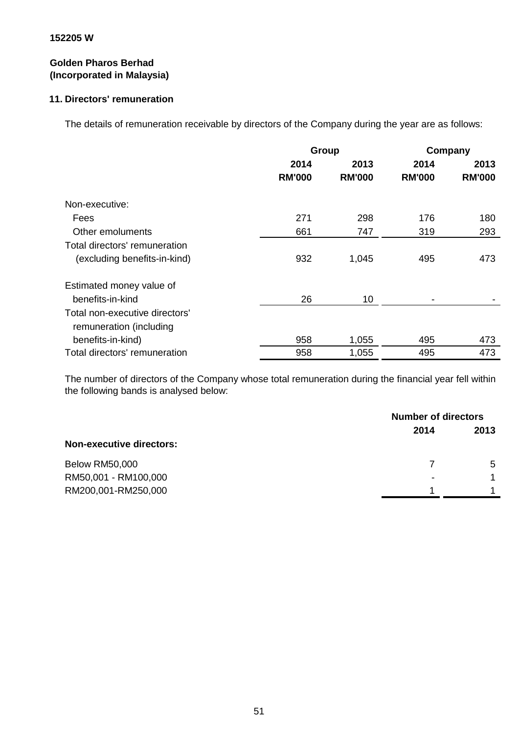152205 W

**Golden Pharos Berhad**
**(Incorporated in Malaysia)**

## 11. Directors' remuneration

The details of remuneration receivable by directors of the Company during the year are as follows:

| | Group | | Company | |
|---|---|---|---|---|
| | 2014 | 2013 | 2014 | 2013 |
| | RM'000 | RM'000 | RM'000 | RM'000 |
| Non-executive: | | | | |
| Fees | 271 | 298 | 176 | 180 |
| Other emoluments | 661 | 747 | 319 | 293 |
| Total directors' remuneration (excluding benefits-in-kind) | 932 | 1,045 | 495 | 473 |
| Estimated money value of benefits-in-kind | 26 | 10 | - | - |
| Total non-executive directors' remuneration (including benefits-in-kind) | 958 | 1,055 | 495 | 473 |
| Total directors' remuneration | 958 | 1,055 | 495 | 473 |

The number of directors of the Company whose total remuneration during the financial year fell within the following bands is analysed below:

| | Number of directors | |
|---|---|---|
| | 2014 | 2013 |
| **Non-executive directors:** | | |
| Below RM50,000 | 7 | 5 |
| RM50,001 - RM100,000 | - | 1 |
| RM200,001-RM250,000 | 1 | 1 |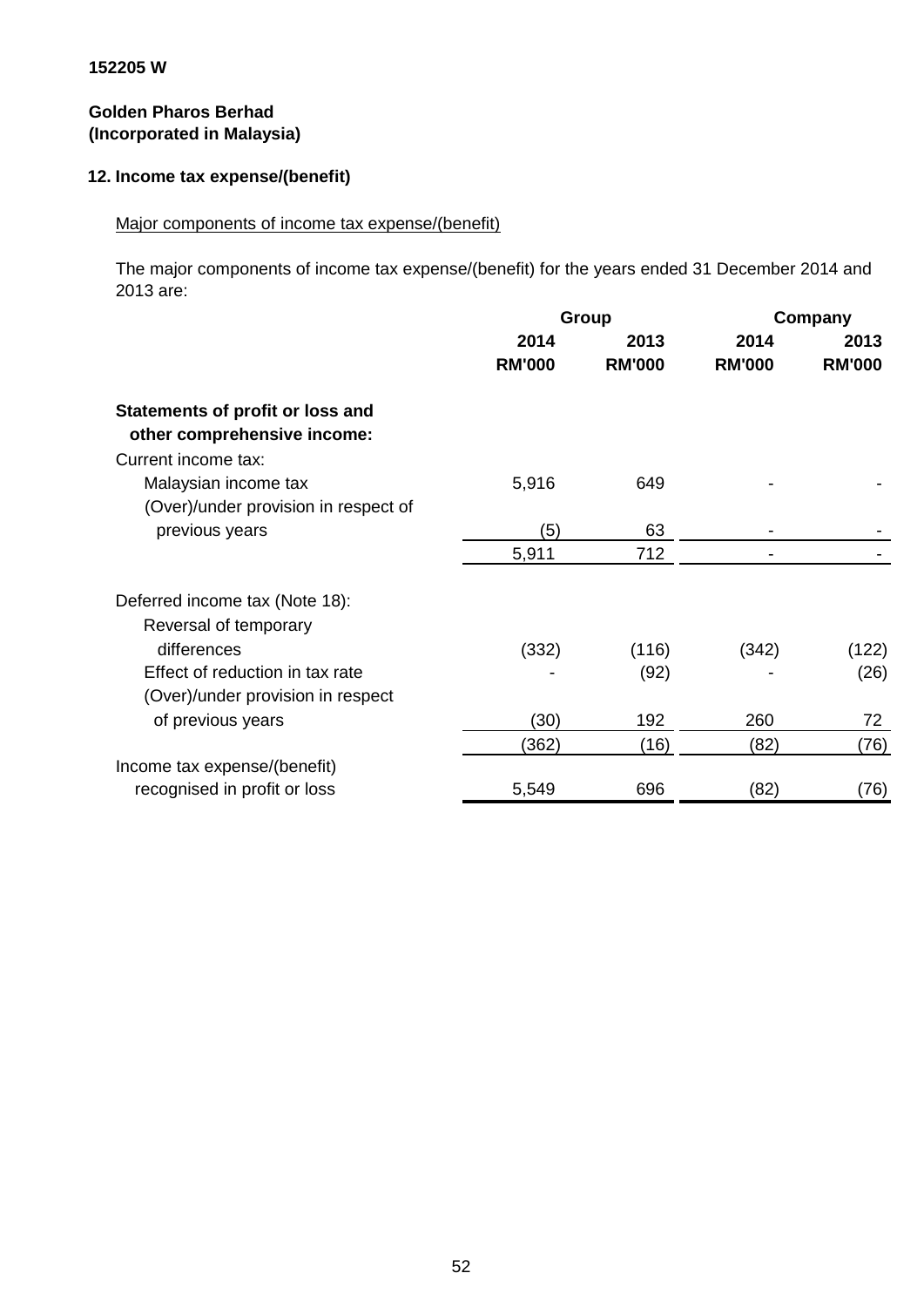152205 W

**Golden Pharos Berhad**
**(Incorporated in Malaysia)**

## 12. Income tax expense/(benefit)

Major components of income tax expense/(benefit)

The major components of income tax expense/(benefit) for the years ended 31 December 2014 and 2013 are:

| | Group | | Company | |
|---|---|---|---|---|
| | 2014 | 2013 | 2014 | 2013 |
| | RM'000 | RM'000 | RM'000 | RM'000 |
| **Statements of profit or loss and other comprehensive income:** | | | | |
| Current income tax: | | | | |
| Malaysian income tax | 5,916 | 649 | - | - |
| (Over)/under provision in respect of previous years | (5) | 63 | - | - |
| | 5,911 | 712 | - | - |
| Deferred income tax (Note 18): | | | | |
| Reversal of temporary differences | (332) | (116) | (342) | (122) |
| Effect of reduction in tax rate | - | (92) | - | (26) |
| (Over)/under provision in respect of previous years | (30) | 192 | 260 | 72 |
| | (362) | (16) | (82) | (76) |
| Income tax expense/(benefit) recognised in profit or loss | 5,549 | 696 | (82) | (76) |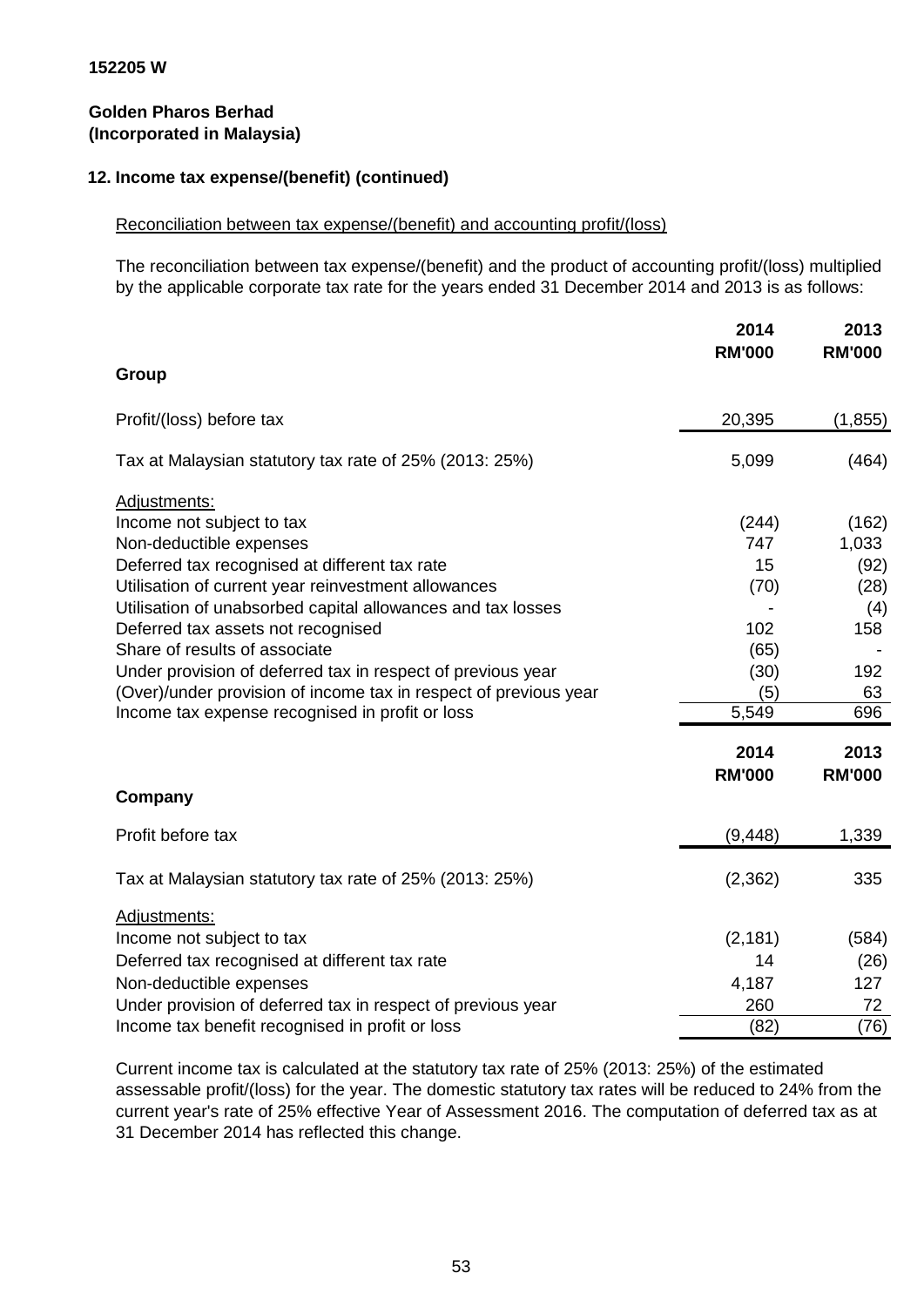152205 W

**Golden Pharos Berhad**
**(Incorporated in Malaysia)**

## 12. Income tax expense/(benefit) (continued)

Reconciliation between tax expense/(benefit) and accounting profit/(loss)

The reconciliation between tax expense/(benefit) and the product of accounting profit/(loss) multiplied by the applicable corporate tax rate for the years ended 31 December 2014 and 2013 is as follows:

| | 2014<br>RM'000 | 2013<br>RM'000 |
|---|---|---|
| **Group** | | |
| Profit/(loss) before tax | 20,395 | (1,855) |
| Tax at Malaysian statutory tax rate of 25% (2013: 25%) | 5,099 | (464) |
| Adjustments: | | |
| Income not subject to tax | (244) | (162) |
| Non-deductible expenses | 747 | 1,033 |
| Deferred tax recognised at different tax rate | 15 | (92) |
| Utilisation of current year reinvestment allowances | (70) | (28) |
| Utilisation of unabsorbed capital allowances and tax losses | - | (4) |
| Deferred tax assets not recognised | 102 | 158 |
| Share of results of associate | (65) | - |
| Under provision of deferred tax in respect of previous year | (30) | 192 |
| (Over)/under provision of income tax in respect of previous year | (5) | 63 |
| Income tax expense recognised in profit or loss | 5,549 | 696 |

| | 2014<br>RM'000 | 2013<br>RM'000 |
|---|---|---|
| **Company** | | |
| Profit before tax | (9,448) | 1,339 |
| Tax at Malaysian statutory tax rate of 25% (2013: 25%) | (2,362) | 335 |
| Adjustments: | | |
| Income not subject to tax | (2,181) | (584) |
| Deferred tax recognised at different tax rate | 14 | (26) |
| Non-deductible expenses | 4,187 | 127 |
| Under provision of deferred tax in respect of previous year | 260 | 72 |
| Income tax benefit recognised in profit or loss | (82) | (76) |

Current income tax is calculated at the statutory tax rate of 25% (2013: 25%) of the estimated assessable profit/(loss) for the year. The domestic statutory tax rates will be reduced to 24% from the current year's rate of 25% effective Year of Assessment 2016. The computation of deferred tax as at 31 December 2014 has reflected this change.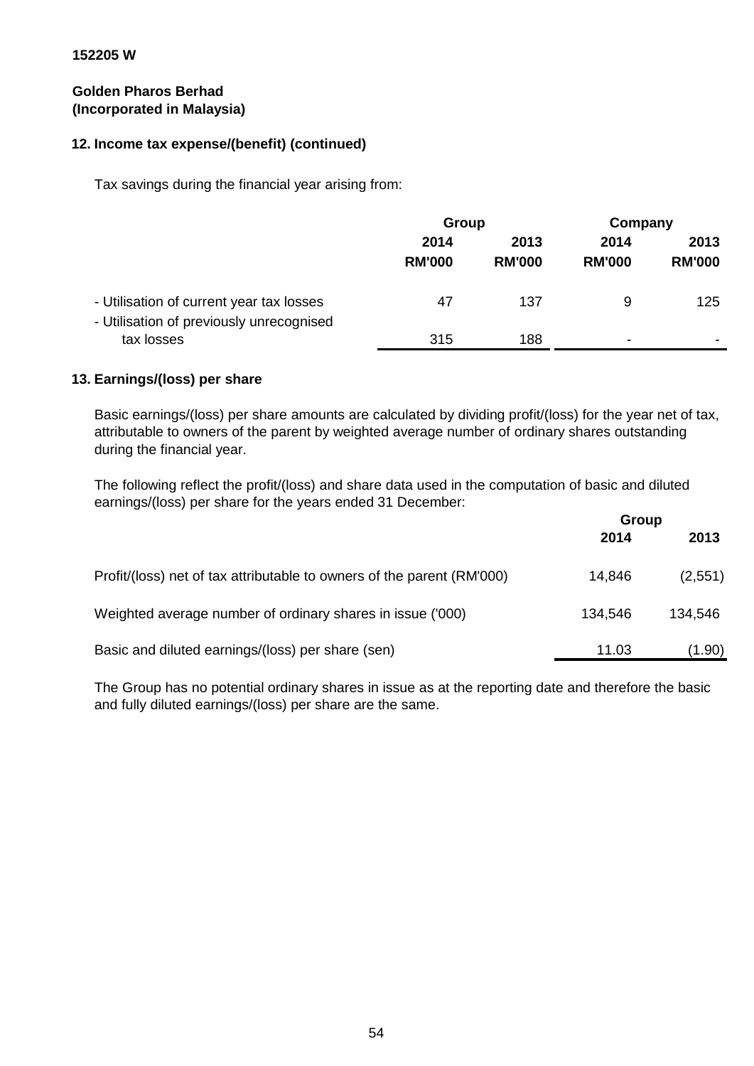152205 W

**Golden Pharos Berhad**
**(Incorporated in Malaysia)**

## 12. Income tax expense/(benefit) (continued)

Tax savings during the financial year arising from:

| | Group | | Company | |
|---|---|---|---|---|
| | 2014 | 2013 | 2014 | 2013 |
| | RM'000 | RM'000 | RM'000 | RM'000 |
| - Utilisation of current year tax losses | 47 | 137 | 9 | 125 |
| - Utilisation of previously unrecognised tax losses | 315 | 188 | - | - |

## 13. Earnings/(loss) per share

Basic earnings/(loss) per share amounts are calculated by dividing profit/(loss) for the year net of tax, attributable to owners of the parent by weighted average number of ordinary shares outstanding during the financial year.

The following reflect the profit/(loss) and share data used in the computation of basic and diluted earnings/(loss) per share for the years ended 31 December:

| | Group | |
|---|---|---|
| | 2014 | 2013 |
| Profit/(loss) net of tax attributable to owners of the parent (RM'000) | 14,846 | (2,551) |
| Weighted average number of ordinary shares in issue ('000) | 134,546 | 134,546 |
| Basic and diluted earnings/(loss) per share (sen) | 11.03 | (1.90) |

The Group has no potential ordinary shares in issue as at the reporting date and therefore the basic and fully diluted earnings/(loss) per share are the same.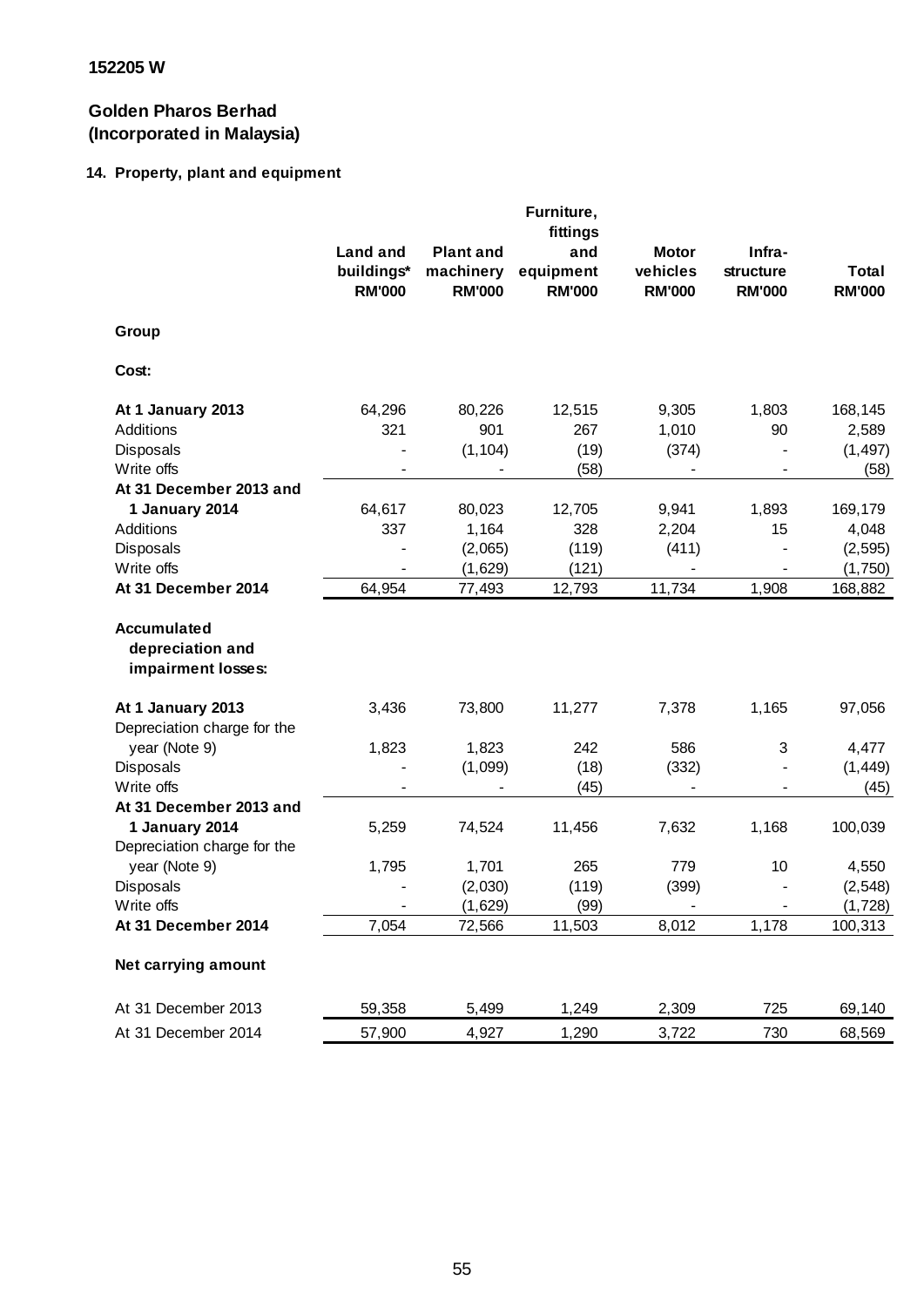152205 W

**Golden Pharos Berhad**
**(Incorporated in Malaysia)**

## 14. Property, plant and equipment

| | Land and buildings* RM'000 | Plant and machinery RM'000 | Furniture, fittings and equipment RM'000 | Motor vehicles RM'000 | Infra-structure RM'000 | Total RM'000 |
|---|---|---|---|---|---|---|
| **Group** | | | | | | |
| **Cost:** | | | | | | |
| **At 1 January 2013** | 64,296 | 80,226 | 12,515 | 9,305 | 1,803 | 168,145 |
| Additions | 321 | 901 | 267 | 1,010 | 90 | 2,589 |
| Disposals | - | (1,104) | (19) | (374) | - | (1,497) |
| Write offs | - | - | (58) | - | - | (58) |
| **At 31 December 2013 and 1 January 2014** | 64,617 | 80,023 | 12,705 | 9,941 | 1,893 | 169,179 |
| Additions | 337 | 1,164 | 328 | 2,204 | 15 | 4,048 |
| Disposals | - | (2,065) | (119) | (411) | - | (2,595) |
| Write offs | - | (1,629) | (121) | - | - | (1,750) |
| **At 31 December 2014** | 64,954 | 77,493 | 12,793 | 11,734 | 1,908 | 168,882 |
| **Accumulated depreciation and impairment losses:** | | | | | | |
| **At 1 January 2013** | 3,436 | 73,800 | 11,277 | 7,378 | 1,165 | 97,056 |
| Depreciation charge for the year (Note 9) | 1,823 | 1,823 | 242 | 586 | 3 | 4,477 |
| Disposals | - | (1,099) | (18) | (332) | - | (1,449) |
| Write offs | - | - | (45) | - | - | (45) |
| **At 31 December 2013 and 1 January 2014** | 5,259 | 74,524 | 11,456 | 7,632 | 1,168 | 100,039 |
| Depreciation charge for the year (Note 9) | 1,795 | 1,701 | 265 | 779 | 10 | 4,550 |
| Disposals | - | (2,030) | (119) | (399) | - | (2,548) |
| Write offs | - | (1,629) | (99) | - | - | (1,728) |
| **At 31 December 2014** | 7,054 | 72,566 | 11,503 | 8,012 | 1,178 | 100,313 |
| **Net carrying amount** | | | | | | |
| At 31 December 2013 | 59,358 | 5,499 | 1,249 | 2,309 | 725 | 69,140 |
| At 31 December 2014 | 57,900 | 4,927 | 1,290 | 3,722 | 730 | 68,569 |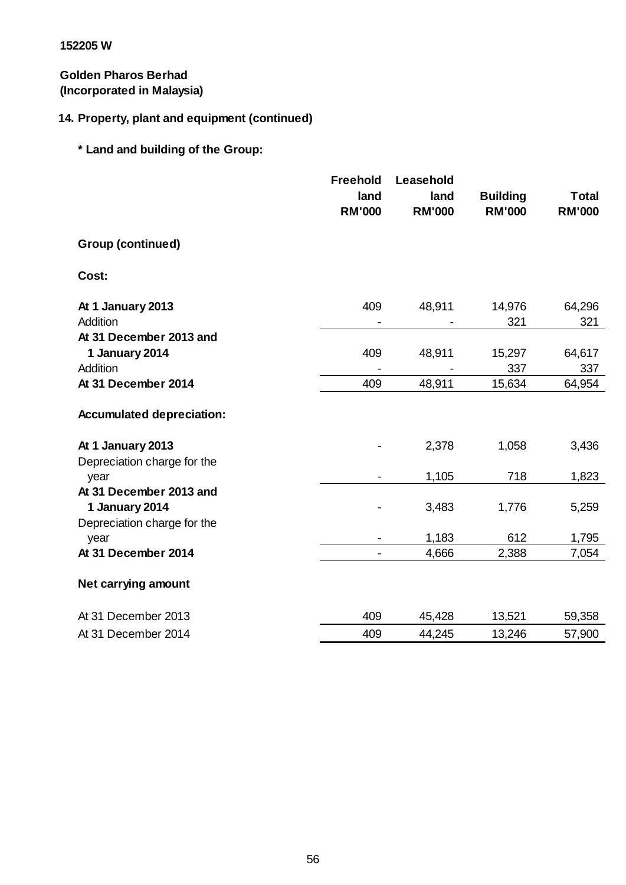152205 W

**Golden Pharos Berhad**
**(Incorporated in Malaysia)**

## 14. Property, plant and equipment (continued)

### * Land and building of the Group:

| | Freehold land RM'000 | Leasehold land RM'000 | Building RM'000 | Total RM'000 |
|---|---|---|---|---|
| **Group (continued)** | | | | |
| **Cost:** | | | | |
| **At 1 January 2013** | 409 | 48,911 | 14,976 | 64,296 |
| Addition | - | - | 321 | 321 |
| **At 31 December 2013 and 1 January 2014** | 409 | 48,911 | 15,297 | 64,617 |
| Addition | - | - | 337 | 337 |
| **At 31 December 2014** | 409 | 48,911 | 15,634 | 64,954 |
| **Accumulated depreciation:** | | | | |
| **At 1 January 2013** | - | 2,378 | 1,058 | 3,436 |
| Depreciation charge for the year | - | 1,105 | 718 | 1,823 |
| **At 31 December 2013 and 1 January 2014** | - | 3,483 | 1,776 | 5,259 |
| Depreciation charge for the year | - | 1,183 | 612 | 1,795 |
| **At 31 December 2014** | - | 4,666 | 2,388 | 7,054 |
| **Net carrying amount** | | | | |
| At 31 December 2013 | 409 | 45,428 | 13,521 | 59,358 |
| At 31 December 2014 | 409 | 44,245 | 13,246 | 57,900 |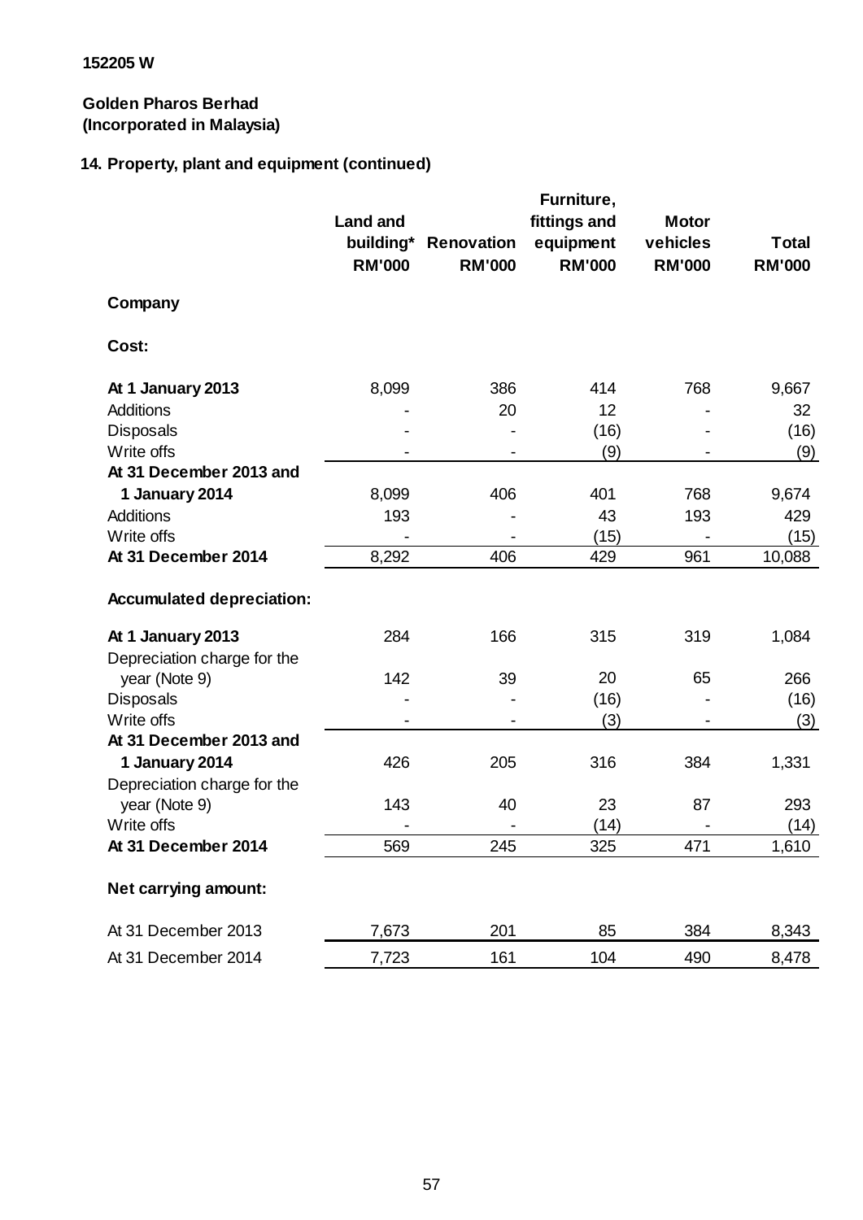152205 W

**Golden Pharos Berhad**
**(Incorporated in Malaysia)**

## 14. Property, plant and equipment (continued)

| | Land and building* RM'000 | Renovation RM'000 | Furniture, fittings and equipment RM'000 | Motor vehicles RM'000 | Total RM'000 |
|---|---|---|---|---|---|
| **Company** | | | | | |
| **Cost:** | | | | | |
| **At 1 January 2013** | 8,099 | 386 | 414 | 768 | 9,667 |
| Additions | - | 20 | 12 | - | 32 |
| Disposals | - | - | (16) | - | (16) |
| Write offs | - | - | (9) | - | (9) |
| **At 31 December 2013 and 1 January 2014** | 8,099 | 406 | 401 | 768 | 9,674 |
| Additions | 193 | - | 43 | 193 | 429 |
| Write offs | - | - | (15) | - | (15) |
| **At 31 December 2014** | 8,292 | 406 | 429 | 961 | 10,088 |
| **Accumulated depreciation:** | | | | | |
| **At 1 January 2013** | 284 | 166 | 315 | 319 | 1,084 |
| Depreciation charge for the year (Note 9) | 142 | 39 | 20 | 65 | 266 |
| Disposals | - | - | (16) | - | (16) |
| Write offs | - | - | (3) | - | (3) |
| **At 31 December 2013 and 1 January 2014** | 426 | 205 | 316 | 384 | 1,331 |
| Depreciation charge for the year (Note 9) | 143 | 40 | 23 | 87 | 293 |
| Write offs | - | - | (14) | - | (14) |
| **At 31 December 2014** | 569 | 245 | 325 | 471 | 1,610 |
| **Net carrying amount:** | | | | | |
| At 31 December 2013 | 7,673 | 201 | 85 | 384 | 8,343 |
| At 31 December 2014 | 7,723 | 161 | 104 | 490 | 8,478 |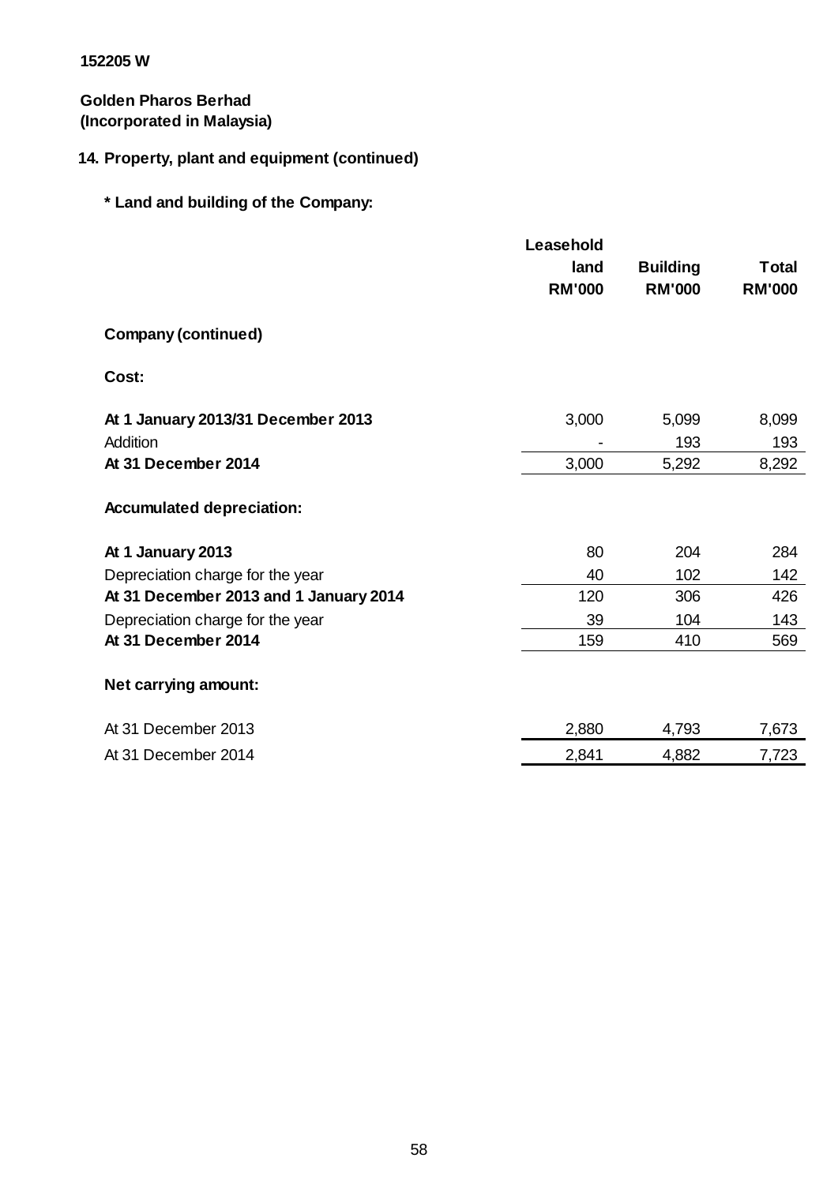152205 W

**Golden Pharos Berhad**
**(Incorporated in Malaysia)**

## 14. Property, plant and equipment (continued)

### * Land and building of the Company:

| | Leasehold land RM'000 | Building RM'000 | Total RM'000 |
|---|---|---|---|
| **Company (continued)** | | | |
| **Cost:** | | | |
| **At 1 January 2013/31 December 2013** | 3,000 | 5,099 | 8,099 |
| Addition | - | 193 | 193 |
| **At 31 December 2014** | 3,000 | 5,292 | 8,292 |
| **Accumulated depreciation:** | | | |
| **At 1 January 2013** | 80 | 204 | 284 |
| Depreciation charge for the year | 40 | 102 | 142 |
| **At 31 December 2013 and 1 January 2014** | 120 | 306 | 426 |
| Depreciation charge for the year | 39 | 104 | 143 |
| **At 31 December 2014** | 159 | 410 | 569 |
| **Net carrying amount:** | | | |
| At 31 December 2013 | 2,880 | 4,793 | 7,673 |
| At 31 December 2014 | 2,841 | 4,882 | 7,723 |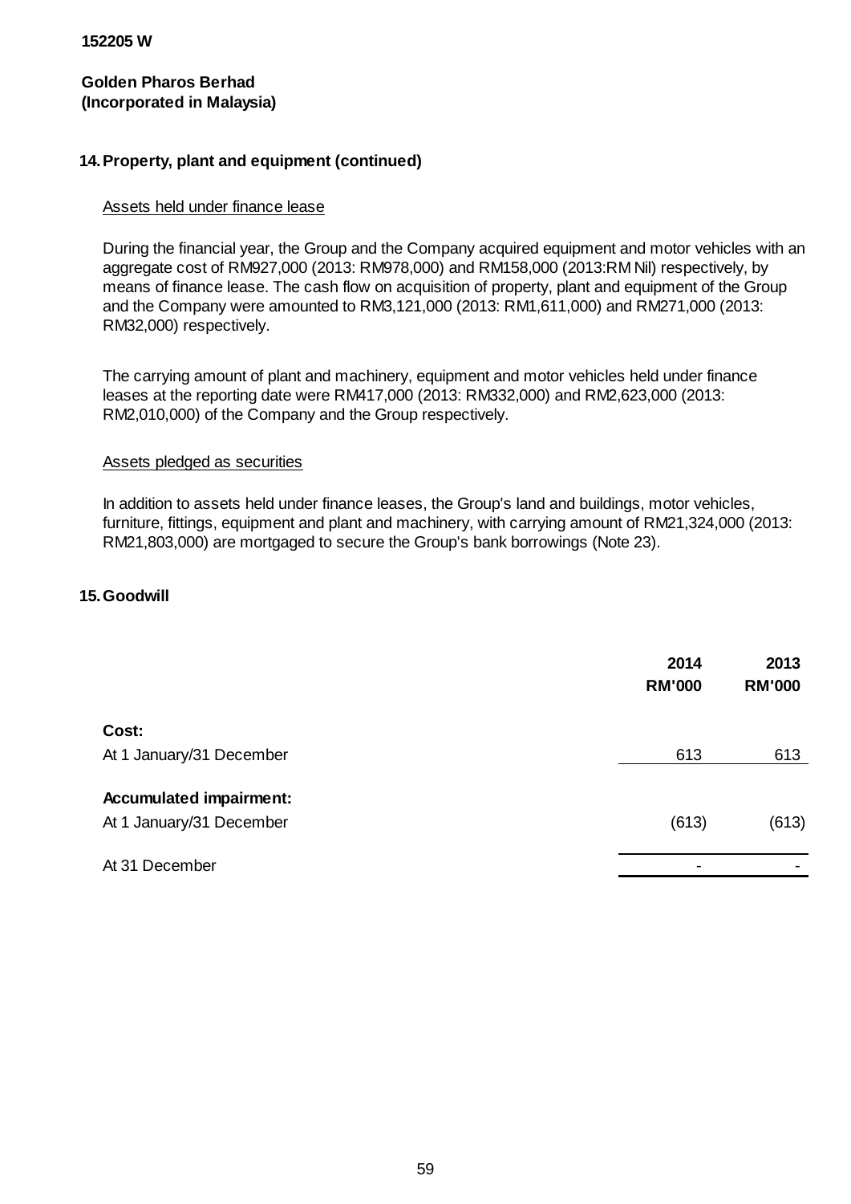152205 W

**Golden Pharos Berhad**
**(Incorporated in Malaysia)**

## 14. Property, plant and equipment (continued)

Assets held under finance lease

During the financial year, the Group and the Company acquired equipment and motor vehicles with an aggregate cost of RM927,000 (2013: RM978,000) and RM158,000 (2013:RM Nil) respectively, by means of finance lease. The cash flow on acquisition of property, plant and equipment of the Group and the Company were amounted to RM3,121,000 (2013: RM1,611,000) and RM271,000 (2013: RM32,000) respectively.

The carrying amount of plant and machinery, equipment and motor vehicles held under finance leases at the reporting date were RM417,000 (2013: RM332,000) and RM2,623,000 (2013: RM2,010,000) of the Company and the Group respectively.

Assets pledged as securities

In addition to assets held under finance leases, the Group's land and buildings, motor vehicles, furniture, fittings, equipment and plant and machinery, with carrying amount of RM21,324,000 (2013: RM21,803,000) are mortgaged to secure the Group's bank borrowings (Note 23).

## 15. Goodwill

| | 2014 RM'000 | 2013 RM'000 |
|---|---|---|
| **Cost:** | | |
| At 1 January/31 December | 613 | 613 |
| **Accumulated impairment:** | | |
| At 1 January/31 December | (613) | (613) |
| At 31 December | - | - |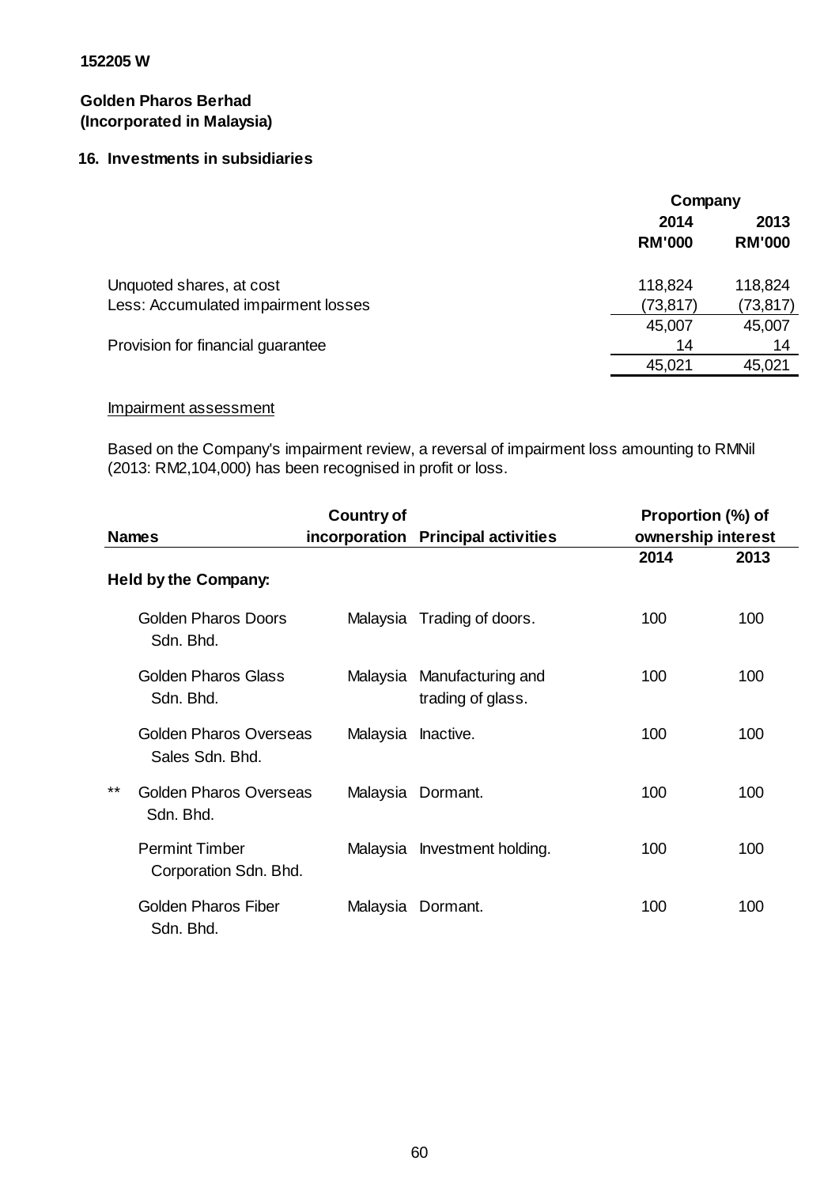152205 W

**Golden Pharos Berhad**
**(Incorporated in Malaysia)**

## 16. Investments in subsidiaries

| | Company | |
|---|---|---|
| | 2014 | 2013 |
| | RM'000 | RM'000 |
| Unquoted shares, at cost | 118,824 | 118,824 |
| Less: Accumulated impairment losses | (73,817) | (73,817) |
| | 45,007 | 45,007 |
| Provision for financial guarantee | 14 | 14 |
| | 45,021 | 45,021 |

Impairment assessment

Based on the Company's impairment review, a reversal of impairment loss amounting to RMNil (2013: RM2,104,000) has been recognised in profit or loss.

| Names | Country of incorporation | Principal activities | Proportion (%) of ownership interest | |
|---|---|---|---|---|
| | | | 2014 | 2013 |
| **Held by the Company:** | | | | |
| Golden Pharos Doors Sdn. Bhd. | Malaysia | Trading of doors. | 100 | 100 |
| Golden Pharos Glass Sdn. Bhd. | Malaysia | Manufacturing and trading of glass. | 100 | 100 |
| Golden Pharos Overseas Sales Sdn. Bhd. | Malaysia | Inactive. | 100 | 100 |
| ** Golden Pharos Overseas Sdn. Bhd. | Malaysia | Dormant. | 100 | 100 |
| Permint Timber Corporation Sdn. Bhd. | Malaysia | Investment holding. | 100 | 100 |
| Golden Pharos Fiber Sdn. Bhd. | Malaysia | Dormant. | 100 | 100 |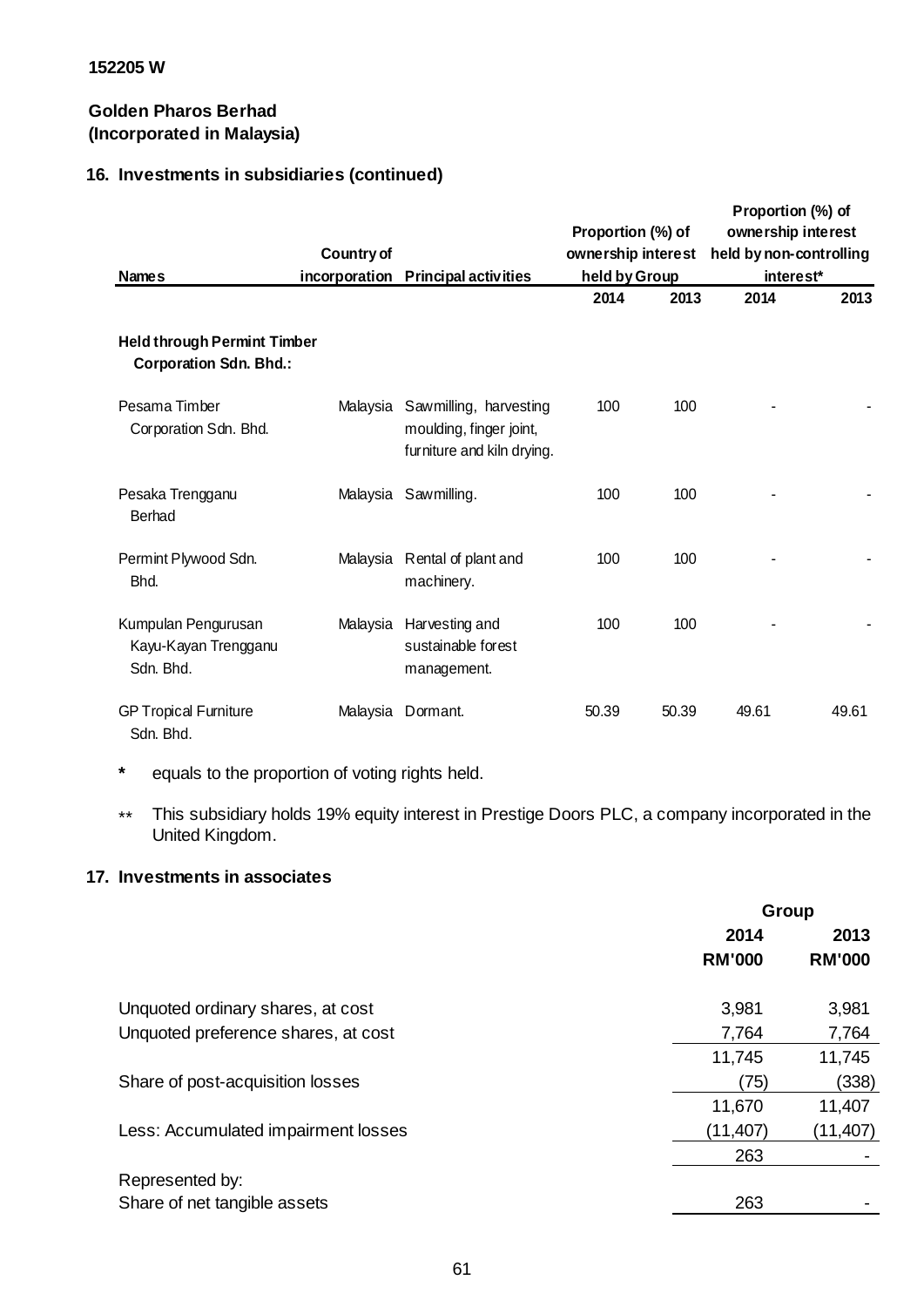**152205 W**

**Golden Pharos Berhad**
**(Incorporated in Malaysia)**

## 16. Investments in subsidiaries (continued)

| Names | Country of incorporation | Principal activities | Proportion (%) of ownership interest held by Group | | Proportion (%) of ownership interest held by non-controlling interest* | |
|---|---|---|---|---|---|---|
| | | | 2014 | 2013 | 2014 | 2013 |
| **Held through Permint Timber Corporation Sdn. Bhd.:** | | | | | | |
| Pesama Timber Corporation Sdn. Bhd. | Malaysia | Sawmilling, harvesting moulding, finger joint, furniture and kiln drying. | 100 | 100 | - | - |
| Pesaka Trengganu Berhad | Malaysia | Sawmilling. | 100 | 100 | - | - |
| Permint Plywood Sdn. Bhd. | Malaysia | Rental of plant and machinery. | 100 | 100 | - | - |
| Kumpulan Pengurusan Kayu-Kayan Trengganu Sdn. Bhd. | Malaysia | Harvesting and sustainable forest management. | 100 | 100 | - | - |
| GP Tropical Furniture Sdn. Bhd. | Malaysia | Dormant. | 50.39 | 50.39 | 49.61 | 49.61 |

\* equals to the proportion of voting rights held.

** This subsidiary holds 19% equity interest in Prestige Doors PLC, a company incorporated in the United Kingdom.

## 17. Investments in associates

| | Group 2014 RM'000 | Group 2013 RM'000 |
|---|---|---|
| Unquoted ordinary shares, at cost | 3,981 | 3,981 |
| Unquoted preference shares, at cost | 7,764 | 7,764 |
| | 11,745 | 11,745 |
| Share of post-acquisition losses | (75) | (338) |
| | 11,670 | 11,407 |
| Less: Accumulated impairment losses | (11,407) | (11,407) |
| | 263 | - |
| Represented by: | | |
| Share of net tangible assets | 263 | - |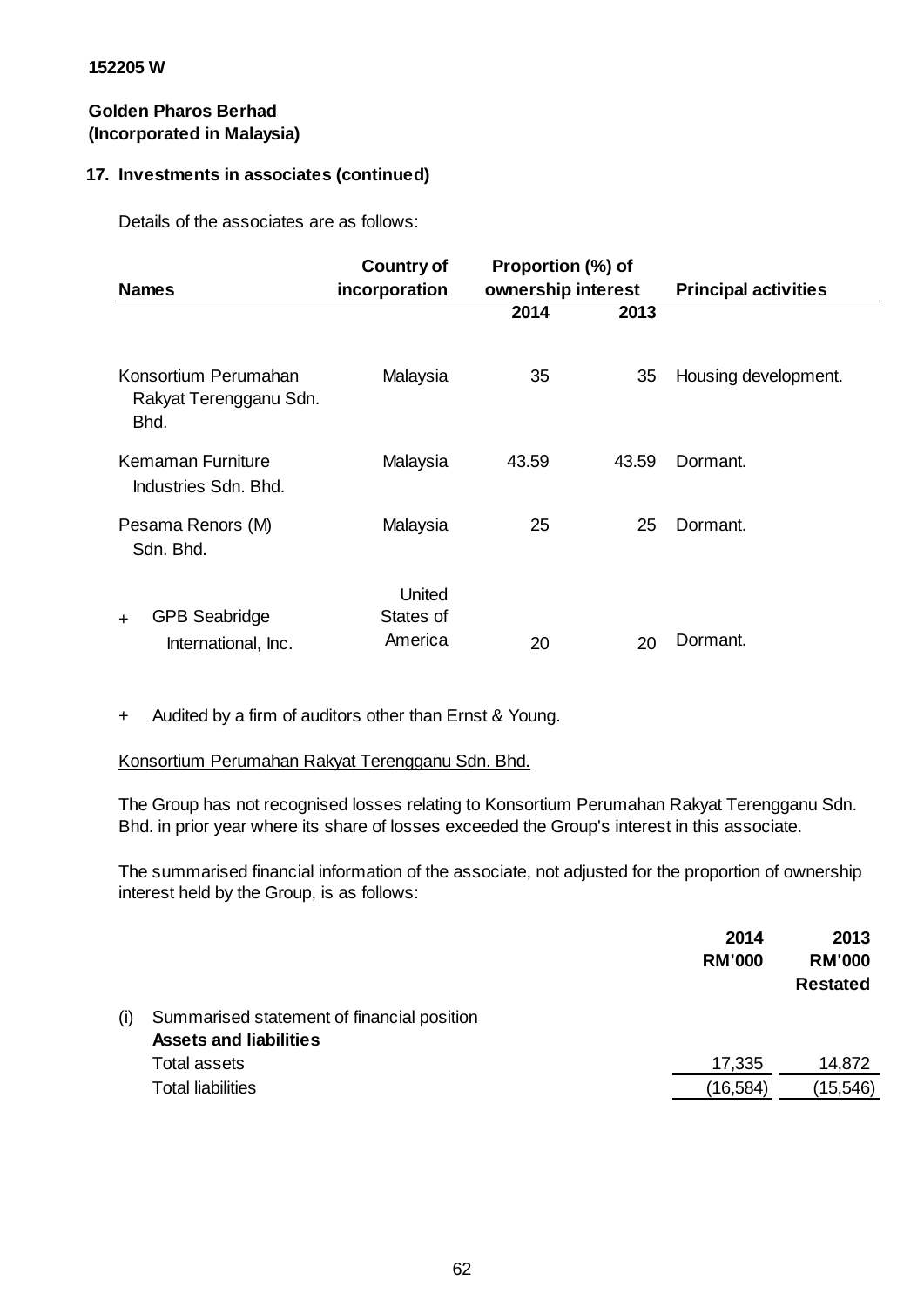152205 W

**Golden Pharos Berhad**
**(Incorporated in Malaysia)**

**17. Investments in associates (continued)**

Details of the associates are as follows:

| Names | Country of incorporation | Proportion (%) of ownership interest | | Principal activities |
|---|---|---|---|---|
| | | 2014 | 2013 | |
| Konsortium Perumahan Rakyat Terengganu Sdn. Bhd. | Malaysia | 35 | 35 | Housing development. |
| Kemaman Furniture Industries Sdn. Bhd. | Malaysia | 43.59 | 43.59 | Dormant. |
| Pesama Renors (M) Sdn. Bhd. | Malaysia | 25 | 25 | Dormant. |
| + GPB Seabridge International, Inc. | United States of America | 20 | 20 | Dormant. |

\+ Audited by a firm of auditors other than Ernst & Young.

Konsortium Perumahan Rakyat Terengganu Sdn. Bhd.

The Group has not recognised losses relating to Konsortium Perumahan Rakyat Terengganu Sdn. Bhd. in prior year where its share of losses exceeded the Group's interest in this associate.

The summarised financial information of the associate, not adjusted for the proportion of ownership interest held by the Group, is as follows:

| | 2014 RM'000 | 2013 RM'000 Restated |
|---|---|---|
| (i) Summarised statement of financial position | | |
| **Assets and liabilities** | | |
| Total assets | 17,335 | 14,872 |
| Total liabilities | (16,584) | (15,546) |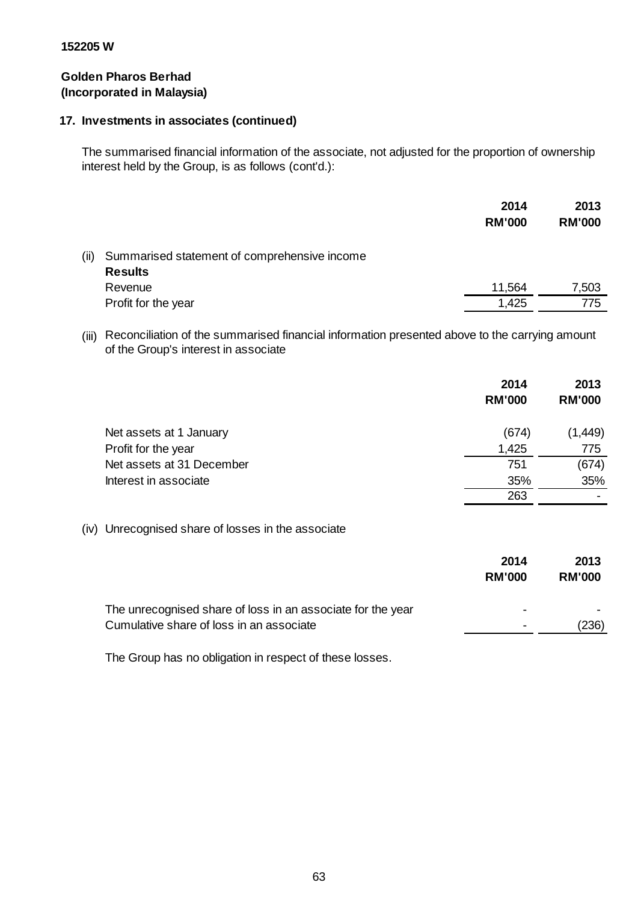152205 W

**Golden Pharos Berhad**
**(Incorporated in Malaysia)**

## 17. Investments in associates (continued)

The summarised financial information of the associate, not adjusted for the proportion of ownership interest held by the Group, is as follows (cont'd.):

| | 2014 RM'000 | 2013 RM'000 |
|---|---|---|
| (ii) Summarised statement of comprehensive income | | |
| **Results** | | |
| Revenue | 11,564 | 7,503 |
| Profit for the year | 1,425 | 775 |

(iii) Reconciliation of the summarised financial information presented above to the carrying amount of the Group's interest in associate

| | 2014 RM'000 | 2013 RM'000 |
|---|---|---|
| Net assets at 1 January | (674) | (1,449) |
| Profit for the year | 1,425 | 775 |
| Net assets at 31 December | 751 | (674) |
| Interest in associate | 35% | 35% |
| | 263 | - |

(iv) Unrecognised share of losses in the associate

| | 2014 RM'000 | 2013 RM'000 |
|---|---|---|
| The unrecognised share of loss in an associate for the year | - | - |
| Cumulative share of loss in an associate | - | (236) |

The Group has no obligation in respect of these losses.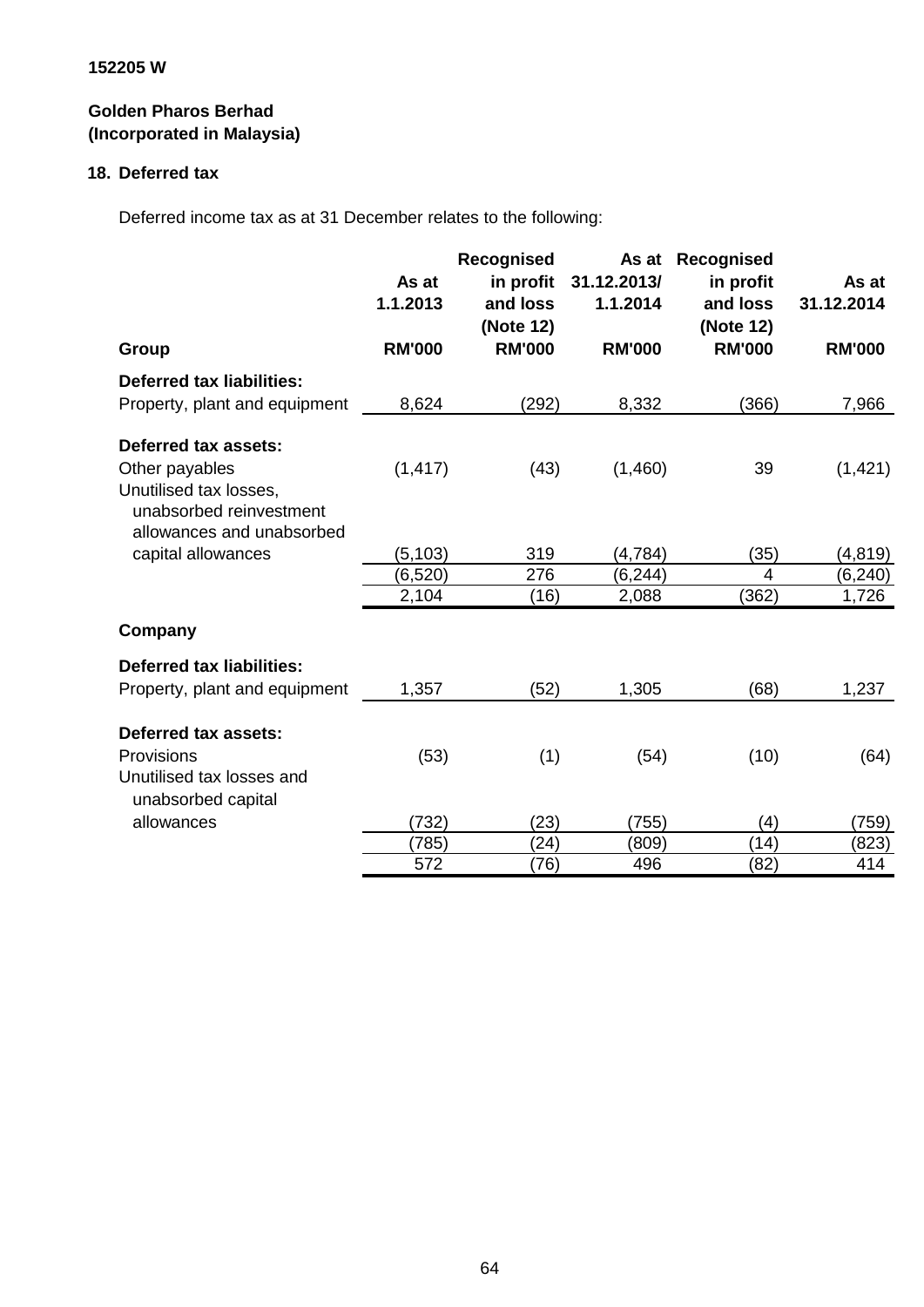152205 W

**Golden Pharos Berhad**
**(Incorporated in Malaysia)**

## 18. Deferred tax

Deferred income tax as at 31 December relates to the following:

| Group | As at 1.1.2013 RM'000 | Recognised in profit and loss (Note 12) RM'000 | As at 31.12.2013/ 1.1.2014 RM'000 | Recognised in profit and loss (Note 12) RM'000 | As at 31.12.2014 RM'000 |
|---|---|---|---|---|---|
| **Deferred tax liabilities:** | | | | | |
| Property, plant and equipment | 8,624 | (292) | 8,332 | (366) | 7,966 |
| **Deferred tax assets:** | | | | | |
| Other payables | (1,417) | (43) | (1,460) | 39 | (1,421) |
| Unutilised tax losses, unabsorbed reinvestment allowances and unabsorbed capital allowances | (5,103) | 319 | (4,784) | (35) | (4,819) |
| | (6,520) | 276 | (6,244) | 4 | (6,240) |
| | 2,104 | (16) | 2,088 | (362) | 1,726 |
| **Company** | | | | | |
| **Deferred tax liabilities:** | | | | | |
| Property, plant and equipment | 1,357 | (52) | 1,305 | (68) | 1,237 |
| **Deferred tax assets:** | | | | | |
| Provisions | (53) | (1) | (54) | (10) | (64) |
| Unutilised tax losses and unabsorbed capital allowances | (732) | (23) | (755) | (4) | (759) |
| | (785) | (24) | (809) | (14) | (823) |
| | 572 | (76) | 496 | (82) | 414 |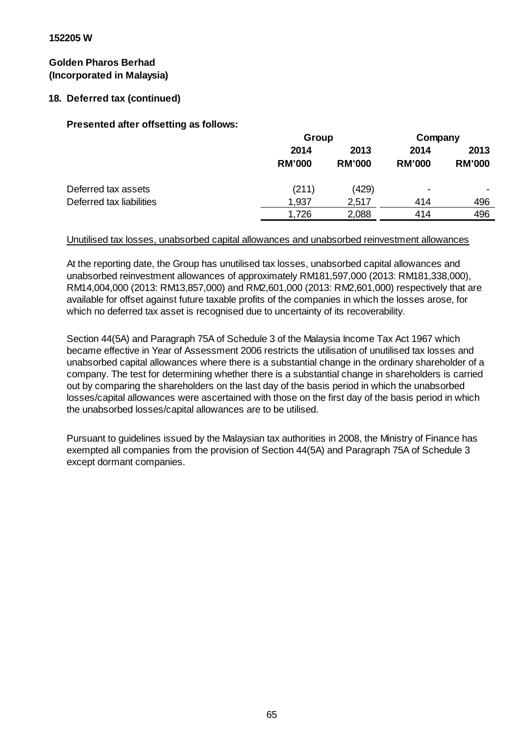152205 W

**Golden Pharos Berhad**
**(Incorporated in Malaysia)**

## 18. Deferred tax (continued)

**Presented after offsetting as follows:**

| | Group | | Company | |
|---|---|---|---|---|
| | 2014 | 2013 | 2014 | 2013 |
| | RM'000 | RM'000 | RM'000 | RM'000 |
| Deferred tax assets | (211) | (429) | - | - |
| Deferred tax liabilities | 1,937 | 2,517 | 414 | 496 |
| | 1,726 | 2,088 | 414 | 496 |

Unutilised tax losses, unabsorbed capital allowances and unabsorbed reinvestment allowances

At the reporting date, the Group has unutilised tax losses, unabsorbed capital allowances and unabsorbed reinvestment allowances of approximately RM181,597,000 (2013: RM181,338,000), RM14,004,000 (2013: RM13,857,000) and RM2,601,000 (2013: RM2,601,000) respectively that are available for offset against future taxable profits of the companies in which the losses arose, for which no deferred tax asset is recognised due to uncertainty of its recoverability.

Section 44(5A) and Paragraph 75A of Schedule 3 of the Malaysia Income Tax Act 1967 which became effective in Year of Assessment 2006 restricts the utilisation of unutilised tax losses and unabsorbed capital allowances where there is a substantial change in the ordinary shareholder of a company. The test for determining whether there is a substantial change in shareholders is carried out by comparing the shareholders on the last day of the basis period in which the unabsorbed losses/capital allowances were ascertained with those on the first day of the basis period in which the unabsorbed losses/capital allowances are to be utilised.

Pursuant to guidelines issued by the Malaysian tax authorities in 2008, the Ministry of Finance has exempted all companies from the provision of Section 44(5A) and Paragraph 75A of Schedule 3 except dormant companies.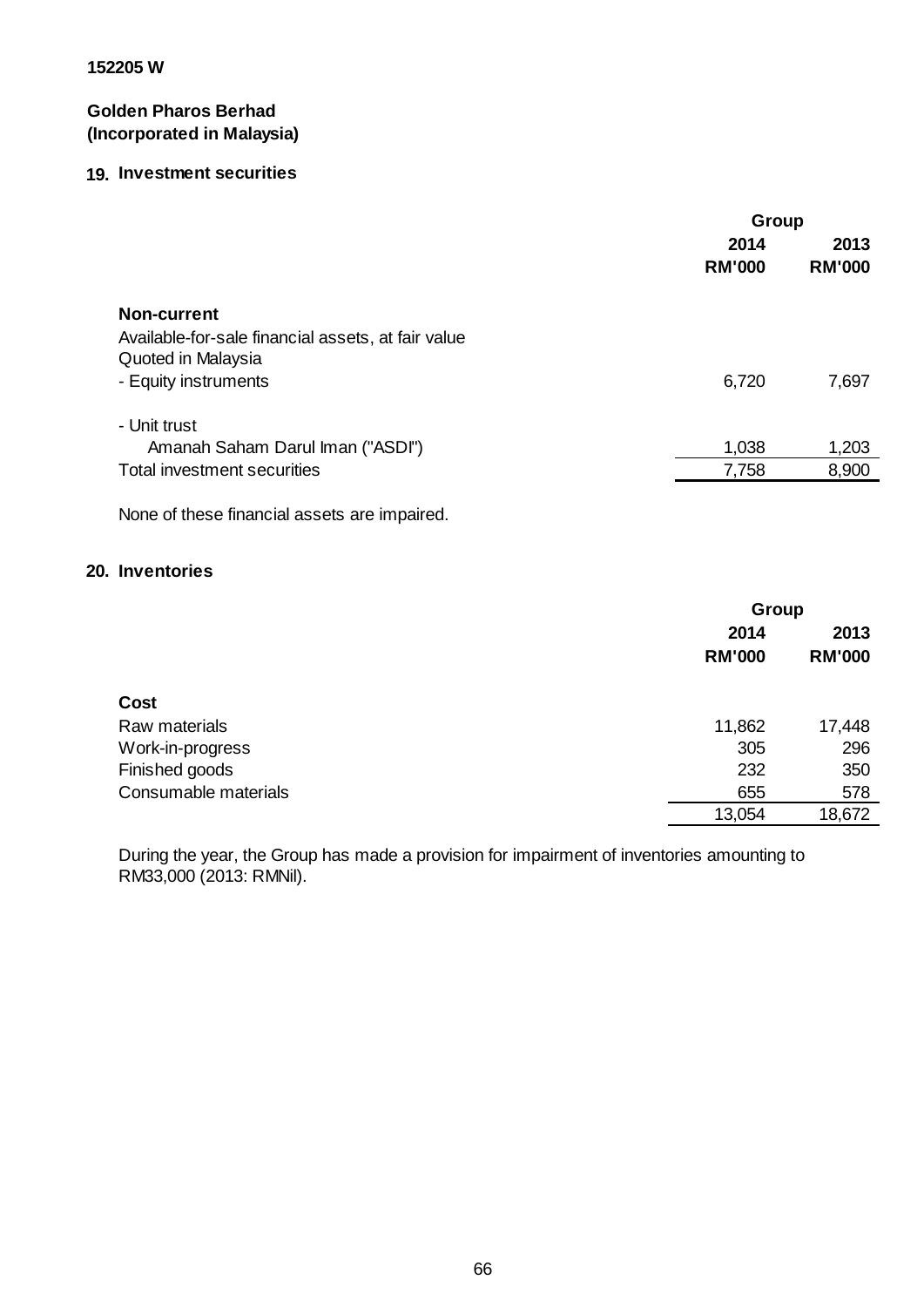152205 W

**Golden Pharos Berhad**
**(Incorporated in Malaysia)**

## 19. Investment securities

| | Group | |
|---|---|---|
| | **2014** | **2013** |
| | **RM'000** | **RM'000** |
| **Non-current** | | |
| Available-for-sale financial assets, at fair value | | |
| Quoted in Malaysia | | |
| - Equity instruments | 6,720 | 7,697 |
| - Unit trust | | |
| Amanah Saham Darul Iman ("ASDI") | 1,038 | 1,203 |
| Total investment securities | 7,758 | 8,900 |

None of these financial assets are impaired.

## 20. Inventories

| | Group | |
|---|---|---|
| | **2014** | **2013** |
| | **RM'000** | **RM'000** |
| **Cost** | | |
| Raw materials | 11,862 | 17,448 |
| Work-in-progress | 305 | 296 |
| Finished goods | 232 | 350 |
| Consumable materials | 655 | 578 |
| | 13,054 | 18,672 |

During the year, the Group has made a provision for impairment of inventories amounting to RM33,000 (2013: RMNil).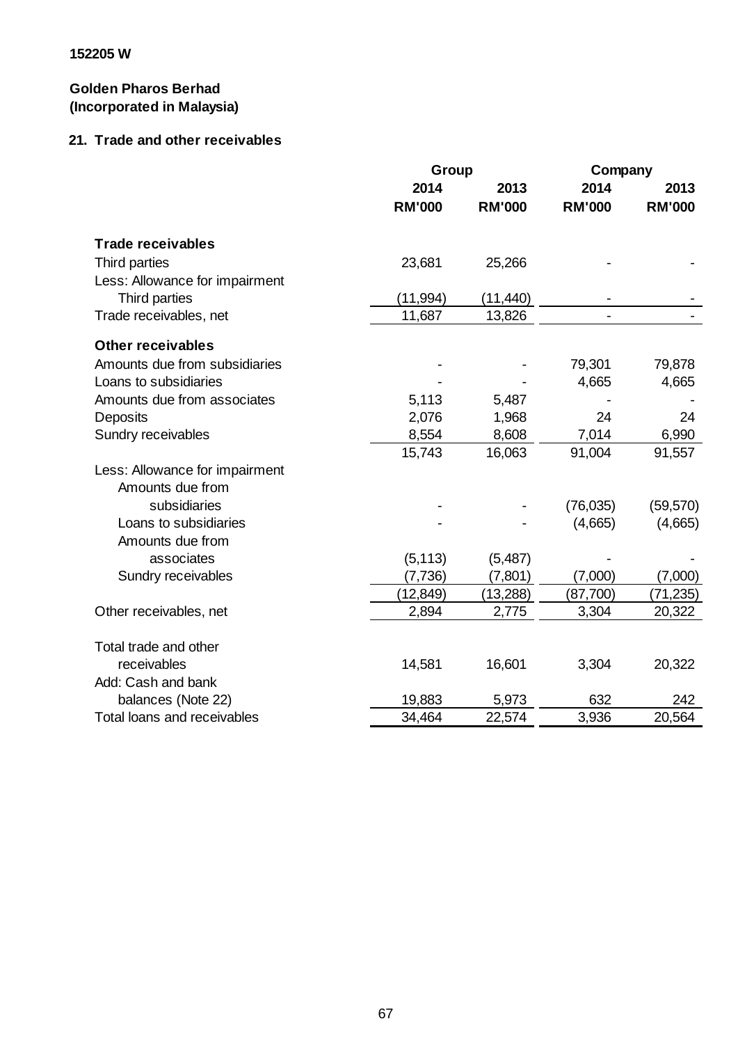152205 W

**Golden Pharos Berhad**
**(Incorporated in Malaysia)**

## 21. Trade and other receivables

| | Group | | Company | |
|---|---|---|---|---|
| | 2014 | 2013 | 2014 | 2013 |
| | RM'000 | RM'000 | RM'000 | RM'000 |
| **Trade receivables** | | | | |
| Third parties | 23,681 | 25,266 | - | - |
| Less: Allowance for impairment | | | | |
| Third parties | (11,994) | (11,440) | - | - |
| Trade receivables, net | 11,687 | 13,826 | - | - |
| **Other receivables** | | | | |
| Amounts due from subsidiaries | - | - | 79,301 | 79,878 |
| Loans to subsidiaries | - | - | 4,665 | 4,665 |
| Amounts due from associates | 5,113 | 5,487 | - | - |
| Deposits | 2,076 | 1,968 | 24 | 24 |
| Sundry receivables | 8,554 | 8,608 | 7,014 | 6,990 |
| | 15,743 | 16,063 | 91,004 | 91,557 |
| Less: Allowance for impairment | | | | |
| Amounts due from subsidiaries | - | - | (76,035) | (59,570) |
| Loans to subsidiaries | - | - | (4,665) | (4,665) |
| Amounts due from associates | (5,113) | (5,487) | - | - |
| Sundry receivables | (7,736) | (7,801) | (7,000) | (7,000) |
| | (12,849) | (13,288) | (87,700) | (71,235) |
| Other receivables, net | 2,894 | 2,775 | 3,304 | 20,322 |
| Total trade and other receivables | 14,581 | 16,601 | 3,304 | 20,322 |
| Add: Cash and bank balances (Note 22) | 19,883 | 5,973 | 632 | 242 |
| Total loans and receivables | 34,464 | 22,574 | 3,936 | 20,564 |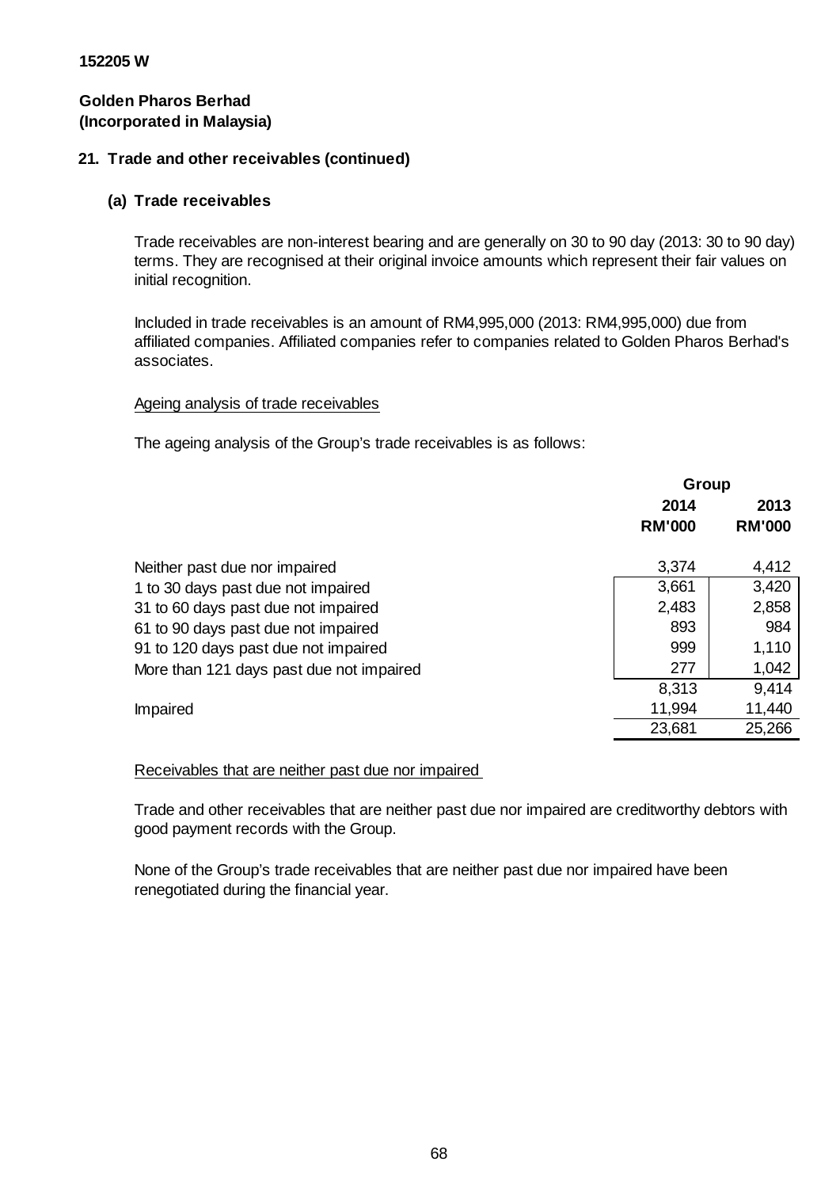152205 W

**Golden Pharos Berhad**
**(Incorporated in Malaysia)**

## 21. Trade and other receivables (continued)

### (a) Trade receivables

Trade receivables are non-interest bearing and are generally on 30 to 90 day (2013: 30 to 90 day) terms. They are recognised at their original invoice amounts which represent their fair values on initial recognition.

Included in trade receivables is an amount of RM4,995,000 (2013: RM4,995,000) due from affiliated companies. Affiliated companies refer to companies related to Golden Pharos Berhad's associates.

Ageing analysis of trade receivables

The ageing analysis of the Group's trade receivables is as follows:

| | Group | |
|---|---|---|
| | 2014 | 2013 |
| | RM'000 | RM'000 |
| Neither past due nor impaired | 3,374 | 4,412 |
| 1 to 30 days past due not impaired | 3,661 | 3,420 |
| 31 to 60 days past due not impaired | 2,483 | 2,858 |
| 61 to 90 days past due not impaired | 893 | 984 |
| 91 to 120 days past due not impaired | 999 | 1,110 |
| More than 121 days past due not impaired | 277 | 1,042 |
| | 8,313 | 9,414 |
| Impaired | 11,994 | 11,440 |
| | 23,681 | 25,266 |

Receivables that are neither past due nor impaired

Trade and other receivables that are neither past due nor impaired are creditworthy debtors with good payment records with the Group.

None of the Group's trade receivables that are neither past due nor impaired have been renegotiated during the financial year.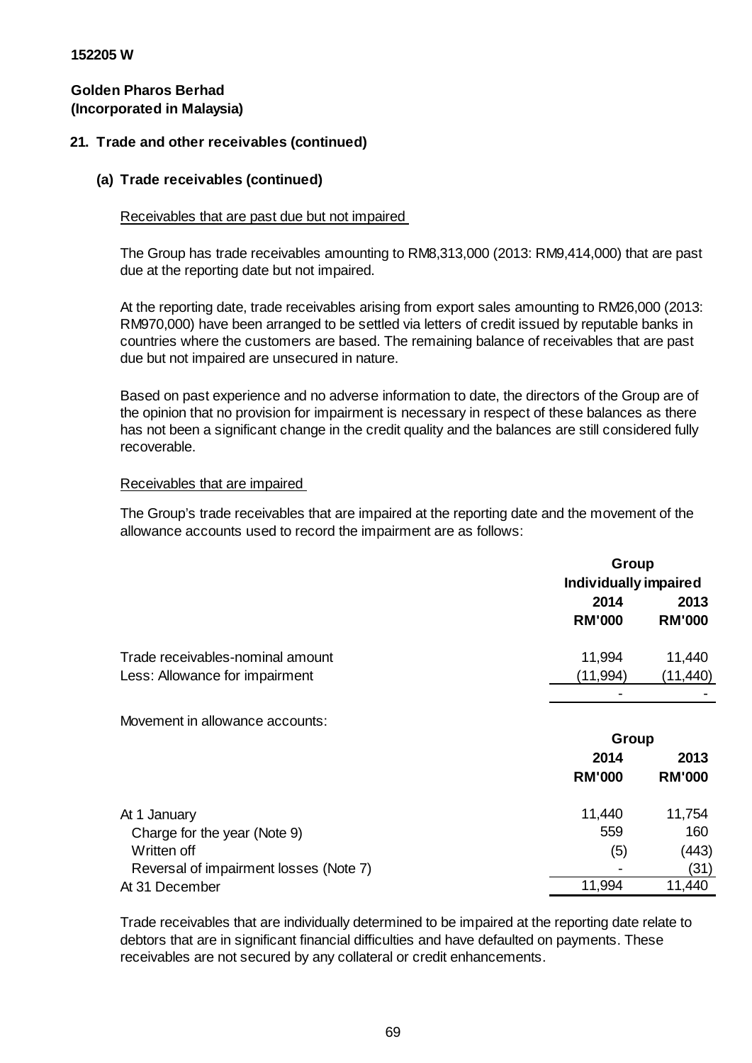152205 W

**Golden Pharos Berhad**
**(Incorporated in Malaysia)**

## 21. Trade and other receivables (continued)

### (a) Trade receivables (continued)

Receivables that are past due but not impaired

The Group has trade receivables amounting to RM8,313,000 (2013: RM9,414,000) that are past due at the reporting date but not impaired.

At the reporting date, trade receivables arising from export sales amounting to RM26,000 (2013: RM970,000) have been arranged to be settled via letters of credit issued by reputable banks in countries where the customers are based. The remaining balance of receivables that are past due but not impaired are unsecured in nature.

Based on past experience and no adverse information to date, the directors of the Group are of the opinion that no provision for impairment is necessary in respect of these balances as there has not been a significant change in the credit quality and the balances are still considered fully recoverable.

Receivables that are impaired

The Group's trade receivables that are impaired at the reporting date and the movement of the allowance accounts used to record the impairment are as follows:

| | Group | |
|---|---|---|
| | Individually impaired | |
| | 2014 | 2013 |
| | RM'000 | RM'000 |
| Trade receivables-nominal amount | 11,994 | 11,440 |
| Less: Allowance for impairment | (11,994) | (11,440) |
| | - | - |

Movement in allowance accounts:

| | Group | |
|---|---|---|
| | 2014 | 2013 |
| | RM'000 | RM'000 |
| At 1 January | 11,440 | 11,754 |
| Charge for the year (Note 9) | 559 | 160 |
| Written off | (5) | (443) |
| Reversal of impairment losses (Note 7) | - | (31) |
| At 31 December | 11,994 | 11,440 |

Trade receivables that are individually determined to be impaired at the reporting date relate to debtors that are in significant financial difficulties and have defaulted on payments. These receivables are not secured by any collateral or credit enhancements.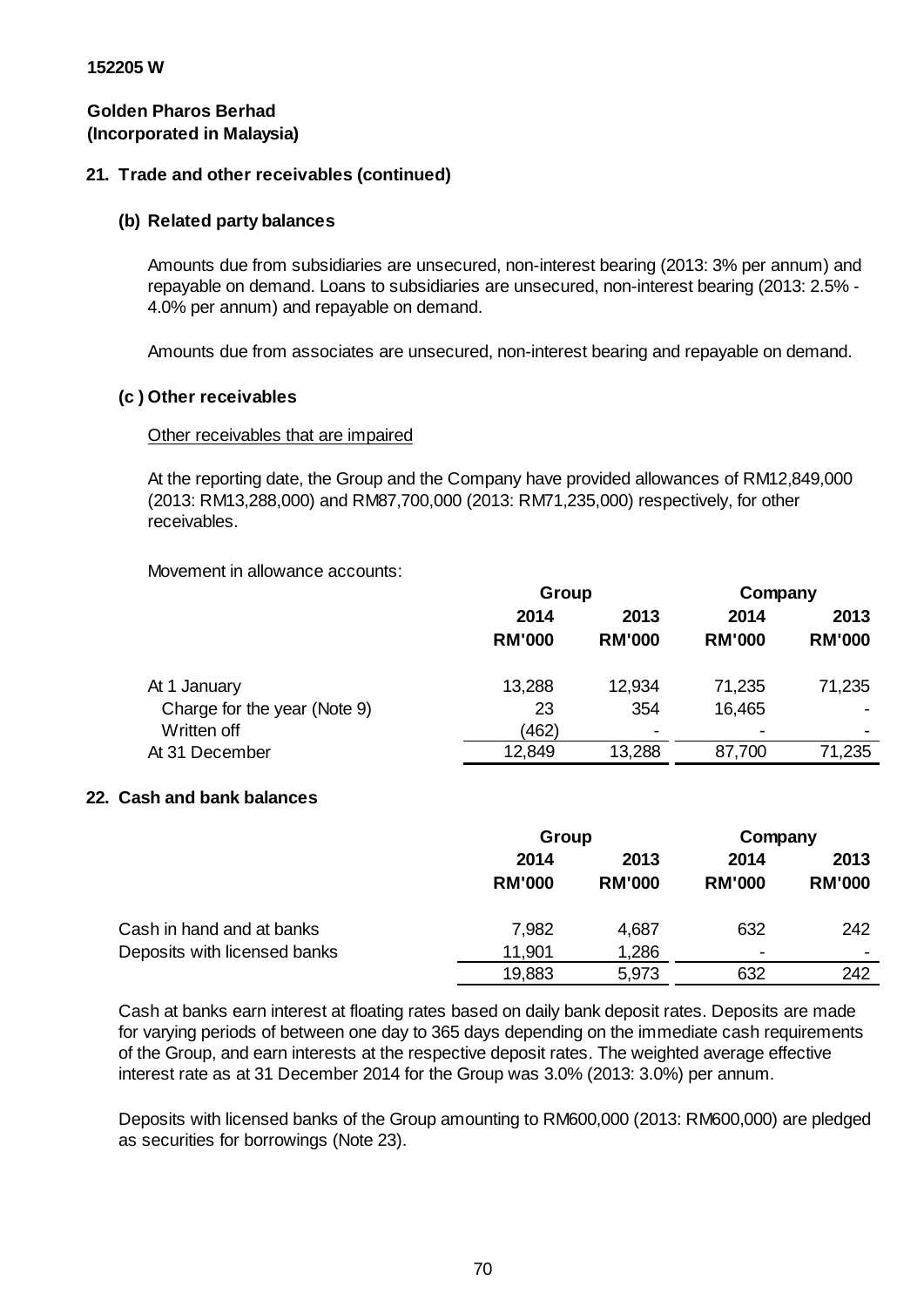152205 W

**Golden Pharos Berhad**
**(Incorporated in Malaysia)**

## 21. Trade and other receivables (continued)

### (b) Related party balances

Amounts due from subsidiaries are unsecured, non-interest bearing (2013: 3% per annum) and repayable on demand. Loans to subsidiaries are unsecured, non-interest bearing (2013: 2.5% - 4.0% per annum) and repayable on demand.

Amounts due from associates are unsecured, non-interest bearing and repayable on demand.

### (c ) Other receivables

Other receivables that are impaired

At the reporting date, the Group and the Company have provided allowances of RM12,849,000 (2013: RM13,288,000) and RM87,700,000 (2013: RM71,235,000) respectively, for other receivables.

Movement in allowance accounts:

| | Group | | Company | |
|---|---|---|---|---|
| | 2014 | 2013 | 2014 | 2013 |
| | RM'000 | RM'000 | RM'000 | RM'000 |
| At 1 January | 13,288 | 12,934 | 71,235 | 71,235 |
| Charge for the year (Note 9) | 23 | 354 | 16,465 | - |
| Written off | (462) | - | - | - |
| At 31 December | 12,849 | 13,288 | 87,700 | 71,235 |

## 22. Cash and bank balances

| | Group | | Company | |
|---|---|---|---|---|
| | 2014 | 2013 | 2014 | 2013 |
| | RM'000 | RM'000 | RM'000 | RM'000 |
| Cash in hand and at banks | 7,982 | 4,687 | 632 | 242 |
| Deposits with licensed banks | 11,901 | 1,286 | - | - |
| | 19,883 | 5,973 | 632 | 242 |

Cash at banks earn interest at floating rates based on daily bank deposit rates. Deposits are made for varying periods of between one day to 365 days depending on the immediate cash requirements of the Group, and earn interests at the respective deposit rates. The weighted average effective interest rate as at 31 December 2014 for the Group was 3.0% (2013: 3.0%) per annum.

Deposits with licensed banks of the Group amounting to RM600,000 (2013: RM600,000) are pledged as securities for borrowings (Note 23).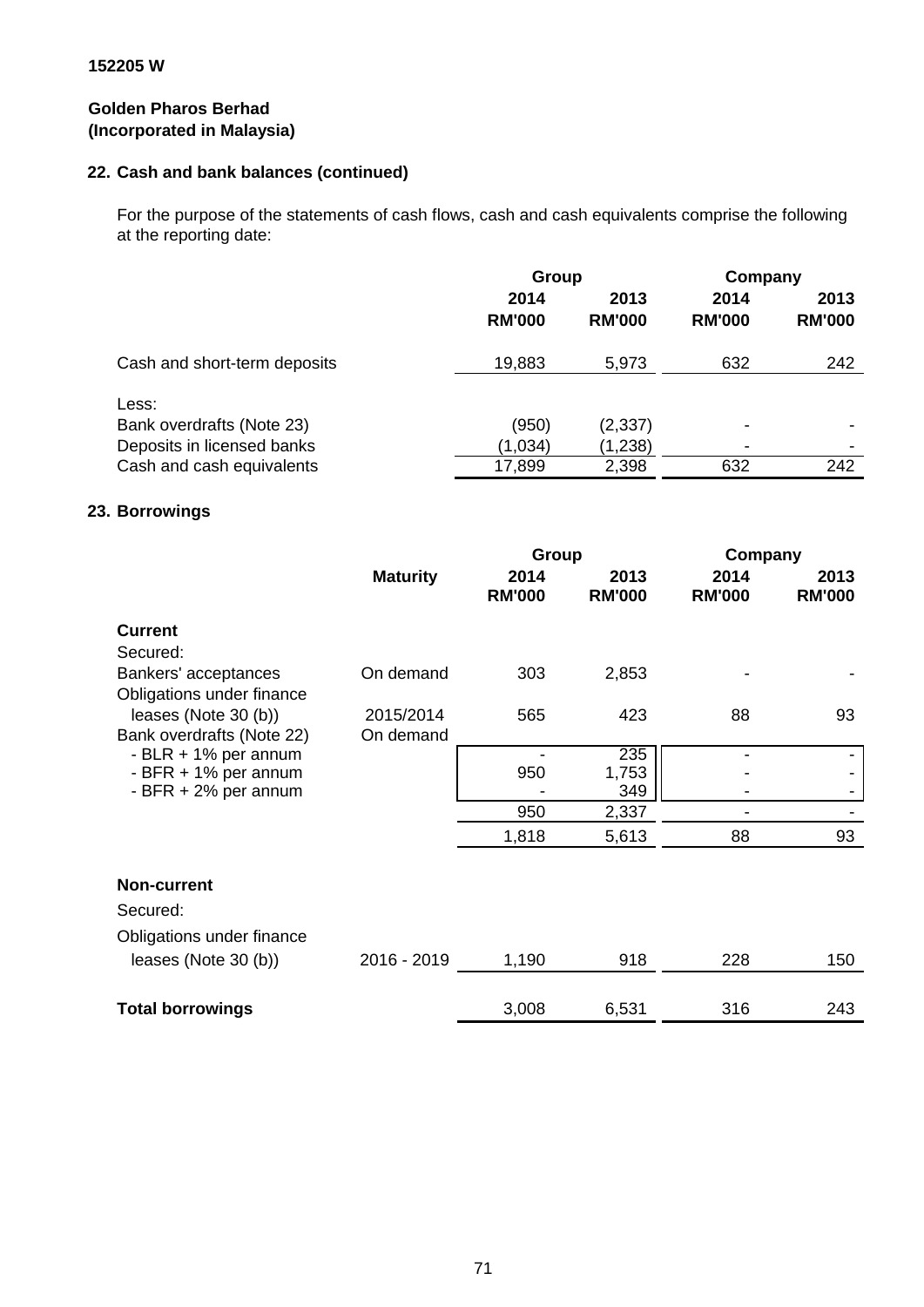152205 W

**Golden Pharos Berhad**
**(Incorporated in Malaysia)**

## 22. Cash and bank balances (continued)

For the purpose of the statements of cash flows, cash and cash equivalents comprise the following at the reporting date:

| | Group | | Company | |
|---|---|---|---|---|
| | 2014 | 2013 | 2014 | 2013 |
| | RM'000 | RM'000 | RM'000 | RM'000 |
| Cash and short-term deposits | 19,883 | 5,973 | 632 | 242 |
| Less: | | | | |
| Bank overdrafts (Note 23) | (950) | (2,337) | - | - |
| Deposits in licensed banks | (1,034) | (1,238) | - | - |
| Cash and cash equivalents | 17,899 | 2,398 | 632 | 242 |

## 23. Borrowings

| | Maturity | Group | | Company | |
|---|---|---|---|---|---|
| | | 2014 | 2013 | 2014 | 2013 |
| | | RM'000 | RM'000 | RM'000 | RM'000 |
| **Current** | | | | | |
| Secured: | | | | | |
| Bankers' acceptances | On demand | 303 | 2,853 | - | - |
| Obligations under finance leases (Note 30 (b)) | 2015/2014 | 565 | 423 | 88 | 93 |
| Bank overdrafts (Note 22) | On demand | | | | |
| - BLR + 1% per annum | | - | 235 | - | - |
| - BFR + 1% per annum | | 950 | 1,753 | - | - |
| - BFR + 2% per annum | | - | 349 | - | - |
| | | 950 | 2,337 | - | - |
| | | 1,818 | 5,613 | 88 | 93 |
| **Non-current** | | | | | |
| Secured: | | | | | |
| Obligations under finance leases (Note 30 (b)) | 2016 - 2019 | 1,190 | 918 | 228 | 150 |
| **Total borrowings** | | 3,008 | 6,531 | 316 | 243 |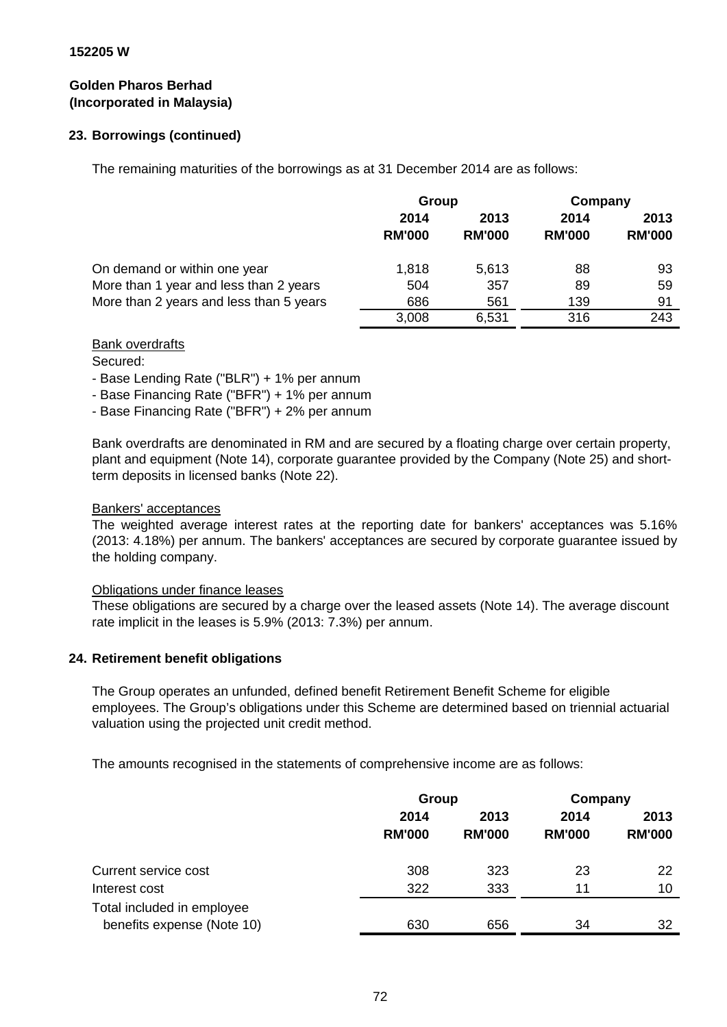152205 W

**Golden Pharos Berhad**
**(Incorporated in Malaysia)**

### 23. Borrowings (continued)

The remaining maturities of the borrowings as at 31 December 2014 are as follows:

| | Group | | Company | |
|---|---|---|---|---|
| | 2014 | 2013 | 2014 | 2013 |
| | RM'000 | RM'000 | RM'000 | RM'000 |
| On demand or within one year | 1,818 | 5,613 | 88 | 93 |
| More than 1 year and less than 2 years | 504 | 357 | 89 | 59 |
| More than 2 years and less than 5 years | 686 | 561 | 139 | 91 |
| | 3,008 | 6,531 | 316 | 243 |

Bank overdrafts

Secured:

- Base Lending Rate ("BLR") + 1% per annum
- Base Financing Rate ("BFR") + 1% per annum
- Base Financing Rate ("BFR") + 2% per annum

Bank overdrafts are denominated in RM and are secured by a floating charge over certain property, plant and equipment (Note 14), corporate guarantee provided by the Company (Note 25) and short-term deposits in licensed banks (Note 22).

Bankers' acceptances

The weighted average interest rates at the reporting date for bankers' acceptances was 5.16% (2013: 4.18%) per annum. The bankers' acceptances are secured by corporate guarantee issued by the holding company.

Obligations under finance leases

These obligations are secured by a charge over the leased assets (Note 14). The average discount rate implicit in the leases is 5.9% (2013: 7.3%) per annum.

### 24. Retirement benefit obligations

The Group operates an unfunded, defined benefit Retirement Benefit Scheme for eligible employees. The Group's obligations under this Scheme are determined based on triennial actuarial valuation using the projected unit credit method.

The amounts recognised in the statements of comprehensive income are as follows:

| | Group | | Company | |
|---|---|---|---|---|
| | 2014 | 2013 | 2014 | 2013 |
| | RM'000 | RM'000 | RM'000 | RM'000 |
| Current service cost | 308 | 323 | 23 | 22 |
| Interest cost | 322 | 333 | 11 | 10 |
| Total included in employee benefits expense (Note 10) | 630 | 656 | 34 | 32 |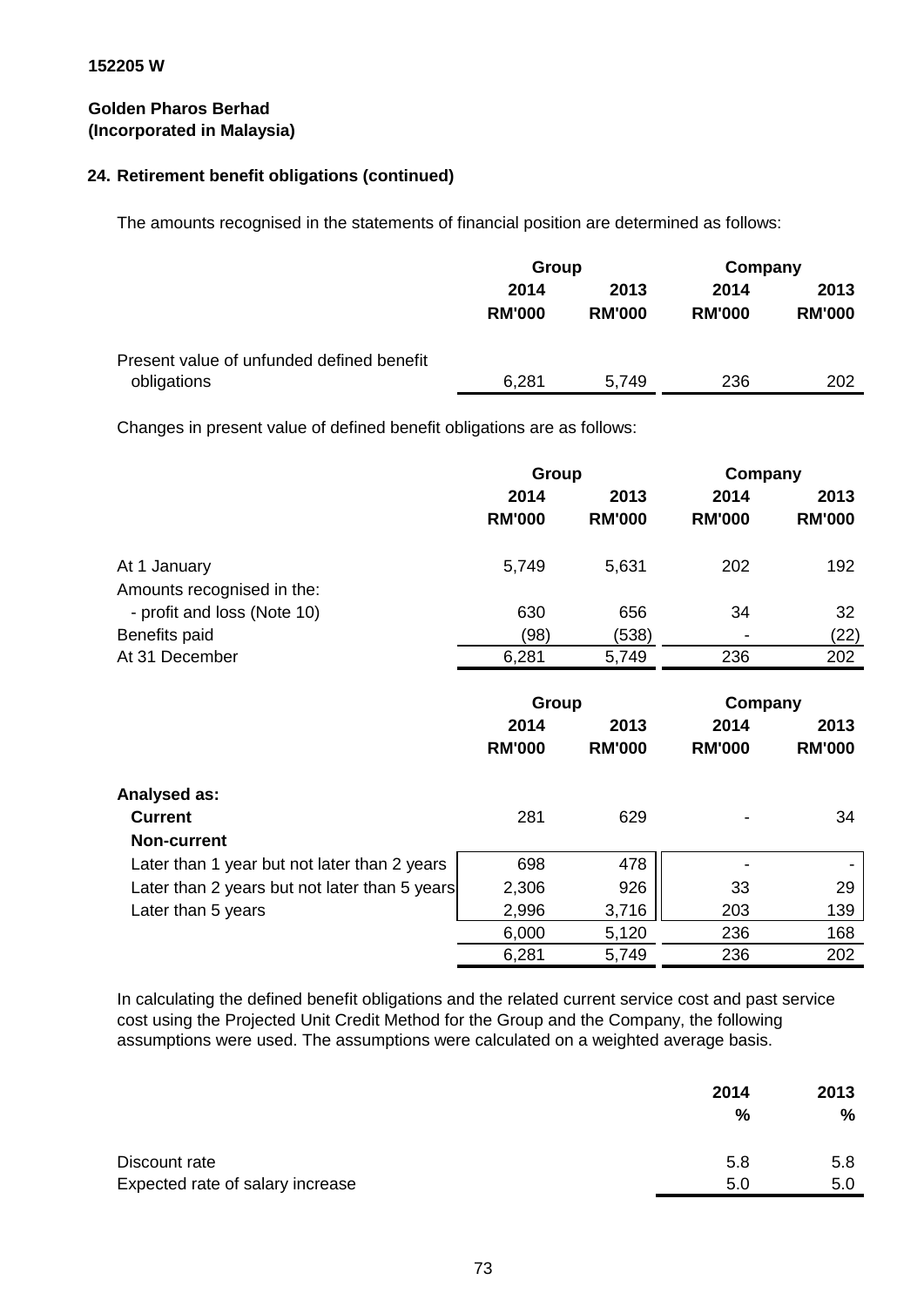**152205 W**

**Golden Pharos Berhad**
**(Incorporated in Malaysia)**

## 24. Retirement benefit obligations (continued)

The amounts recognised in the statements of financial position are determined as follows:

| | Group | | Company | |
|---|---|---|---|---|
| | 2014 | 2013 | 2014 | 2013 |
| | RM'000 | RM'000 | RM'000 | RM'000 |
| Present value of unfunded defined benefit obligations | 6,281 | 5,749 | 236 | 202 |

Changes in present value of defined benefit obligations are as follows:

| | Group | | Company | |
|---|---|---|---|---|
| | 2014 | 2013 | 2014 | 2013 |
| | RM'000 | RM'000 | RM'000 | RM'000 |
| At 1 January | 5,749 | 5,631 | 202 | 192 |
| Amounts recognised in the: | | | | |
| - profit and loss (Note 10) | 630 | 656 | 34 | 32 |
| Benefits paid | (98) | (538) | - | (22) |
| At 31 December | 6,281 | 5,749 | 236 | 202 |

| | Group | | Company | |
|---|---|---|---|---|
| | 2014 | 2013 | 2014 | 2013 |
| | RM'000 | RM'000 | RM'000 | RM'000 |
| **Analysed as:** | | | | |
| **Current** | 281 | 629 | - | 34 |
| **Non-current** | | | | |
| Later than 1 year but not later than 2 years | 698 | 478 | - | - |
| Later than 2 years but not later than 5 years | 2,306 | 926 | 33 | 29 |
| Later than 5 years | 2,996 | 3,716 | 203 | 139 |
| | 6,000 | 5,120 | 236 | 168 |
| | 6,281 | 5,749 | 236 | 202 |

In calculating the defined benefit obligations and the related current service cost and past service cost using the Projected Unit Credit Method for the Group and the Company, the following assumptions were used. The assumptions were calculated on a weighted average basis.

| | 2014 | 2013 |
|---|---|---|
| | % | % |
| Discount rate | 5.8 | 5.8 |
| Expected rate of salary increase | 5.0 | 5.0 |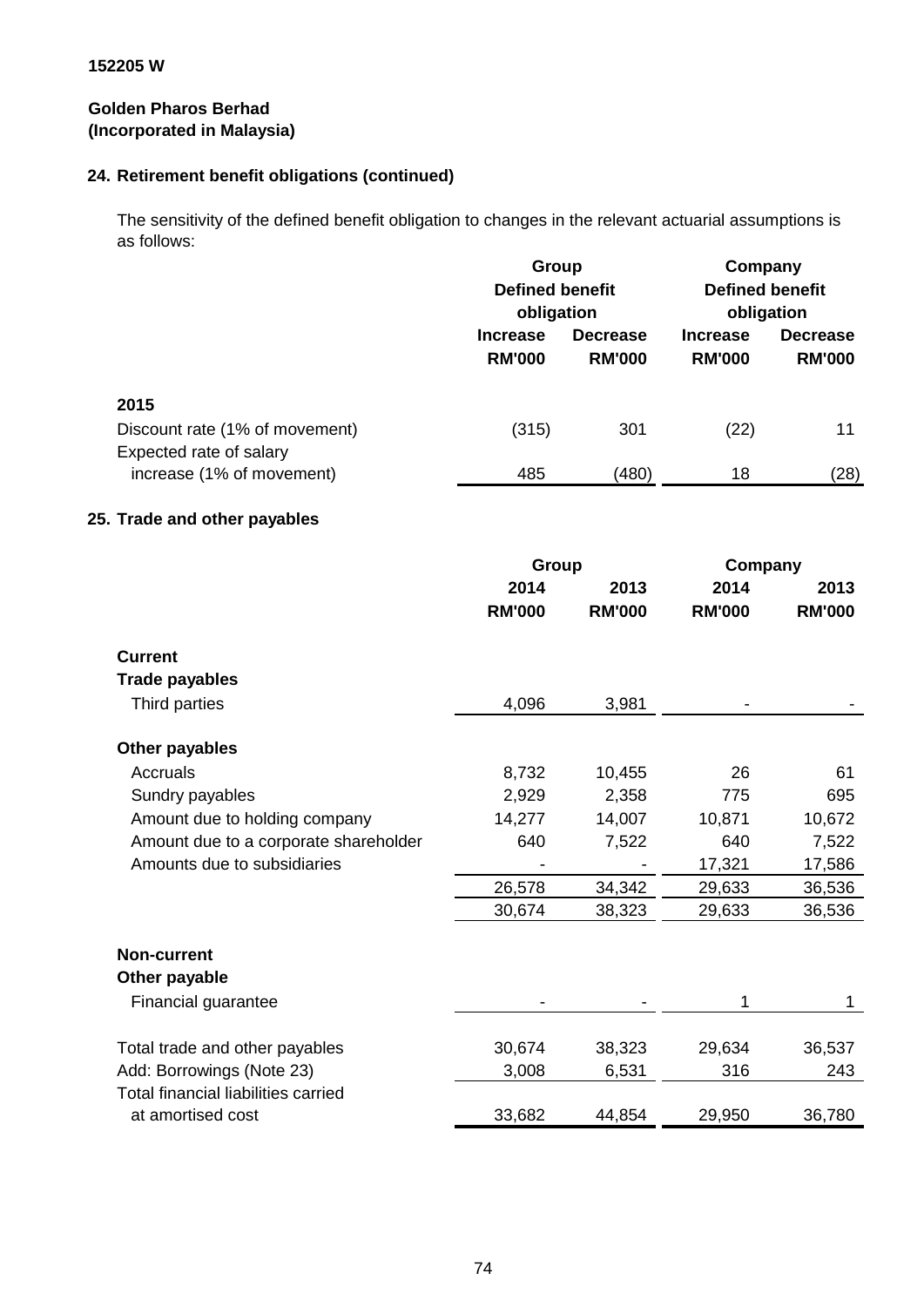152205 W

**Golden Pharos Berhad**
**(Incorporated in Malaysia)**

## 24. Retirement benefit obligations (continued)

The sensitivity of the defined benefit obligation to changes in the relevant actuarial assumptions is as follows:

| | Group Defined benefit obligation | | Company Defined benefit obligation | |
|---|---|---|---|---|
| | Increase RM'000 | Decrease RM'000 | Increase RM'000 | Decrease RM'000 |
| **2015** | | | | |
| Discount rate (1% of movement) | (315) | 301 | (22) | 11 |
| Expected rate of salary increase (1% of movement) | 485 | (480) | 18 | (28) |

## 25. Trade and other payables

| | Group | | Company | |
|---|---|---|---|---|
| | 2014 RM'000 | 2013 RM'000 | 2014 RM'000 | 2013 RM'000 |
| **Current** | | | | |
| **Trade payables** | | | | |
| Third parties | 4,096 | 3,981 | - | - |
| **Other payables** | | | | |
| Accruals | 8,732 | 10,455 | 26 | 61 |
| Sundry payables | 2,929 | 2,358 | 775 | 695 |
| Amount due to holding company | 14,277 | 14,007 | 10,871 | 10,672 |
| Amount due to a corporate shareholder | 640 | 7,522 | 640 | 7,522 |
| Amounts due to subsidiaries | - | - | 17,321 | 17,586 |
| | 26,578 | 34,342 | 29,633 | 36,536 |
| | 30,674 | 38,323 | 29,633 | 36,536 |
| **Non-current** | | | | |
| **Other payable** | | | | |
| Financial guarantee | - | - | 1 | 1 |
| Total trade and other payables | 30,674 | 38,323 | 29,634 | 36,537 |
| Add: Borrowings (Note 23) | 3,008 | 6,531 | 316 | 243 |
| Total financial liabilities carried at amortised cost | 33,682 | 44,854 | 29,950 | 36,780 |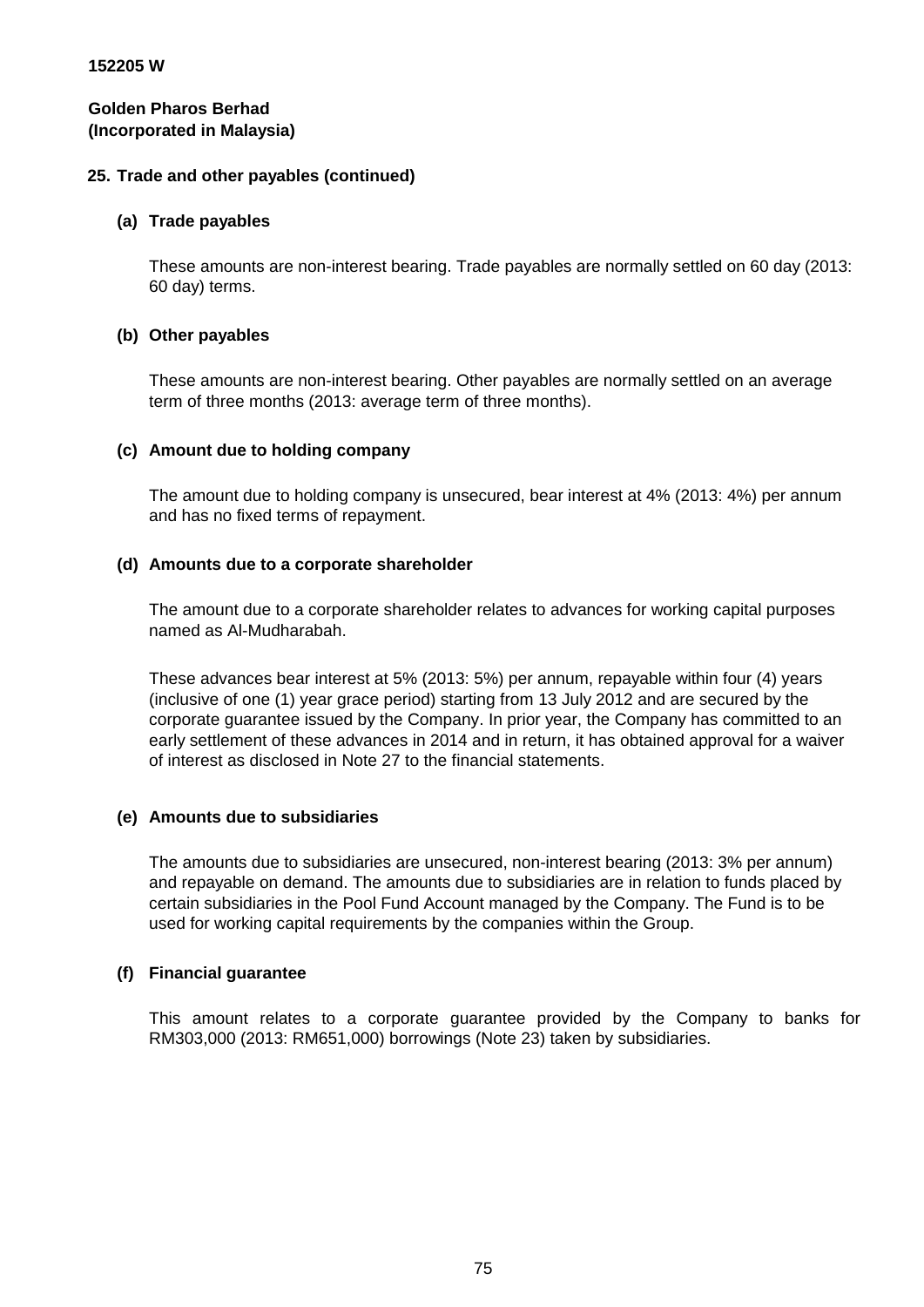152205 W

**Golden Pharos Berhad**
**(Incorporated in Malaysia)**

## 25. Trade and other payables (continued)

### (a) Trade payables

These amounts are non-interest bearing. Trade payables are normally settled on 60 day (2013: 60 day) terms.

### (b) Other payables

These amounts are non-interest bearing. Other payables are normally settled on an average term of three months (2013: average term of three months).

### (c) Amount due to holding company

The amount due to holding company is unsecured, bear interest at 4% (2013: 4%) per annum and has no fixed terms of repayment.

### (d) Amounts due to a corporate shareholder

The amount due to a corporate shareholder relates to advances for working capital purposes named as Al-Mudharabah.

These advances bear interest at 5% (2013: 5%) per annum, repayable within four (4) years (inclusive of one (1) year grace period) starting from 13 July 2012 and are secured by the corporate guarantee issued by the Company. In prior year, the Company has committed to an early settlement of these advances in 2014 and in return, it has obtained approval for a waiver of interest as disclosed in Note 27 to the financial statements.

### (e) Amounts due to subsidiaries

The amounts due to subsidiaries are unsecured, non-interest bearing (2013: 3% per annum) and repayable on demand. The amounts due to subsidiaries are in relation to funds placed by certain subsidiaries in the Pool Fund Account managed by the Company. The Fund is to be used for working capital requirements by the companies within the Group.

### (f) Financial guarantee

This amount relates to a corporate guarantee provided by the Company to banks for RM303,000 (2013: RM651,000) borrowings (Note 23) taken by subsidiaries.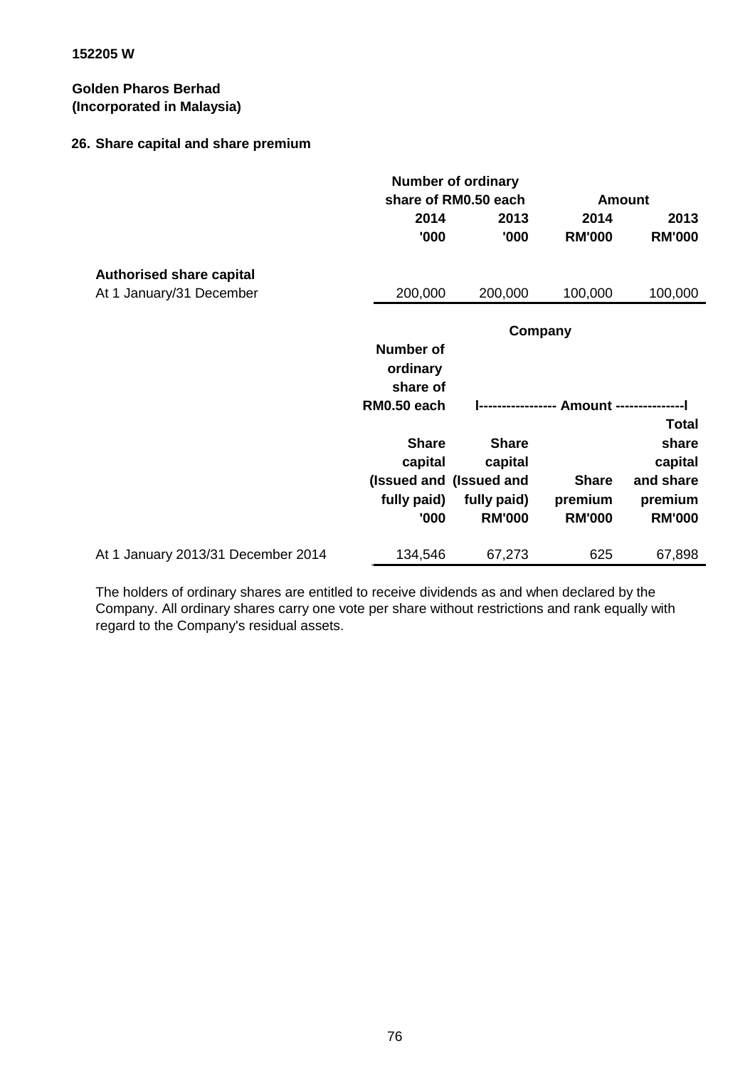152205 W

**Golden Pharos Berhad**
**(Incorporated in Malaysia)**

## 26. Share capital and share premium

| | Number of ordinary share of RM0.50 each | | Amount | |
|---|---|---|---|---|
| | 2014 | 2013 | 2014 | 2013 |
| | '000 | '000 | RM'000 | RM'000 |
| **Authorised share capital** | | | | |
| At 1 January/31 December | 200,000 | 200,000 | 100,000 | 100,000 |

| | Company | | | |
|---|---|---|---|---|
| | Number of ordinary share of RM0.50 each | Amount | | |
| | Share capital (Issued and fully paid) | Share capital (Issued and fully paid) | Share premium | Total share capital and share premium |
| | '000 | RM'000 | RM'000 | RM'000 |
| At 1 January 2013/31 December 2014 | 134,546 | 67,273 | 625 | 67,898 |

The holders of ordinary shares are entitled to receive dividends as and when declared by the Company. All ordinary shares carry one vote per share without restrictions and rank equally with regard to the Company's residual assets.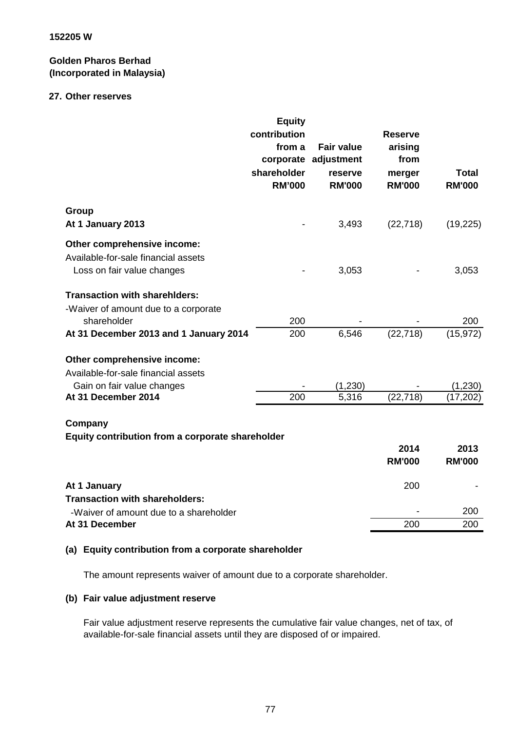152205 W

**Golden Pharos Berhad**
**(Incorporated in Malaysia)**

## 27. Other reserves

| | Equity contribution from a corporate shareholder RM'000 | Fair value adjustment reserve RM'000 | Reserve arising from merger RM'000 | Total RM'000 |
|---|---|---|---|---|
| **Group** | | | | |
| **At 1 January 2013** | - | 3,493 | (22,718) | (19,225) |
| **Other comprehensive income:** | | | | |
| Available-for-sale financial assets | | | | |
| Loss on fair value changes | - | 3,053 | - | 3,053 |
| **Transaction with sharehlders:** | | | | |
| -Waiver of amount due to a corporate shareholder | 200 | - | - | 200 |
| **At 31 December 2013 and 1 January 2014** | 200 | 6,546 | (22,718) | (15,972) |
| **Other comprehensive income:** | | | | |
| Available-for-sale financial assets | | | | |
| Gain on fair value changes | - | (1,230) | - | (1,230) |
| **At 31 December 2014** | 200 | 5,316 | (22,718) | (17,202) |

**Company**

**Equity contribution from a corporate shareholder**

| | 2014 RM'000 | 2013 RM'000 |
|---|---|---|
| **At 1 January** | 200 | - |
| **Transaction with shareholders:** | | |
| -Waiver of amount due to a shareholder | - | 200 |
| **At 31 December** | 200 | 200 |

### (a) Equity contribution from a corporate shareholder

The amount represents waiver of amount due to a corporate shareholder.

### (b) Fair value adjustment reserve

Fair value adjustment reserve represents the cumulative fair value changes, net of tax, of available-for-sale financial assets until they are disposed of or impaired.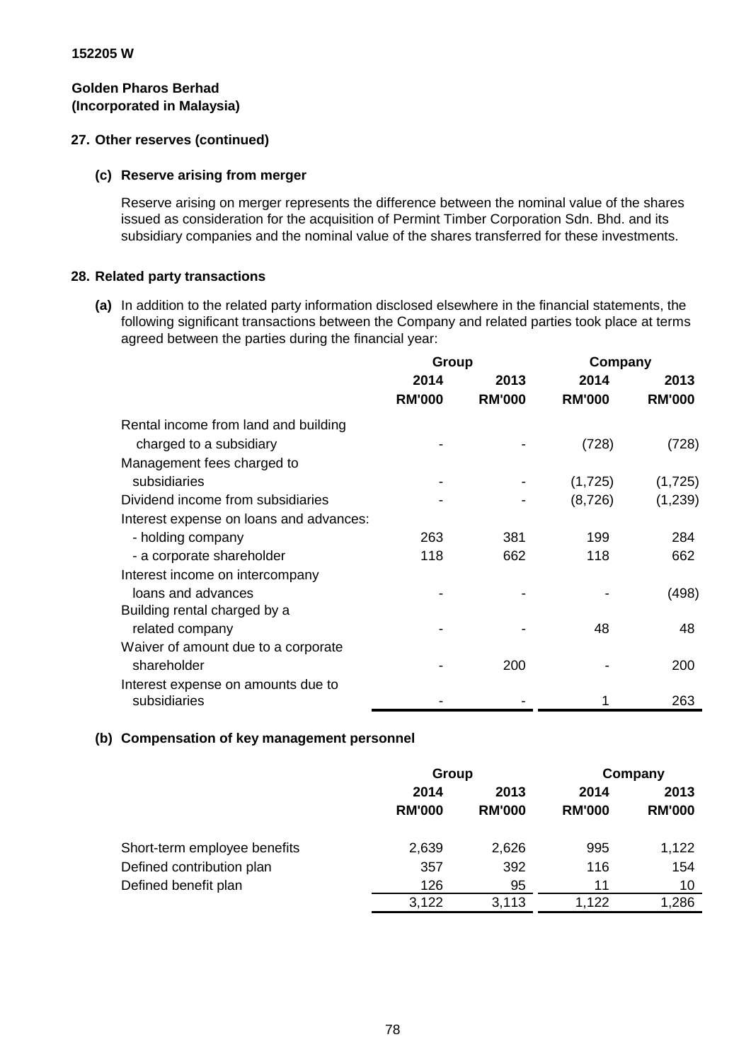**152205 W**

**Golden Pharos Berhad**
**(Incorporated in Malaysia)**

## 27. Other reserves (continued)

### (c) Reserve arising from merger

Reserve arising on merger represents the difference between the nominal value of the shares issued as consideration for the acquisition of Permint Timber Corporation Sdn. Bhd. and its subsidiary companies and the nominal value of the shares transferred for these investments.

## 28. Related party transactions

**(a)** In addition to the related party information disclosed elsewhere in the financial statements, the following significant transactions between the Company and related parties took place at terms agreed between the parties during the financial year:

| | Group | | Company | |
|---|---|---|---|---|
| | 2014 | 2013 | 2014 | 2013 |
| | RM'000 | RM'000 | RM'000 | RM'000 |
| Rental income from land and building charged to a subsidiary | - | - | (728) | (728) |
| Management fees charged to subsidiaries | - | - | (1,725) | (1,725) |
| Dividend income from subsidiaries | - | - | (8,726) | (1,239) |
| Interest expense on loans and advances: | | | | |
| - holding company | 263 | 381 | 199 | 284 |
| - a corporate shareholder | 118 | 662 | 118 | 662 |
| Interest income on intercompany loans and advances | - | - | - | (498) |
| Building rental charged by a related company | - | - | 48 | 48 |
| Waiver of amount due to a corporate shareholder | - | 200 | - | 200 |
| Interest expense on amounts due to subsidiaries | - | - | 1 | 263 |

### (b) Compensation of key management personnel

| | Group | | Company | |
|---|---|---|---|---|
| | 2014 | 2013 | 2014 | 2013 |
| | RM'000 | RM'000 | RM'000 | RM'000 |
| Short-term employee benefits | 2,639 | 2,626 | 995 | 1,122 |
| Defined contribution plan | 357 | 392 | 116 | 154 |
| Defined benefit plan | 126 | 95 | 11 | 10 |
| | 3,122 | 3,113 | 1,122 | 1,286 |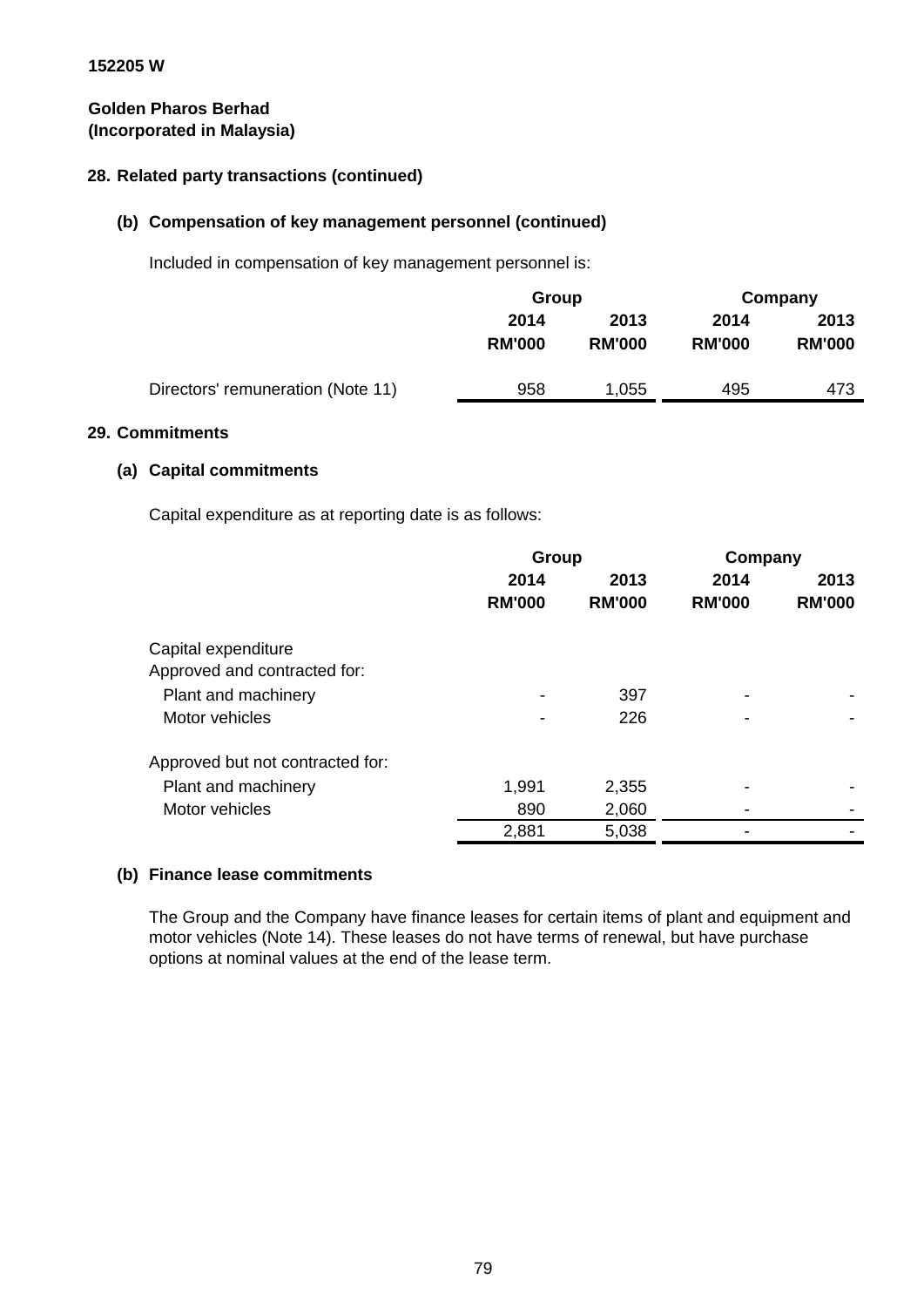**152205 W**

**Golden Pharos Berhad**
**(Incorporated in Malaysia)**

## 28. Related party transactions (continued)

### (b) Compensation of key management personnel (continued)

Included in compensation of key management personnel is:

| | Group | | Company | |
|---|---|---|---|---|
| | 2014 | 2013 | 2014 | 2013 |
| | RM'000 | RM'000 | RM'000 | RM'000 |
| Directors' remuneration (Note 11) | 958 | 1,055 | 495 | 473 |

## 29. Commitments

### (a) Capital commitments

Capital expenditure as at reporting date is as follows:

| | Group | | Company | |
|---|---|---|---|---|
| | 2014 | 2013 | 2014 | 2013 |
| | RM'000 | RM'000 | RM'000 | RM'000 |
| Capital expenditure | | | | |
| Approved and contracted for: | | | | |
| Plant and machinery | - | 397 | - | - |
| Motor vehicles | - | 226 | - | - |
| Approved but not contracted for: | | | | |
| Plant and machinery | 1,991 | 2,355 | - | - |
| Motor vehicles | 890 | 2,060 | - | - |
| | 2,881 | 5,038 | - | - |

### (b) Finance lease commitments

The Group and the Company have finance leases for certain items of plant and equipment and motor vehicles (Note 14). These leases do not have terms of renewal, but have purchase options at nominal values at the end of the lease term.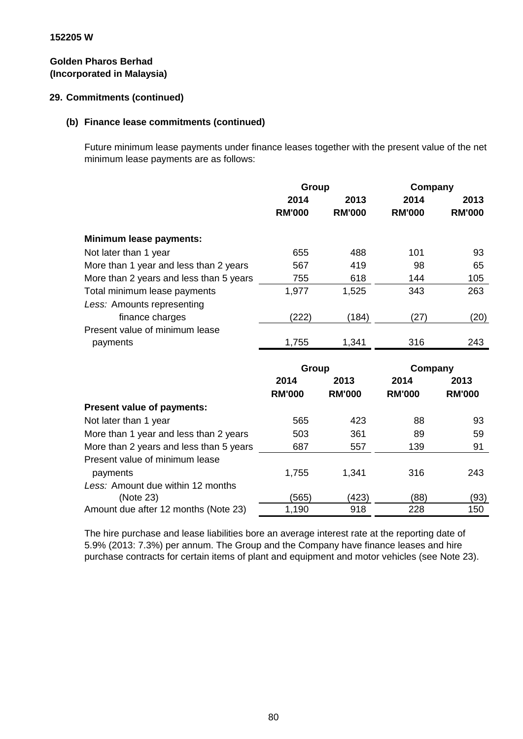152205 W

**Golden Pharos Berhad**
**(Incorporated in Malaysia)**

## 29. Commitments (continued)

### (b) Finance lease commitments (continued)

Future minimum lease payments under finance leases together with the present value of the net minimum lease payments are as follows:

| | Group | | Company | |
|---|---|---|---|---|
| | 2014 | 2013 | 2014 | 2013 |
| | RM'000 | RM'000 | RM'000 | RM'000 |
| **Minimum lease payments:** | | | | |
| Not later than 1 year | 655 | 488 | 101 | 93 |
| More than 1 year and less than 2 years | 567 | 419 | 98 | 65 |
| More than 2 years and less than 5 years | 755 | 618 | 144 | 105 |
| Total minimum lease payments | 1,977 | 1,525 | 343 | 263 |
| *Less:* Amounts representing finance charges | (222) | (184) | (27) | (20) |
| Present value of minimum lease payments | 1,755 | 1,341 | 316 | 243 |

| | Group | | Company | |
|---|---|---|---|---|
| | 2014 | 2013 | 2014 | 2013 |
| | RM'000 | RM'000 | RM'000 | RM'000 |
| **Present value of payments:** | | | | |
| Not later than 1 year | 565 | 423 | 88 | 93 |
| More than 1 year and less than 2 years | 503 | 361 | 89 | 59 |
| More than 2 years and less than 5 years | 687 | 557 | 139 | 91 |
| Present value of minimum lease payments | 1,755 | 1,341 | 316 | 243 |
| *Less:* Amount due within 12 months (Note 23) | (565) | (423) | (88) | (93) |
| Amount due after 12 months (Note 23) | 1,190 | 918 | 228 | 150 |

The hire purchase and lease liabilities bore an average interest rate at the reporting date of 5.9% (2013: 7.3%) per annum. The Group and the Company have finance leases and hire purchase contracts for certain items of plant and equipment and motor vehicles (see Note 23).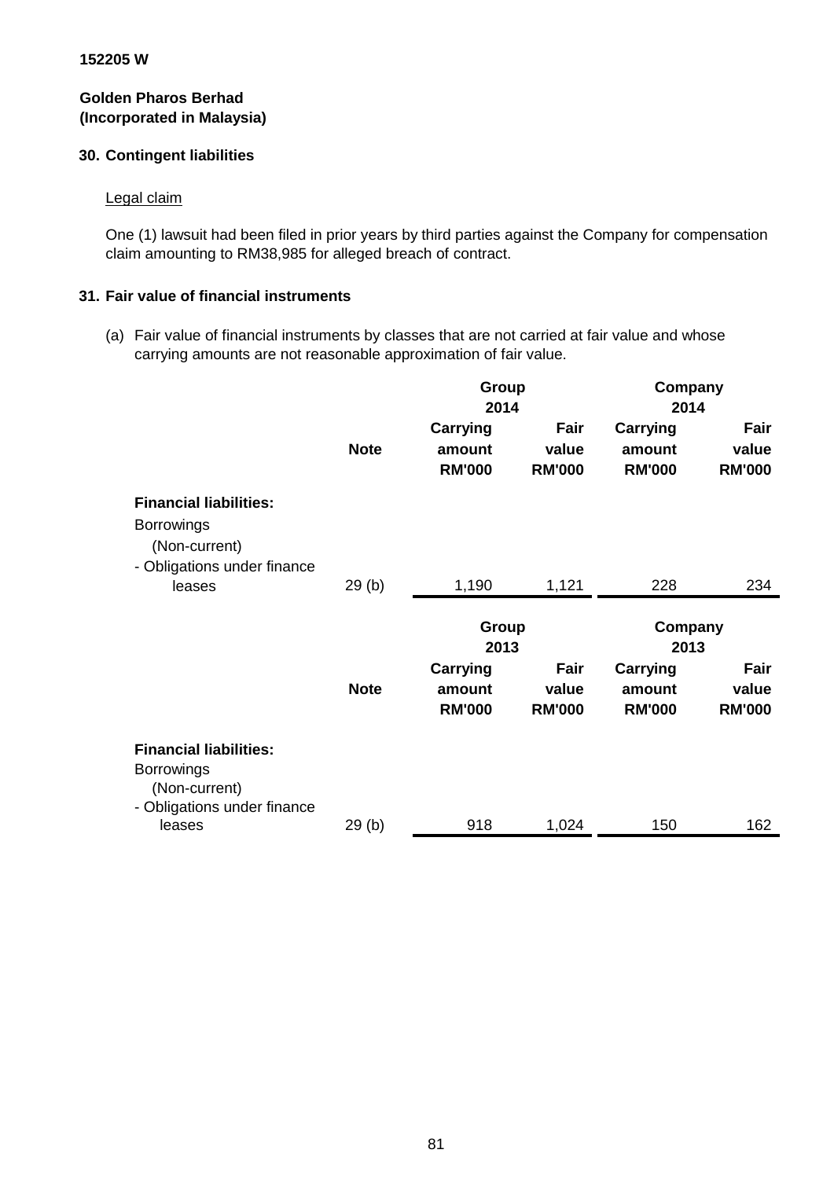152205 W

**Golden Pharos Berhad**
**(Incorporated in Malaysia)**

## 30. Contingent liabilities

Legal claim

One (1) lawsuit had been filed in prior years by third parties against the Company for compensation claim amounting to RM38,985 for alleged breach of contract.

## 31. Fair value of financial instruments

(a) Fair value of financial instruments by classes that are not carried at fair value and whose carrying amounts are not reasonable approximation of fair value.

| | | Group 2014 | | Company 2014 | |
|---|---|---|---|---|---|
| | **Note** | **Carrying amount RM'000** | **Fair value RM'000** | **Carrying amount RM'000** | **Fair value RM'000** |
| **Financial liabilities:** | | | | | |
| Borrowings (Non-current) | | | | | |
| - Obligations under finance leases | 29 (b) | 1,190 | 1,121 | 228 | 234 |

| | | Group 2013 | | Company 2013 | |
|---|---|---|---|---|---|
| | **Note** | **Carrying amount RM'000** | **Fair value RM'000** | **Carrying amount RM'000** | **Fair value RM'000** |
| **Financial liabilities:** | | | | | |
| Borrowings (Non-current) | | | | | |
| - Obligations under finance leases | 29 (b) | 918 | 1,024 | 150 | 162 |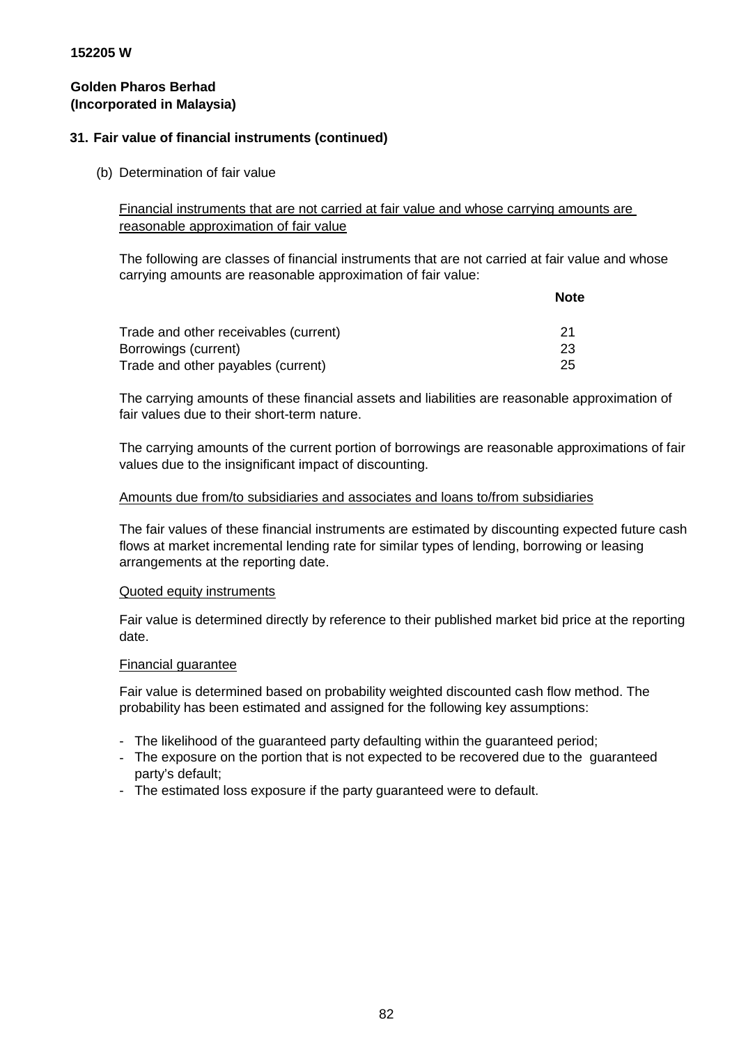**152205 W**

**Golden Pharos Berhad**
**(Incorporated in Malaysia)**

## 31. Fair value of financial instruments (continued)

(b) Determination of fair value

Financial instruments that are not carried at fair value and whose carrying amounts are reasonable approximation of fair value

The following are classes of financial instruments that are not carried at fair value and whose carrying amounts are reasonable approximation of fair value:

| | Note |
|---|---|
| Trade and other receivables (current) | 21 |
| Borrowings (current) | 23 |
| Trade and other payables (current) | 25 |

The carrying amounts of these financial assets and liabilities are reasonable approximation of fair values due to their short-term nature.

The carrying amounts of the current portion of borrowings are reasonable approximations of fair values due to the insignificant impact of discounting.

Amounts due from/to subsidiaries and associates and loans to/from subsidiaries

The fair values of these financial instruments are estimated by discounting expected future cash flows at market incremental lending rate for similar types of lending, borrowing or leasing arrangements at the reporting date.

Quoted equity instruments

Fair value is determined directly by reference to their published market bid price at the reporting date.

Financial guarantee

Fair value is determined based on probability weighted discounted cash flow method. The probability has been estimated and assigned for the following key assumptions:

- The likelihood of the guaranteed party defaulting within the guaranteed period;
- The exposure on the portion that is not expected to be recovered due to the guaranteed party's default;
- The estimated loss exposure if the party guaranteed were to default.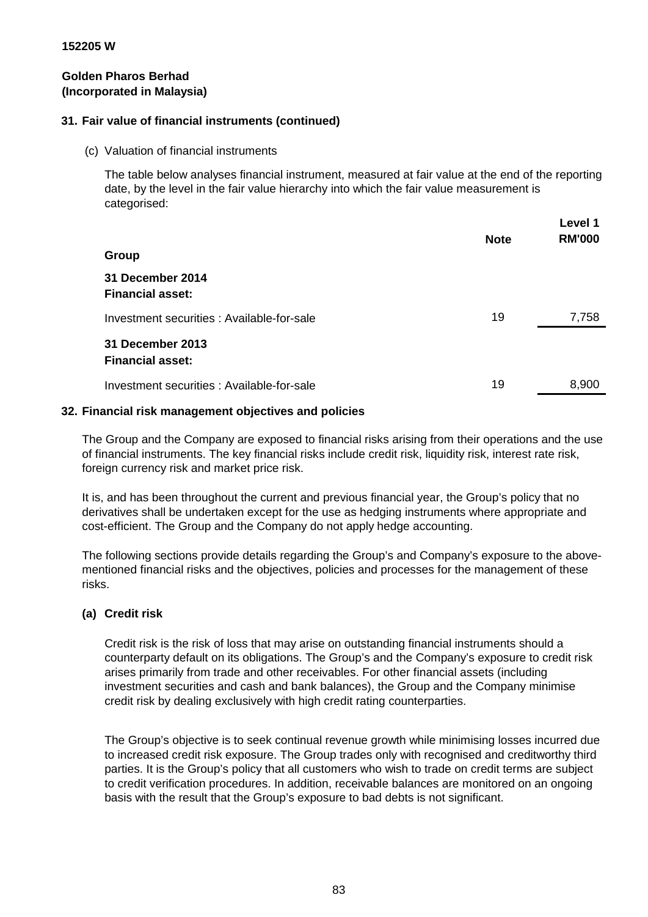152205 W

**Golden Pharos Berhad**
**(Incorporated in Malaysia)**

## 31. Fair value of financial instruments (continued)

(c) Valuation of financial instruments

The table below analyses financial instrument, measured at fair value at the end of the reporting date, by the level in the fair value hierarchy into which the fair value measurement is categorised:

| | Note | Level 1 RM'000 |
|---|---|---|
| **Group** | | |
| **31 December 2014** | | |
| **Financial asset:** | | |
| Investment securities : Available-for-sale | 19 | 7,758 |
| **31 December 2013** | | |
| **Financial asset:** | | |
| Investment securities : Available-for-sale | 19 | 8,900 |

## 32. Financial risk management objectives and policies

The Group and the Company are exposed to financial risks arising from their operations and the use of financial instruments. The key financial risks include credit risk, liquidity risk, interest rate risk, foreign currency risk and market price risk.

It is, and has been throughout the current and previous financial year, the Group's policy that no derivatives shall be undertaken except for the use as hedging instruments where appropriate and cost-efficient. The Group and the Company do not apply hedge accounting.

The following sections provide details regarding the Group's and Company's exposure to the above-mentioned financial risks and the objectives, policies and processes for the management of these risks.

### (a) Credit risk

Credit risk is the risk of loss that may arise on outstanding financial instruments should a counterparty default on its obligations. The Group's and the Company's exposure to credit risk arises primarily from trade and other receivables. For other financial assets (including investment securities and cash and bank balances), the Group and the Company minimise credit risk by dealing exclusively with high credit rating counterparties.

The Group's objective is to seek continual revenue growth while minimising losses incurred due to increased credit risk exposure. The Group trades only with recognised and creditworthy third parties. It is the Group's policy that all customers who wish to trade on credit terms are subject to credit verification procedures. In addition, receivable balances are monitored on an ongoing basis with the result that the Group's exposure to bad debts is not significant.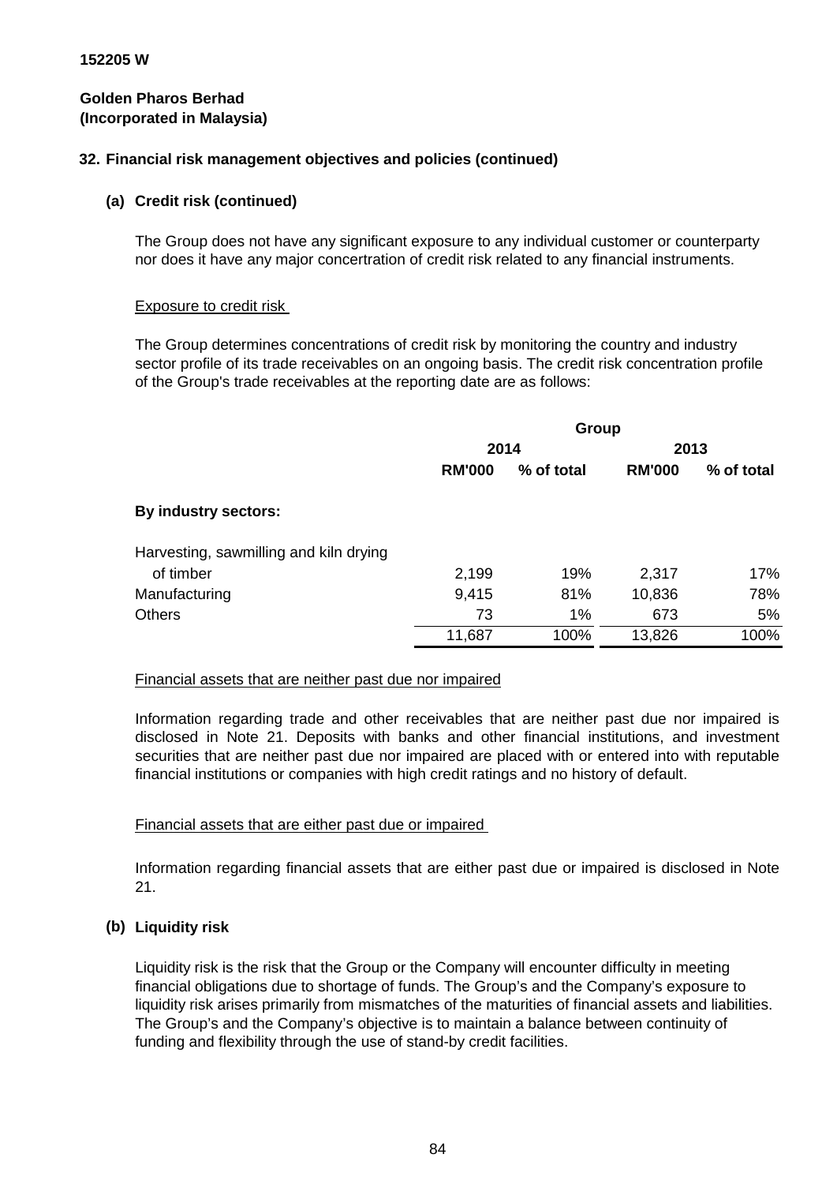152205 W

**Golden Pharos Berhad**
**(Incorporated in Malaysia)**

**32. Financial risk management objectives and policies (continued)**

**(a) Credit risk (continued)**

The Group does not have any significant exposure to any individual customer or counterparty nor does it have any major concertration of credit risk related to any financial instruments.

Exposure to credit risk

The Group determines concentrations of credit risk by monitoring the country and industry sector profile of its trade receivables on an ongoing basis. The credit risk concentration profile of the Group's trade receivables at the reporting date are as follows:

| | Group | | | |
|---|---|---|---|---|
| | 2014 | | 2013 | |
| | **RM'000** | **% of total** | **RM'000** | **% of total** |
| **By industry sectors:** | | | | |
| Harvesting, sawmilling and kiln drying of timber | 2,199 | 19% | 2,317 | 17% |
| Manufacturing | 9,415 | 81% | 10,836 | 78% |
| Others | 73 | 1% | 673 | 5% |
| | 11,687 | 100% | 13,826 | 100% |

Financial assets that are neither past due nor impaired

Information regarding trade and other receivables that are neither past due nor impaired is disclosed in Note 21. Deposits with banks and other financial institutions, and investment securities that are neither past due nor impaired are placed with or entered into with reputable financial institutions or companies with high credit ratings and no history of default.

Financial assets that are either past due or impaired

Information regarding financial assets that are either past due or impaired is disclosed in Note 21.

**(b) Liquidity risk**

Liquidity risk is the risk that the Group or the Company will encounter difficulty in meeting financial obligations due to shortage of funds. The Group's and the Company's exposure to liquidity risk arises primarily from mismatches of the maturities of financial assets and liabilities. The Group's and the Company's objective is to maintain a balance between continuity of funding and flexibility through the use of stand-by credit facilities.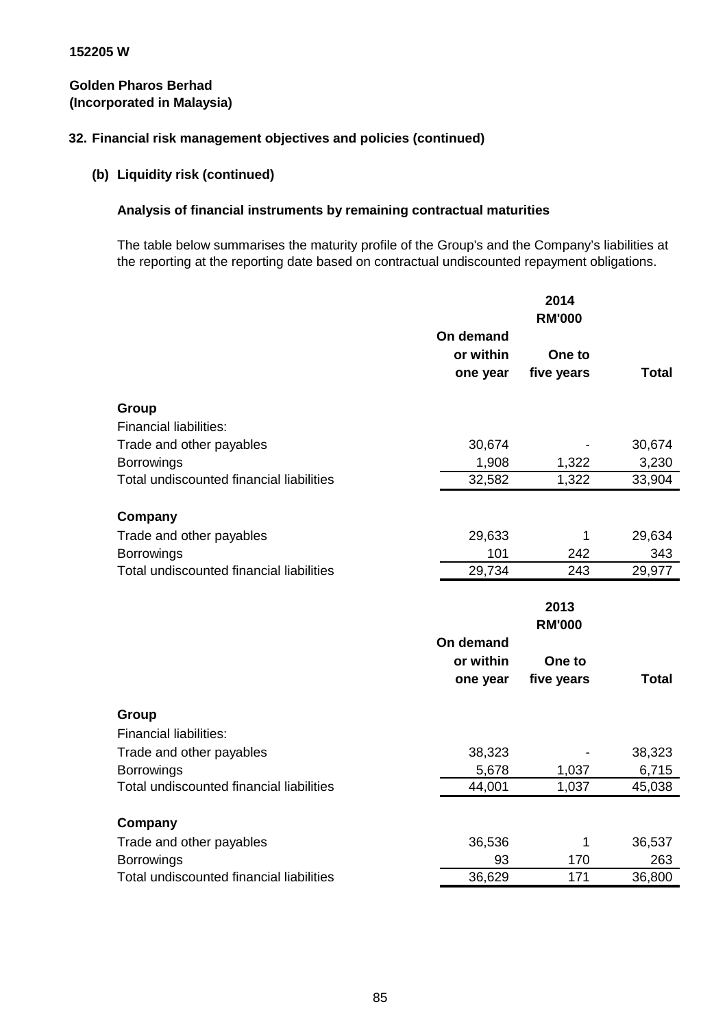152205 W

**Golden Pharos Berhad**
**(Incorporated in Malaysia)**

## 32. Financial risk management objectives and policies (continued)

### (b) Liquidity risk (continued)

**Analysis of financial instruments by remaining contractual maturities**

The table below summarises the maturity profile of the Group's and the Company's liabilities at the reporting at the reporting date based on contractual undiscounted repayment obligations.

| | 2014 RM'000 | | |
|---|---|---|---|
| | On demand or within one year | One to five years | Total |
| **Group** | | | |
| Financial liabilities: | | | |
| Trade and other payables | 30,674 | - | 30,674 |
| Borrowings | 1,908 | 1,322 | 3,230 |
| Total undiscounted financial liabilities | 32,582 | 1,322 | 33,904 |
| **Company** | | | |
| Trade and other payables | 29,633 | 1 | 29,634 |
| Borrowings | 101 | 242 | 343 |
| Total undiscounted financial liabilities | 29,734 | 243 | 29,977 |

| | 2013 RM'000 | | |
|---|---|---|---|
| | On demand or within one year | One to five years | Total |
| **Group** | | | |
| Financial liabilities: | | | |
| Trade and other payables | 38,323 | - | 38,323 |
| Borrowings | 5,678 | 1,037 | 6,715 |
| Total undiscounted financial liabilities | 44,001 | 1,037 | 45,038 |
| **Company** | | | |
| Trade and other payables | 36,536 | 1 | 36,537 |
| Borrowings | 93 | 170 | 263 |
| Total undiscounted financial liabilities | 36,629 | 171 | 36,800 |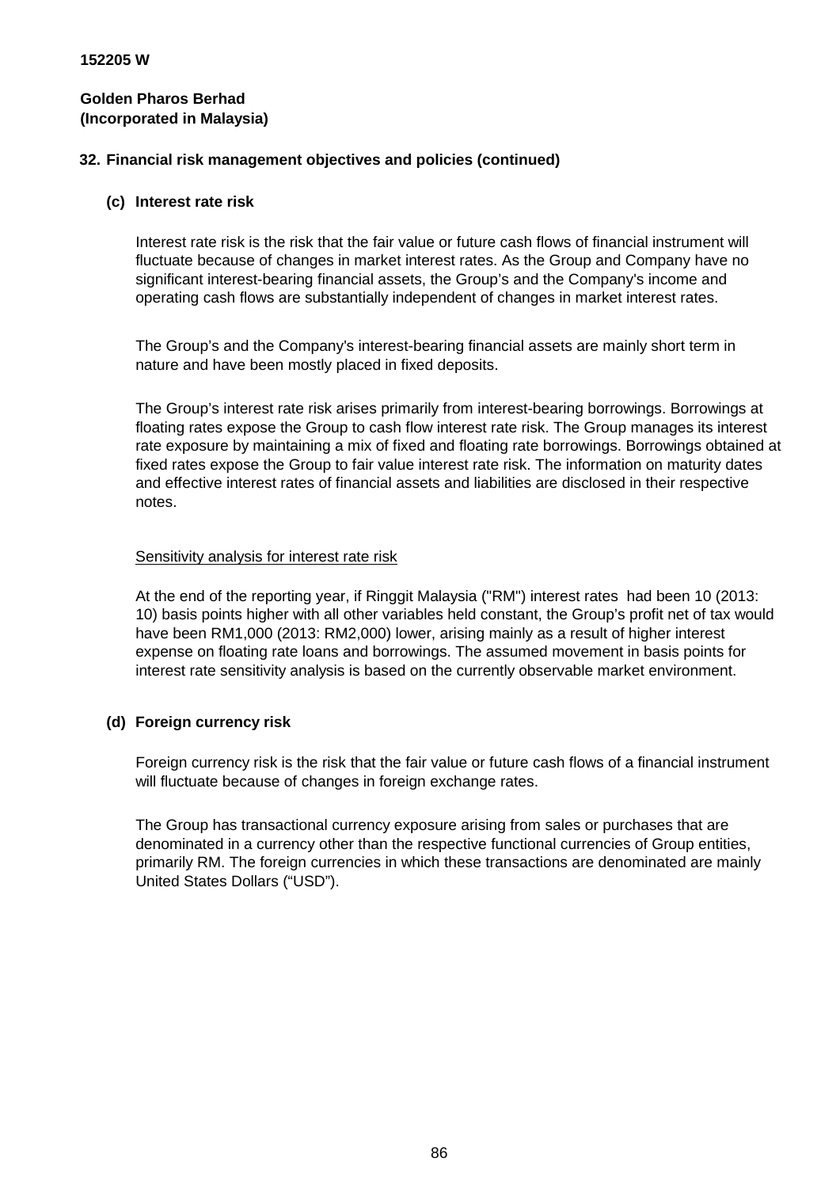152205 W

**Golden Pharos Berhad**
**(Incorporated in Malaysia)**

## 32. Financial risk management objectives and policies (continued)

### (c) Interest rate risk

Interest rate risk is the risk that the fair value or future cash flows of financial instrument will fluctuate because of changes in market interest rates. As the Group and Company have no significant interest-bearing financial assets, the Group's and the Company's income and operating cash flows are substantially independent of changes in market interest rates.

The Group's and the Company's interest-bearing financial assets are mainly short term in nature and have been mostly placed in fixed deposits.

The Group's interest rate risk arises primarily from interest-bearing borrowings. Borrowings at floating rates expose the Group to cash flow interest rate risk. The Group manages its interest rate exposure by maintaining a mix of fixed and floating rate borrowings. Borrowings obtained at fixed rates expose the Group to fair value interest rate risk. The information on maturity dates and effective interest rates of financial assets and liabilities are disclosed in their respective notes.

Sensitivity analysis for interest rate risk

At the end of the reporting year, if Ringgit Malaysia ("RM") interest rates had been 10 (2013: 10) basis points higher with all other variables held constant, the Group's profit net of tax would have been RM1,000 (2013: RM2,000) lower, arising mainly as a result of higher interest expense on floating rate loans and borrowings. The assumed movement in basis points for interest rate sensitivity analysis is based on the currently observable market environment.

### (d) Foreign currency risk

Foreign currency risk is the risk that the fair value or future cash flows of a financial instrument will fluctuate because of changes in foreign exchange rates.

The Group has transactional currency exposure arising from sales or purchases that are denominated in a currency other than the respective functional currencies of Group entities, primarily RM. The foreign currencies in which these transactions are denominated are mainly United States Dollars ("USD").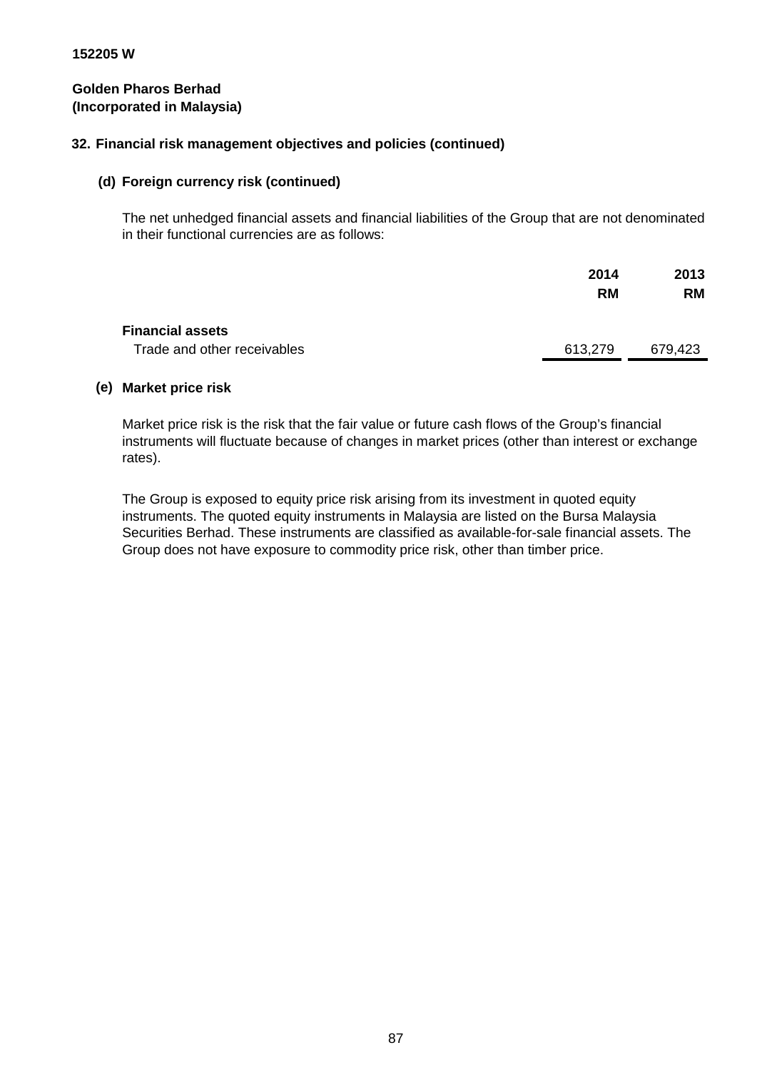152205 W

**Golden Pharos Berhad**
**(Incorporated in Malaysia)**

## 32. Financial risk management objectives and policies (continued)

### (d) Foreign currency risk (continued)

The net unhedged financial assets and financial liabilities of the Group that are not denominated in their functional currencies are as follows:

| | 2014 RM | 2013 RM |
|---|---|---|
| **Financial assets** | | |
| Trade and other receivables | 613,279 | 679,423 |

### (e) Market price risk

Market price risk is the risk that the fair value or future cash flows of the Group's financial instruments will fluctuate because of changes in market prices (other than interest or exchange rates).

The Group is exposed to equity price risk arising from its investment in quoted equity instruments. The quoted equity instruments in Malaysia are listed on the Bursa Malaysia Securities Berhad. These instruments are classified as available-for-sale financial assets. The Group does not have exposure to commodity price risk, other than timber price.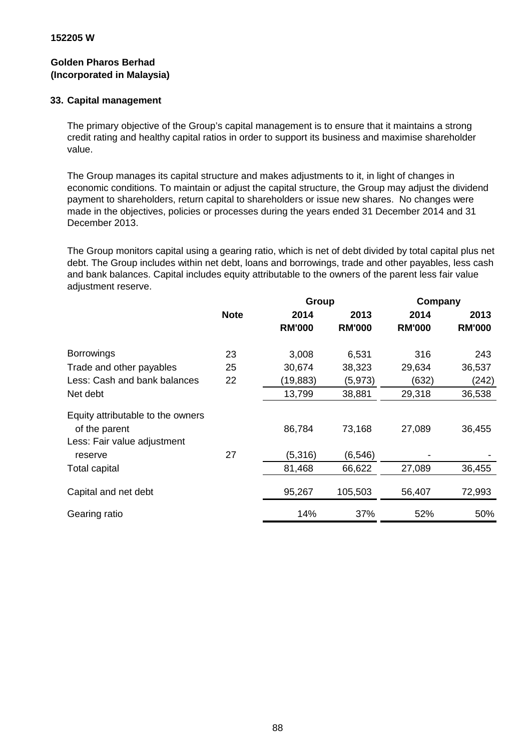152205 W

**Golden Pharos Berhad**
**(Incorporated in Malaysia)**

## 33. Capital management

The primary objective of the Group's capital management is to ensure that it maintains a strong credit rating and healthy capital ratios in order to support its business and maximise shareholder value.

The Group manages its capital structure and makes adjustments to it, in light of changes in economic conditions. To maintain or adjust the capital structure, the Group may adjust the dividend payment to shareholders, return capital to shareholders or issue new shares. No changes were made in the objectives, policies or processes during the years ended 31 December 2014 and 31 December 2013.

The Group monitors capital using a gearing ratio, which is net of debt divided by total capital plus net debt. The Group includes within net debt, loans and borrowings, trade and other payables, less cash and bank balances. Capital includes equity attributable to the owners of the parent less fair value adjustment reserve.

| | | Group | | Company | |
|---|---|---|---|---|---|
| | **Note** | **2014 RM'000** | **2013 RM'000** | **2014 RM'000** | **2013 RM'000** |
| Borrowings | 23 | 3,008 | 6,531 | 316 | 243 |
| Trade and other payables | 25 | 30,674 | 38,323 | 29,634 | 36,537 |
| Less: Cash and bank balances | 22 | (19,883) | (5,973) | (632) | (242) |
| Net debt | | 13,799 | 38,881 | 29,318 | 36,538 |
| Equity attributable to the owners of the parent | | 86,784 | 73,168 | 27,089 | 36,455 |
| Less: Fair value adjustment reserve | 27 | (5,316) | (6,546) | - | - |
| Total capital | | 81,468 | 66,622 | 27,089 | 36,455 |
| Capital and net debt | | 95,267 | 105,503 | 56,407 | 72,993 |
| Gearing ratio | | 14% | 37% | 52% | 50% |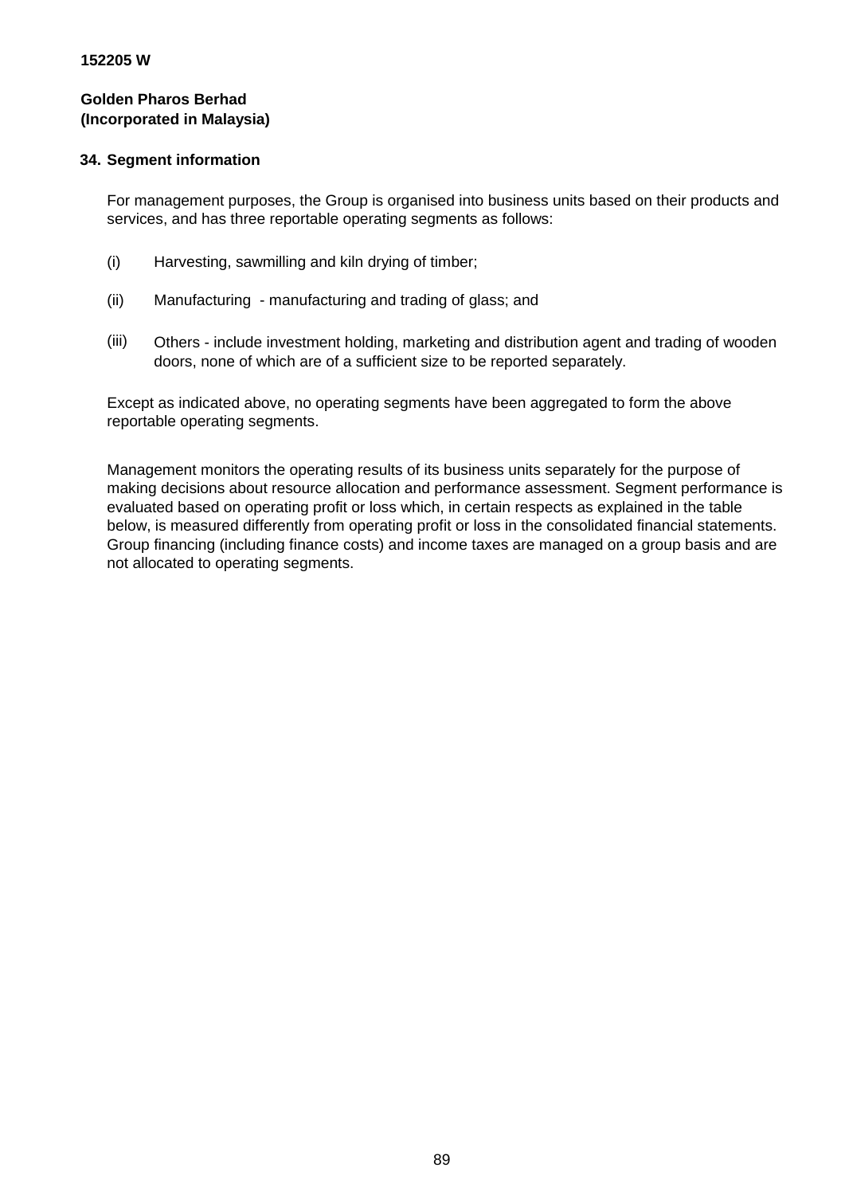**152205 W**

**Golden Pharos Berhad**
**(Incorporated in Malaysia)**

## 34. Segment information

For management purposes, the Group is organised into business units based on their products and services, and has three reportable operating segments as follows:

(i) Harvesting, sawmilling and kiln drying of timber;

(ii) Manufacturing - manufacturing and trading of glass; and

(iii) Others - include investment holding, marketing and distribution agent and trading of wooden doors, none of which are of a sufficient size to be reported separately.

Except as indicated above, no operating segments have been aggregated to form the above reportable operating segments.

Management monitors the operating results of its business units separately for the purpose of making decisions about resource allocation and performance assessment. Segment performance is evaluated based on operating profit or loss which, in certain respects as explained in the table below, is measured differently from operating profit or loss in the consolidated financial statements. Group financing (including finance costs) and income taxes are managed on a group basis and are not allocated to operating segments.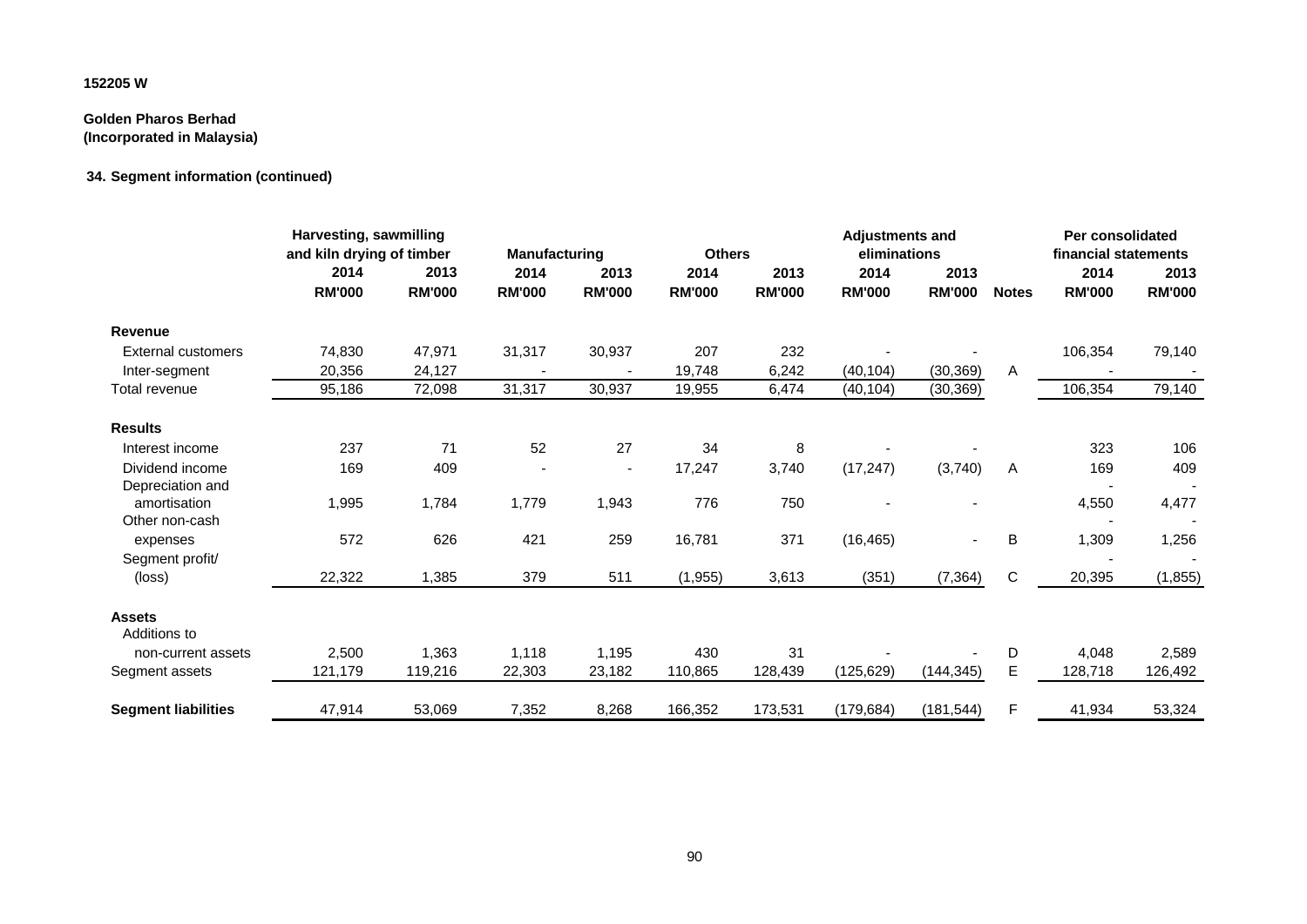152205 W

**Golden Pharos Berhad**
**(Incorporated in Malaysia)**

**34. Segment information (continued)**

| | Harvesting, sawmilling and kiln drying of timber | | Manufacturing | | Others | | Adjustments and eliminations | | | Per consolidated financial statements | |
|---|---|---|---|---|---|---|---|---|---|---|---|
| | 2014 | 2013 | 2014 | 2013 | 2014 | 2013 | 2014 | 2013 | | 2014 | 2013 |
| | RM'000 | RM'000 | RM'000 | RM'000 | RM'000 | RM'000 | RM'000 | RM'000 | Notes | RM'000 | RM'000 |
| **Revenue** | | | | | | | | | | | |
| External customers | 74,830 | 47,971 | 31,317 | 30,937 | 207 | 232 | - | - | | 106,354 | 79,140 |
| Inter-segment | 20,356 | 24,127 | - | - | 19,748 | 6,242 | (40,104) | (30,369) | A | - | - |
| Total revenue | 95,186 | 72,098 | 31,317 | 30,937 | 19,955 | 6,474 | (40,104) | (30,369) | | 106,354 | 79,140 |
| **Results** | | | | | | | | | | | |
| Interest income | 237 | 71 | 52 | 27 | 34 | 8 | - | - | | 323 | 106 |
| Dividend income | 169 | 409 | - | - | 17,247 | 3,740 | (17,247) | (3,740) | A | 169 | 409 |
| Depreciation and amortisation | 1,995 | 1,784 | 1,779 | 1,943 | 776 | 750 | - | - | | 4,550 | 4,477 |
| Other non-cash expenses | 572 | 626 | 421 | 259 | 16,781 | 371 | (16,465) | - | B | 1,309 | 1,256 |
| Segment profit/ (loss) | 22,322 | 1,385 | 379 | 511 | (1,955) | 3,613 | (351) | (7,364) | C | 20,395 | (1,855) |
| **Assets** | | | | | | | | | | | |
| Additions to non-current assets | 2,500 | 1,363 | 1,118 | 1,195 | 430 | 31 | - | - | D | 4,048 | 2,589 |
| Segment assets | 121,179 | 119,216 | 22,303 | 23,182 | 110,865 | 128,439 | (125,629) | (144,345) | E | 128,718 | 126,492 |
| **Segment liabilities** | 47,914 | 53,069 | 7,352 | 8,268 | 166,352 | 173,531 | (179,684) | (181,544) | F | 41,934 | 53,324 |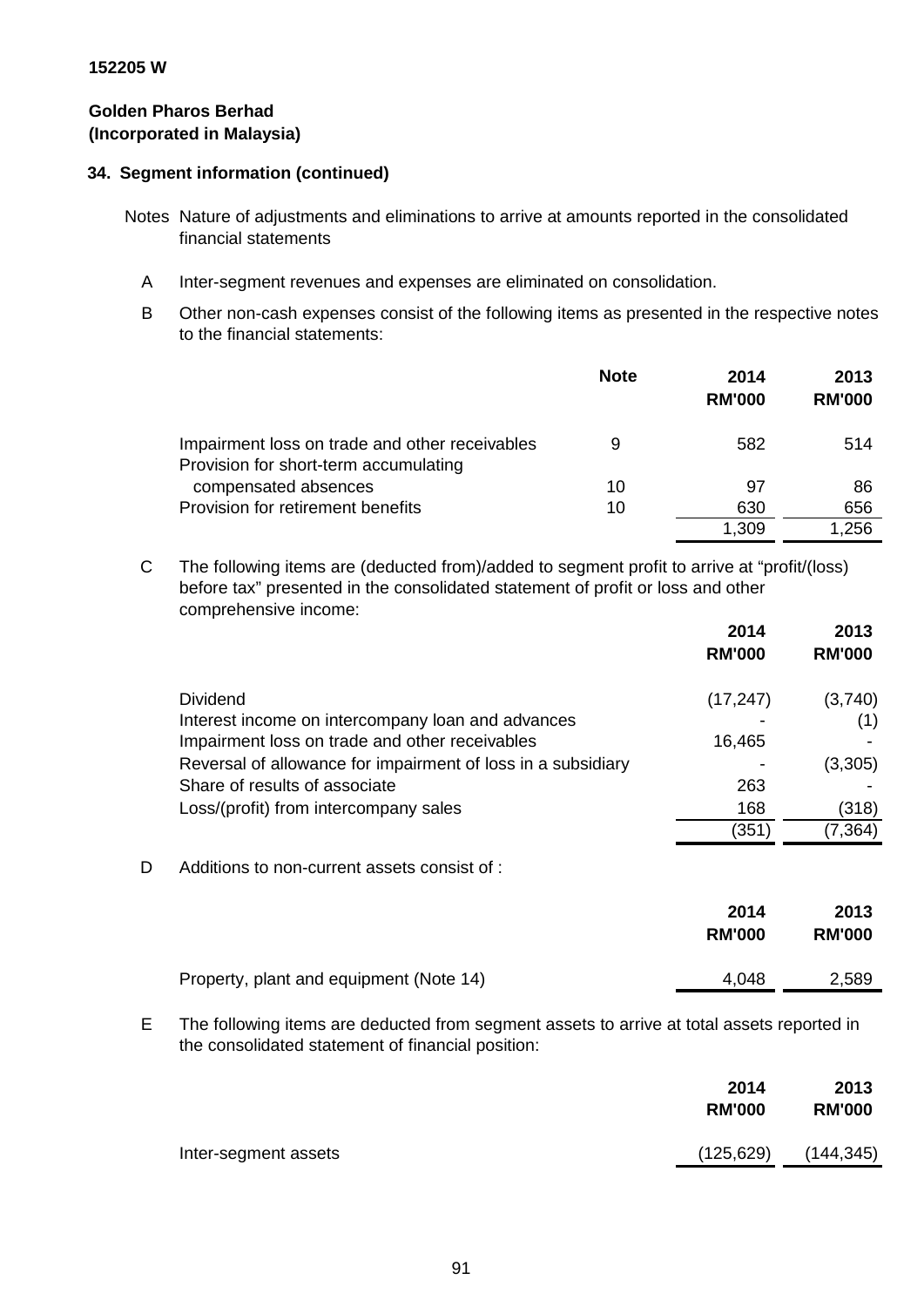152205 W

**Golden Pharos Berhad**
**(Incorporated in Malaysia)**

## 34. Segment information (continued)

Notes Nature of adjustments and eliminations to arrive at amounts reported in the consolidated financial statements

A Inter-segment revenues and expenses are eliminated on consolidation.

B Other non-cash expenses consist of the following items as presented in the respective notes to the financial statements:

| | Note | 2014 RM'000 | 2013 RM'000 |
|---|---|---|---|
| Impairment loss on trade and other receivables | 9 | 582 | 514 |
| Provision for short-term accumulating compensated absences | 10 | 97 | 86 |
| Provision for retirement benefits | 10 | 630 | 656 |
| | | 1,309 | 1,256 |

C The following items are (deducted from)/added to segment profit to arrive at "profit/(loss) before tax" presented in the consolidated statement of profit or loss and other comprehensive income:

| | 2014 RM'000 | 2013 RM'000 |
|---|---|---|
| Dividend | (17,247) | (3,740) |
| Interest income on intercompany loan and advances | - | (1) |
| Impairment loss on trade and other receivables | 16,465 | - |
| Reversal of allowance for impairment of loss in a subsidiary | - | (3,305) |
| Share of results of associate | 263 | - |
| Loss/(profit) from intercompany sales | 168 | (318) |
| | (351) | (7,364) |

D Additions to non-current assets consist of :

| | 2014 RM'000 | 2013 RM'000 |
|---|---|---|
| Property, plant and equipment (Note 14) | 4,048 | 2,589 |

E The following items are deducted from segment assets to arrive at total assets reported in the consolidated statement of financial position:

| | 2014 RM'000 | 2013 RM'000 |
|---|---|---|
| Inter-segment assets | (125,629) | (144,345) |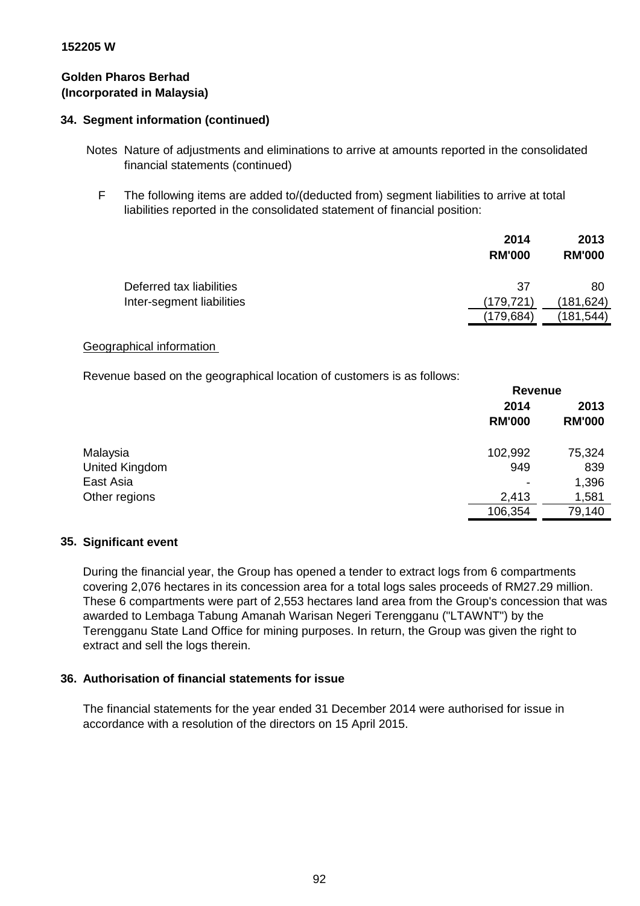**152205 W**

**Golden Pharos Berhad**
**(Incorporated in Malaysia)**

## 34. Segment information (continued)

Notes Nature of adjustments and eliminations to arrive at amounts reported in the consolidated financial statements (continued)

F The following items are added to/(deducted from) segment liabilities to arrive at total liabilities reported in the consolidated statement of financial position:

| | 2014 RM'000 | 2013 RM'000 |
|---|---|---|
| Deferred tax liabilities | 37 | 80 |
| Inter-segment liabilities | (179,721) | (181,624) |
| | (179,684) | (181,544) |

Geographical information

Revenue based on the geographical location of customers is as follows:

| | Revenue | |
|---|---|---|
| | 2014 RM'000 | 2013 RM'000 |
| Malaysia | 102,992 | 75,324 |
| United Kingdom | 949 | 839 |
| East Asia | - | 1,396 |
| Other regions | 2,413 | 1,581 |
| | 106,354 | 79,140 |

## 35. Significant event

During the financial year, the Group has opened a tender to extract logs from 6 compartments covering 2,076 hectares in its concession area for a total logs sales proceeds of RM27.29 million. These 6 compartments were part of 2,553 hectares land area from the Group's concession that was awarded to Lembaga Tabung Amanah Warisan Negeri Terengganu ("LTAWNT") by the Terengganu State Land Office for mining purposes. In return, the Group was given the right to extract and sell the logs therein.

## 36. Authorisation of financial statements for issue

The financial statements for the year ended 31 December 2014 were authorised for issue in accordance with a resolution of the directors on 15 April 2015.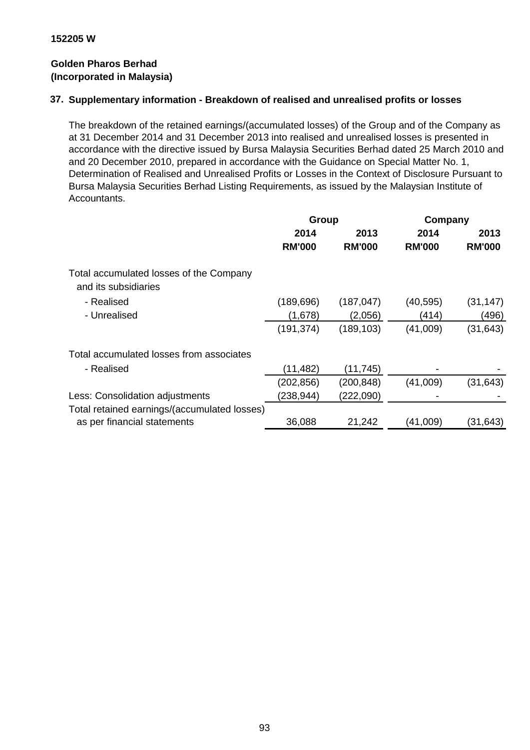152205 W

**Golden Pharos Berhad**
**(Incorporated in Malaysia)**

## 37. Supplementary information - Breakdown of realised and unrealised profits or losses

The breakdown of the retained earnings/(accumulated losses) of the Group and of the Company as at 31 December 2014 and 31 December 2013 into realised and unrealised losses is presented in accordance with the directive issued by Bursa Malaysia Securities Berhad dated 25 March 2010 and and 20 December 2010, prepared in accordance with the Guidance on Special Matter No. 1, Determination of Realised and Unrealised Profits or Losses in the Context of Disclosure Pursuant to Bursa Malaysia Securities Berhad Listing Requirements, as issued by the Malaysian Institute of Accountants.

| | Group | | Company | |
|---|---|---|---|---|
| | 2014 | 2013 | 2014 | 2013 |
| | RM'000 | RM'000 | RM'000 | RM'000 |
| Total accumulated losses of the Company and its subsidiaries | | | | |
| - Realised | (189,696) | (187,047) | (40,595) | (31,147) |
| - Unrealised | (1,678) | (2,056) | (414) | (496) |
| | (191,374) | (189,103) | (41,009) | (31,643) |
| Total accumulated losses from associates | | | | |
| - Realised | (11,482) | (11,745) | - | - |
| | (202,856) | (200,848) | (41,009) | (31,643) |
| Less: Consolidation adjustments | (238,944) | (222,090) | - | - |
| Total retained earnings/(accumulated losses) as per financial statements | 36,088 | 21,242 | (41,009) | (31,643) |